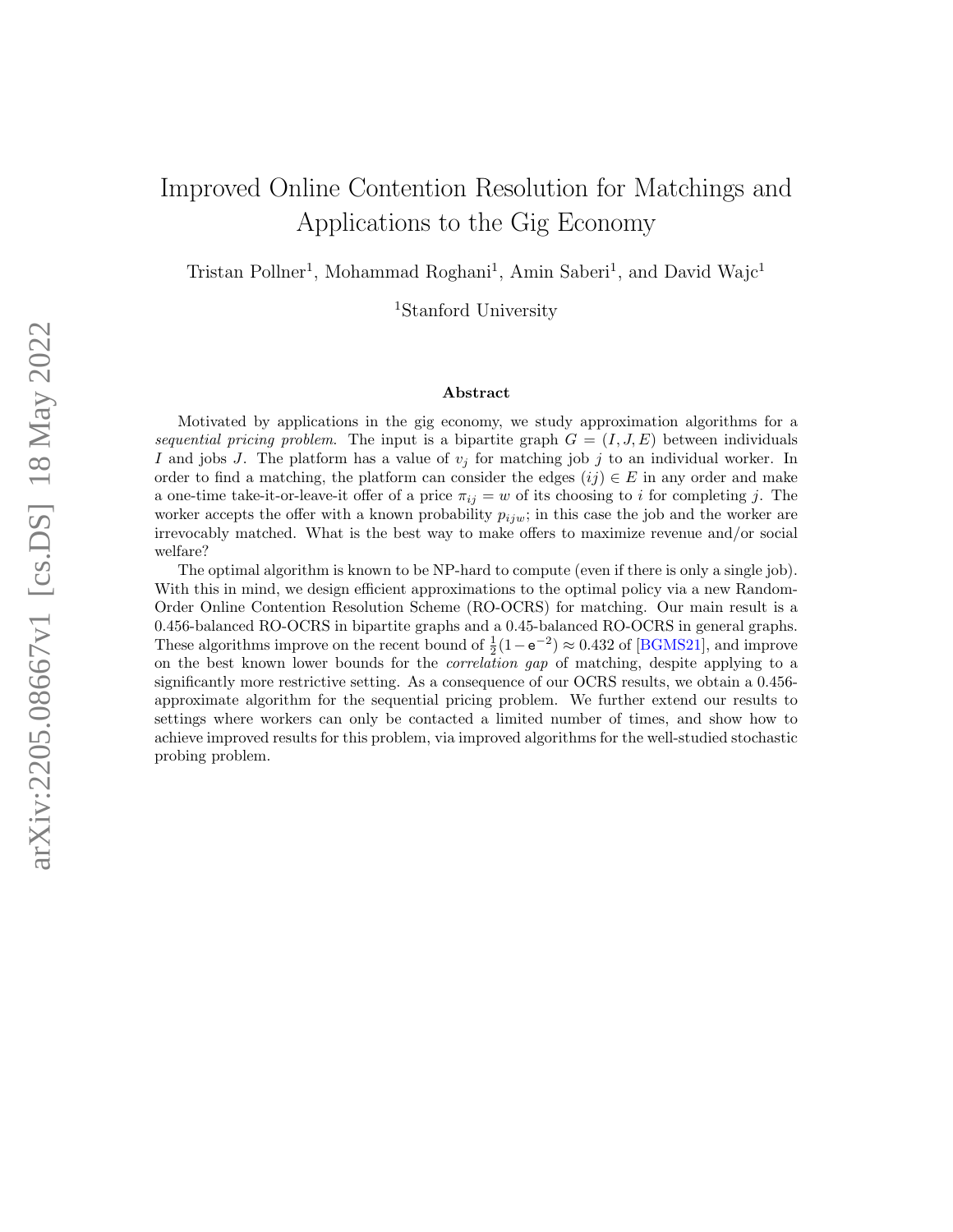# Improved Online Contention Resolution for Matchings and Applications to the Gig Economy

Tristan Pollner[1], Mohammad Roghani[1], Amin Saberi[1], and David Wajc[1]

[1]Stanford University

### Abstract

Motivated by applications in the gig economy, we study approximation algorithms for a *sequential pricing problem*. The input is a bipartite graph $G = (I, J, E)$ between individuals $I$ and jobs $J$. The platform has a value of $v_j$ for matching job $j$ to an individual worker. In order to find a matching, the platform can consider the edges $(ij) \in E$ in any order and make a one-time take-it-or-leave-it offer of a price $\pi_{ij} = w$ of its choosing to $i$ for completing $j$. The worker accepts the offer with a known probability $p_{ijw}$; in this case the job and the worker are irrevocably matched. What is the best way to make offers to maximize revenue and/or social welfare?

The optimal algorithm is known to be NP-hard to compute (even if there is only a single job). With this in mind, we design efficient approximations to the optimal policy via a new Random-Order Online Contention Resolution Scheme (RO-OCRS) for matching. Our main result is a 0.456-balanced RO-OCRS in bipartite graphs and a 0.45-balanced RO-OCRS in general graphs. These algorithms improve on the recent bound of $\frac{1}{2}(1 - \mathsf{e}^{-2}) \approx 0.432$ of [BGMS21], and improve on the best known lower bounds for the *correlation gap* of matching, despite applying to a significantly more restrictive setting. As a consequence of our OCRS results, we obtain a 0.456-approximate algorithm for the sequential pricing problem. We further extend our results to settings where workers can only be contacted a limited number of times, and show how to achieve improved results for this problem, via improved algorithms for the well-studied stochastic probing problem.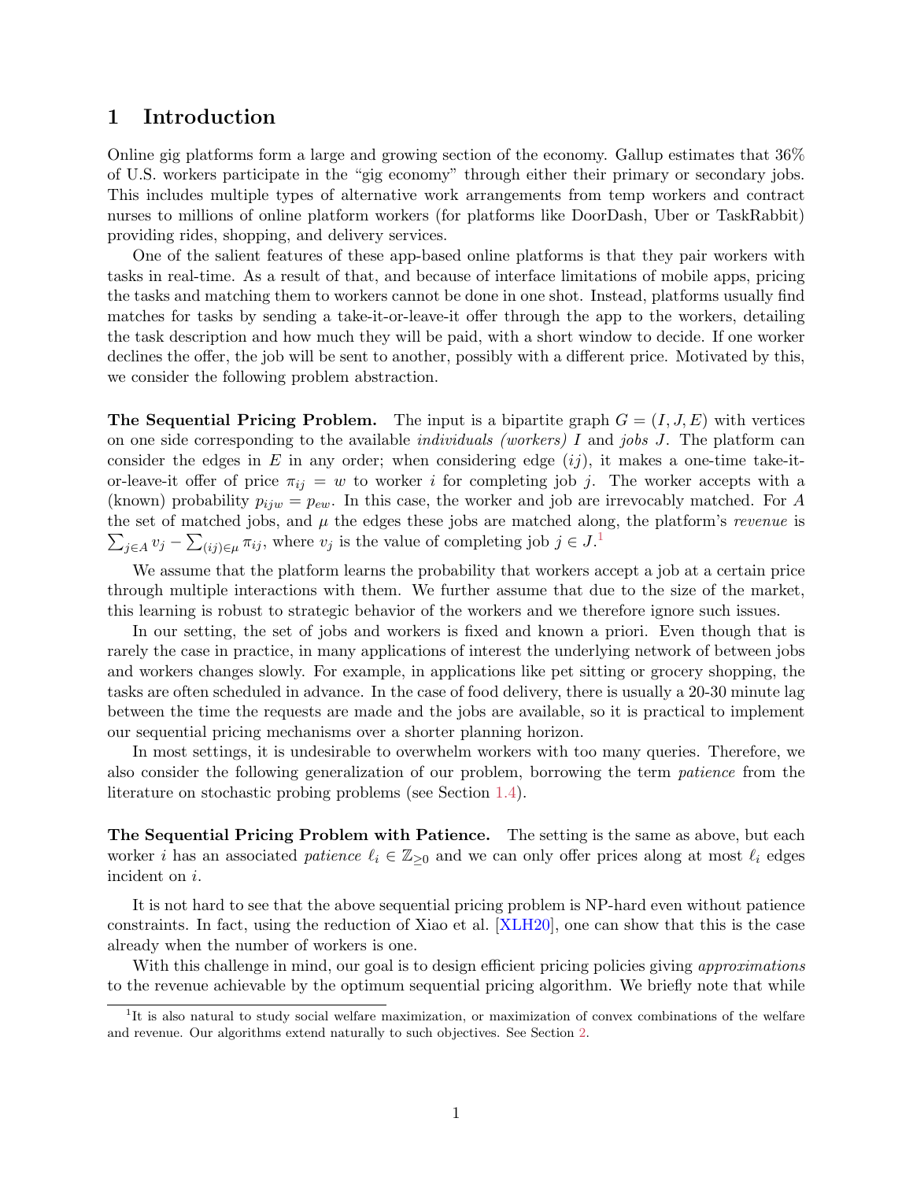# 1 Introduction

Online gig platforms form a large and growing section of the economy. Gallup estimates that 36% of U.S. workers participate in the "gig economy" through either their primary or secondary jobs. This includes multiple types of alternative work arrangements from temp workers and contract nurses to millions of online platform workers (for platforms like DoorDash, Uber or TaskRabbit) providing rides, shopping, and delivery services.

One of the salient features of these app-based online platforms is that they pair workers with tasks in real-time. As a result of that, and because of interface limitations of mobile apps, pricing the tasks and matching them to workers cannot be done in one shot. Instead, platforms usually find matches for tasks by sending a take-it-or-leave-it offer through the app to the workers, detailing the task description and how much they will be paid, with a short window to decide. If one worker declines the offer, the job will be sent to another, possibly with a different price. Motivated by this, we consider the following problem abstraction.

**The Sequential Pricing Problem.** The input is a bipartite graph $G = (I, J, E)$ with vertices on one side corresponding to the available *individuals (workers)* $I$ and *jobs* $J$. The platform can consider the edges in $E$ in any order; when considering edge $(ij)$, it makes a one-time take-it-or-leave-it offer of price $\pi_{ij} = w$ to worker $i$ for completing job $j$. The worker accepts with a (known) probability $p_{ijw} = p_{ew}$. In this case, the worker and job are irrevocably matched. For $A$ the set of matched jobs, and $\mu$ the edges these jobs are matched along, the platform's *revenue* is $\sum_{j\in A} v_j - \sum_{(ij)\in\mu} \pi_{ij}$, where $v_j$ is the value of completing job $j \in J$.[1]

We assume that the platform learns the probability that workers accept a job at a certain price through multiple interactions with them. We further assume that due to the size of the market, this learning is robust to strategic behavior of the workers and we therefore ignore such issues.

In our setting, the set of jobs and workers is fixed and known a priori. Even though that is rarely the case in practice, in many applications of interest the underlying network of between jobs and workers changes slowly. For example, in applications like pet sitting or grocery shopping, the tasks are often scheduled in advance. In the case of food delivery, there is usually a 20-30 minute lag between the time the requests are made and the jobs are available, so it is practical to implement our sequential pricing mechanisms over a shorter planning horizon.

In most settings, it is undesirable to overwhelm workers with too many queries. Therefore, we also consider the following generalization of our problem, borrowing the term *patience* from the literature on stochastic probing problems (see Section 1.4).

**The Sequential Pricing Problem with Patience.** The setting is the same as above, but each worker $i$ has an associated *patience* $\ell_i \in \mathbb{Z}_{\geq 0}$ and we can only offer prices along at most $\ell_i$ edges incident on $i$.

It is not hard to see that the above sequential pricing problem is NP-hard even without patience constraints. In fact, using the reduction of Xiao et al. [XLH20], one can show that this is the case already when the number of workers is one.

With this challenge in mind, our goal is to design efficient pricing policies giving *approximations* to the revenue achievable by the optimum sequential pricing algorithm. We briefly note that while

[1] It is also natural to study social welfare maximization, or maximization of convex combinations of the welfare and revenue. Our algorithms extend naturally to such objectives. See Section 2.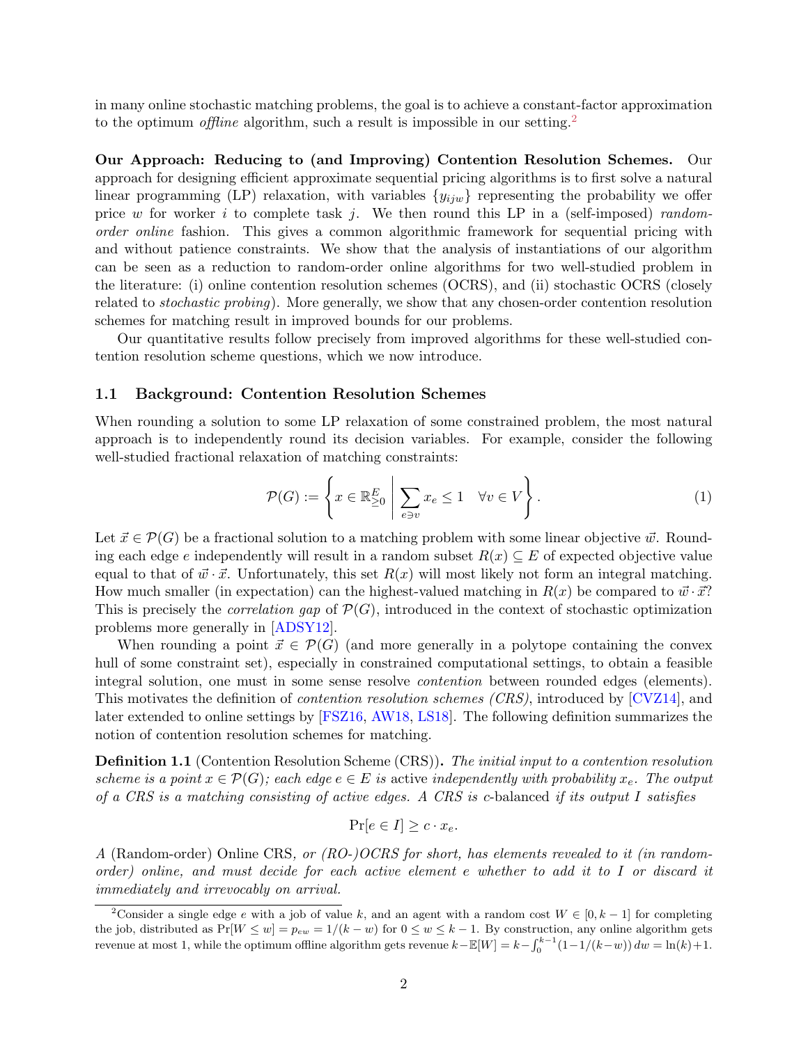in many online stochastic matching problems, the goal is to achieve a constant-factor approximation to the optimum *offline* algorithm, such a result is impossible in our setting.[2]

**Our Approach: Reducing to (and Improving) Contention Resolution Schemes.** Our approach for designing efficient approximate sequential pricing algorithms is to first solve a natural linear programming (LP) relaxation, with variables $\{y_{ijw}\}$ representing the probability we offer price $w$ for worker $i$ to complete task $j$. We then round this LP in a (self-imposed) *random-order online* fashion. This gives a common algorithmic framework for sequential pricing with and without patience constraints. We show that the analysis of instantiations of our algorithm can be seen as a reduction to random-order online algorithms for two well-studied problem in the literature: (i) online contention resolution schemes (OCRS), and (ii) stochastic OCRS (closely related to *stochastic probing*). More generally, we show that any chosen-order contention resolution schemes for matching result in improved bounds for our problems.

Our quantitative results follow precisely from improved algorithms for these well-studied contention resolution scheme questions, which we now introduce.

## 1.1 Background: Contention Resolution Schemes

When rounding a solution to some LP relaxation of some constrained problem, the most natural approach is to independently round its decision variables. For example, consider the following well-studied fractional relaxation of matching constraints:

$$\mathcal{P}(G) := \left\{ x \in \mathbb{R}^E_{\geq 0} \;\middle|\; \sum_{e \ni v} x_e \leq 1 \quad \forall v \in V \right\}. \tag{1}$$

Let $\vec{x} \in \mathcal{P}(G)$ be a fractional solution to a matching problem with some linear objective $\vec{w}$. Rounding each edge $e$ independently will result in a random subset $R(x) \subseteq E$ of expected objective value equal to that of $\vec{w} \cdot \vec{x}$. Unfortunately, this set $R(x)$ will most likely not form an integral matching. How much smaller (in expectation) can the highest-valued matching in $R(x)$ be compared to $\vec{w} \cdot \vec{x}$? This is precisely the *correlation gap* of $\mathcal{P}(G)$, introduced in the context of stochastic optimization problems more generally in [ADSY12].

When rounding a point $\vec{x} \in \mathcal{P}(G)$ (and more generally in a polytope containing the convex hull of some constraint set), especially in constrained computational settings, to obtain a feasible integral solution, one must in some sense resolve *contention* between rounded edges (elements). This motivates the definition of *contention resolution schemes (CRS)*, introduced by [CVZ14], and later extended to online settings by [FSZ16, AW18, LS18]. The following definition summarizes the notion of contention resolution schemes for matching.

**Definition 1.1** (Contention Resolution Scheme (CRS)). *The initial input to a contention resolution scheme is a point $x \in \mathcal{P}(G)$; each edge $e \in E$ is* active *independently with probability $x_e$. The output of a CRS is a matching consisting of active edges. A CRS is $c$-*balanced *if its output $I$ satisfies*

$$\Pr[e \in I] \geq c \cdot x_e.$$

*A* (Random-order) Online CRS*, or (RO-)OCRS for short, has elements revealed to it (in random-order) online, and must decide for each active element $e$ whether to add it to $I$ or discard it immediately and irrevocably on arrival.*

[2] Consider a single edge $e$ with a job of value $k$, and an agent with a random cost $W \in [0, k-1]$ for completing the job, distributed as $\Pr[W \leq w] = p_{ew} = 1/(k-w)$ for $0 \leq w \leq k-1$. By construction, any online algorithm gets revenue at most 1, while the optimum offline algorithm gets revenue $k - \mathbb{E}[W] = k - \int_0^{k-1}(1 - 1/(k-w))\, dw = \ln(k) + 1$.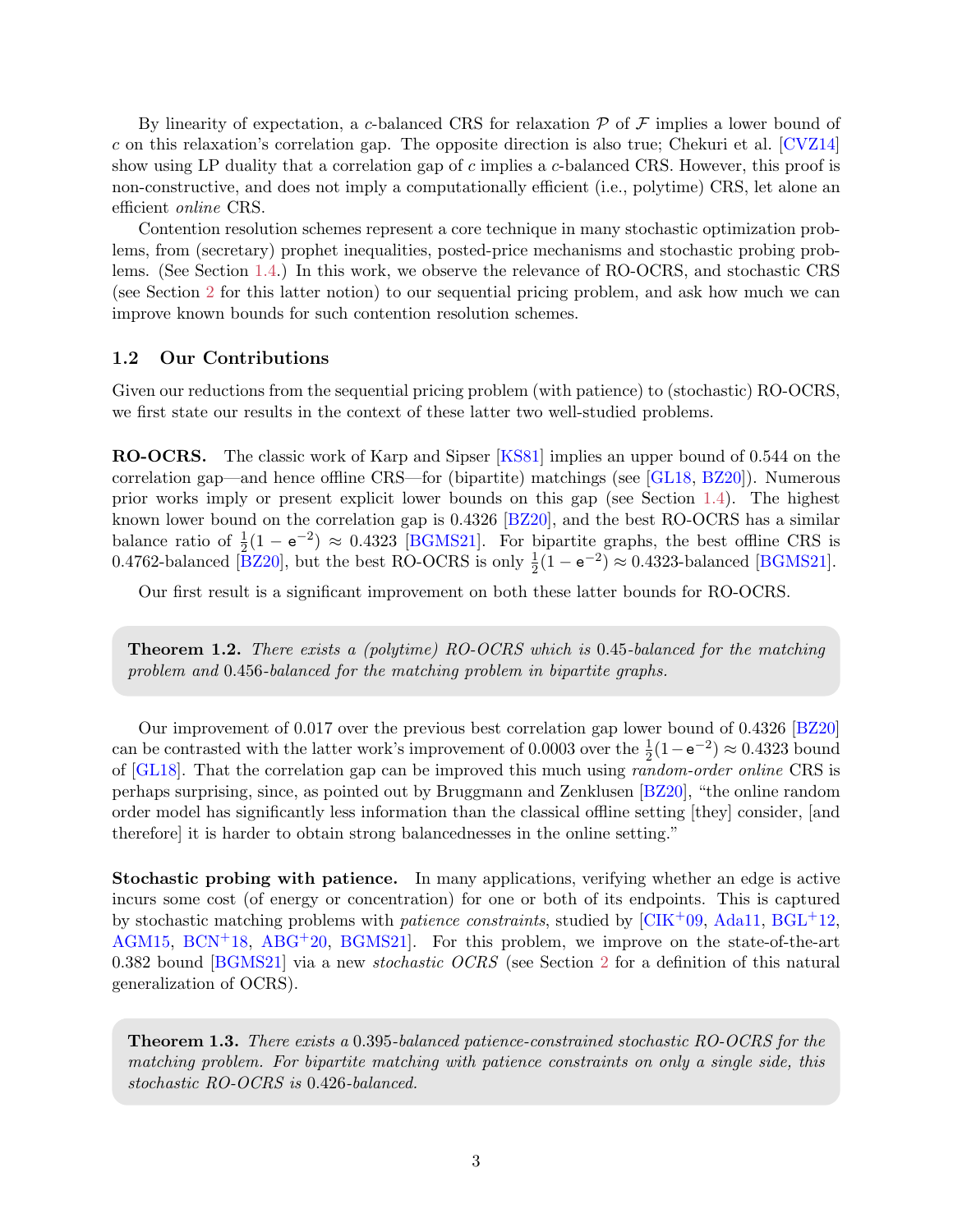By linearity of expectation, a $c$-balanced CRS for relaxation $\mathcal{P}$ of $\mathcal{F}$ implies a lower bound of $c$ on this relaxation's correlation gap. The opposite direction is also true; Chekuri et al. [CVZ14] show using LP duality that a correlation gap of $c$ implies a $c$-balanced CRS. However, this proof is non-constructive, and does not imply a computationally efficient (i.e., polytime) CRS, let alone an efficient *online* CRS.

Contention resolution schemes represent a core technique in many stochastic optimization problems, from (secretary) prophet inequalities, posted-price mechanisms and stochastic probing problems. (See Section 1.4.) In this work, we observe the relevance of RO-OCRS, and stochastic CRS (see Section 2 for this latter notion) to our sequential pricing problem, and ask how much we can improve known bounds for such contention resolution schemes.

### 1.2 Our Contributions

Given our reductions from the sequential pricing problem (with patience) to (stochastic) RO-OCRS, we first state our results in the context of these latter two well-studied problems.

**RO-OCRS.** The classic work of Karp and Sipser [KS81] implies an upper bound of 0.544 on the correlation gap—and hence offline CRS—for (bipartite) matchings (see [GL18, BZ20]). Numerous prior works imply or present explicit lower bounds on this gap (see Section 1.4). The highest known lower bound on the correlation gap is 0.4326 [BZ20], and the best RO-OCRS has a similar balance ratio of $\frac{1}{2}(1-\mathsf{e}^{-2}) \approx 0.4323$ [BGMS21]. For bipartite graphs, the best offline CRS is 0.4762-balanced [BZ20], but the best RO-OCRS is only $\frac{1}{2}(1-\mathsf{e}^{-2}) \approx 0.4323$-balanced [BGMS21].

Our first result is a significant improvement on both these latter bounds for RO-OCRS.

> **Theorem 1.2.** *There exists a (polytime) RO-OCRS which is* 0.45*-balanced for the matching problem and* 0.456*-balanced for the matching problem in bipartite graphs.*

Our improvement of 0.017 over the previous best correlation gap lower bound of 0.4326 [BZ20] can be contrasted with the latter work's improvement of 0.0003 over the $\frac{1}{2}(1-\mathsf{e}^{-2}) \approx 0.4323$ bound of [GL18]. That the correlation gap can be improved this much using *random-order online* CRS is perhaps surprising, since, as pointed out by Bruggmann and Zenklusen [BZ20], "the online random order model has significantly less information than the classical offline setting [they] consider, [and therefore] it is harder to obtain strong balancednesses in the online setting."

**Stochastic probing with patience.** In many applications, verifying whether an edge is active incurs some cost (of energy or concentration) for one or both of its endpoints. This is captured by stochastic matching problems with *patience constraints*, studied by [CIK+09, Ada11, BGL+12, AGM15, BCN+18, ABG+20, BGMS21]. For this problem, we improve on the state-of-the-art 0.382 bound [BGMS21] via a new *stochastic OCRS* (see Section 2 for a definition of this natural generalization of OCRS).

> **Theorem 1.3.** *There exists a* 0.395*-balanced patience-constrained stochastic RO-OCRS for the matching problem. For bipartite matching with patience constraints on only a single side, this stochastic RO-OCRS is* 0.426*-balanced.*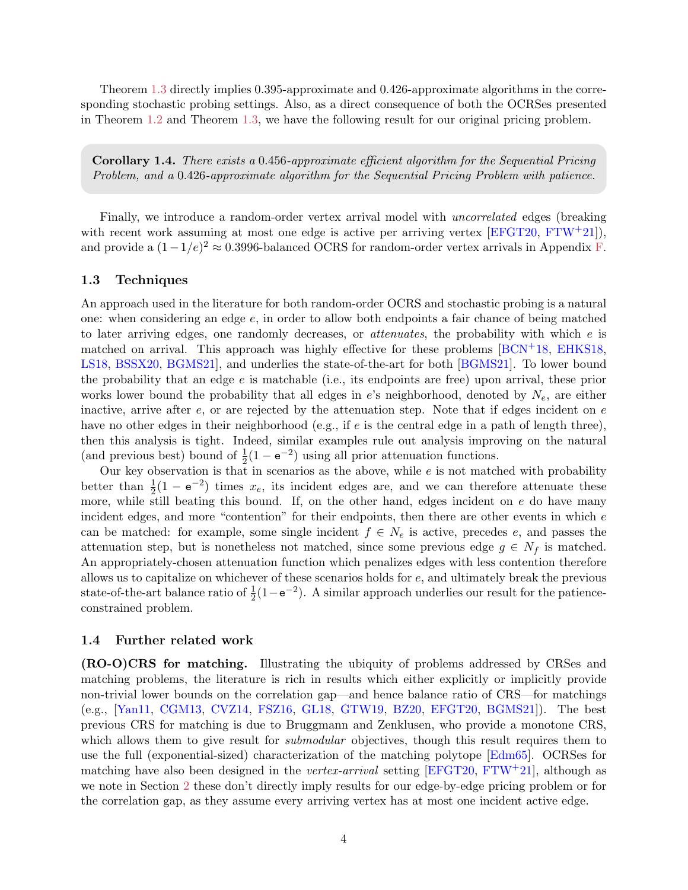Theorem 1.3 directly implies 0.395-approximate and 0.426-approximate algorithms in the corresponding stochastic probing settings. Also, as a direct consequence of both the OCRSes presented in Theorem 1.2 and Theorem 1.3, we have the following result for our original pricing problem.

**Corollary 1.4.** *There exists a* 0.456*-approximate efficient algorithm for the Sequential Pricing Problem, and a* 0.426*-approximate algorithm for the Sequential Pricing Problem with patience.*

Finally, we introduce a random-order vertex arrival model with *uncorrelated* edges (breaking with recent work assuming at most one edge is active per arriving vertex [EFGT20, FTW+21]), and provide a $(1 - 1/e)^2 \approx 0.3996$-balanced OCRS for random-order vertex arrivals in Appendix F.

### 1.3 Techniques

An approach used in the literature for both random-order OCRS and stochastic probing is a natural one: when considering an edge $e$, in order to allow both endpoints a fair chance of being matched to later arriving edges, one randomly decreases, or *attenuates*, the probability with which $e$ is matched on arrival. This approach was highly effective for these problems [BCN+18, EHKS18, LS18, BSSX20, BGMS21], and underlies the state-of-the-art for both [BGMS21]. To lower bound the probability that an edge $e$ is matchable (i.e., its endpoints are free) upon arrival, these prior works lower bound the probability that all edges in $e$'s neighborhood, denoted by $N_e$, are either inactive, arrive after $e$, or are rejected by the attenuation step. Note that if edges incident on $e$ have no other edges in their neighborhood (e.g., if $e$ is the central edge in a path of length three), then this analysis is tight. Indeed, similar examples rule out analysis improving on the natural (and previous best) bound of $\frac{1}{2}(1 - \mathsf{e}^{-2})$ using all prior attenuation functions.

Our key observation is that in scenarios as the above, while $e$ is not matched with probability better than $\frac{1}{2}(1 - \mathsf{e}^{-2})$ times $x_e$, its incident edges are, and we can therefore attenuate these more, while still beating this bound. If, on the other hand, edges incident on $e$ do have many incident edges, and more "contention" for their endpoints, then there are other events in which $e$ can be matched: for example, some single incident $f \in N_e$ is active, precedes $e$, and passes the attenuation step, but is nonetheless not matched, since some previous edge $g \in N_f$ is matched. An appropriately-chosen attenuation function which penalizes edges with less contention therefore allows us to capitalize on whichever of these scenarios holds for $e$, and ultimately break the previous state-of-the-art balance ratio of $\frac{1}{2}(1 - \mathsf{e}^{-2})$. A similar approach underlies our result for the patience-constrained problem.

### 1.4 Further related work

**(RO-O)CRS for matching.** Illustrating the ubiquity of problems addressed by CRSes and matching problems, the literature is rich in results which either explicitly or implicitly provide non-trivial lower bounds on the correlation gap—and hence balance ratio of CRS—for matchings (e.g., [Yan11, CGM13, CVZ14, FSZ16, GL18, GTW19, BZ20, EFGT20, BGMS21]). The best previous CRS for matching is due to Bruggmann and Zenklusen, who provide a monotone CRS, which allows them to give result for *submodular* objectives, though this result requires them to use the full (exponential-sized) characterization of the matching polytope [Edm65]. OCRSes for matching have also been designed in the *vertex-arrival* setting [EFGT20, FTW+21], although as we note in Section 2 these don't directly imply results for our edge-by-edge pricing problem or for the correlation gap, as they assume every arriving vertex has at most one incident active edge.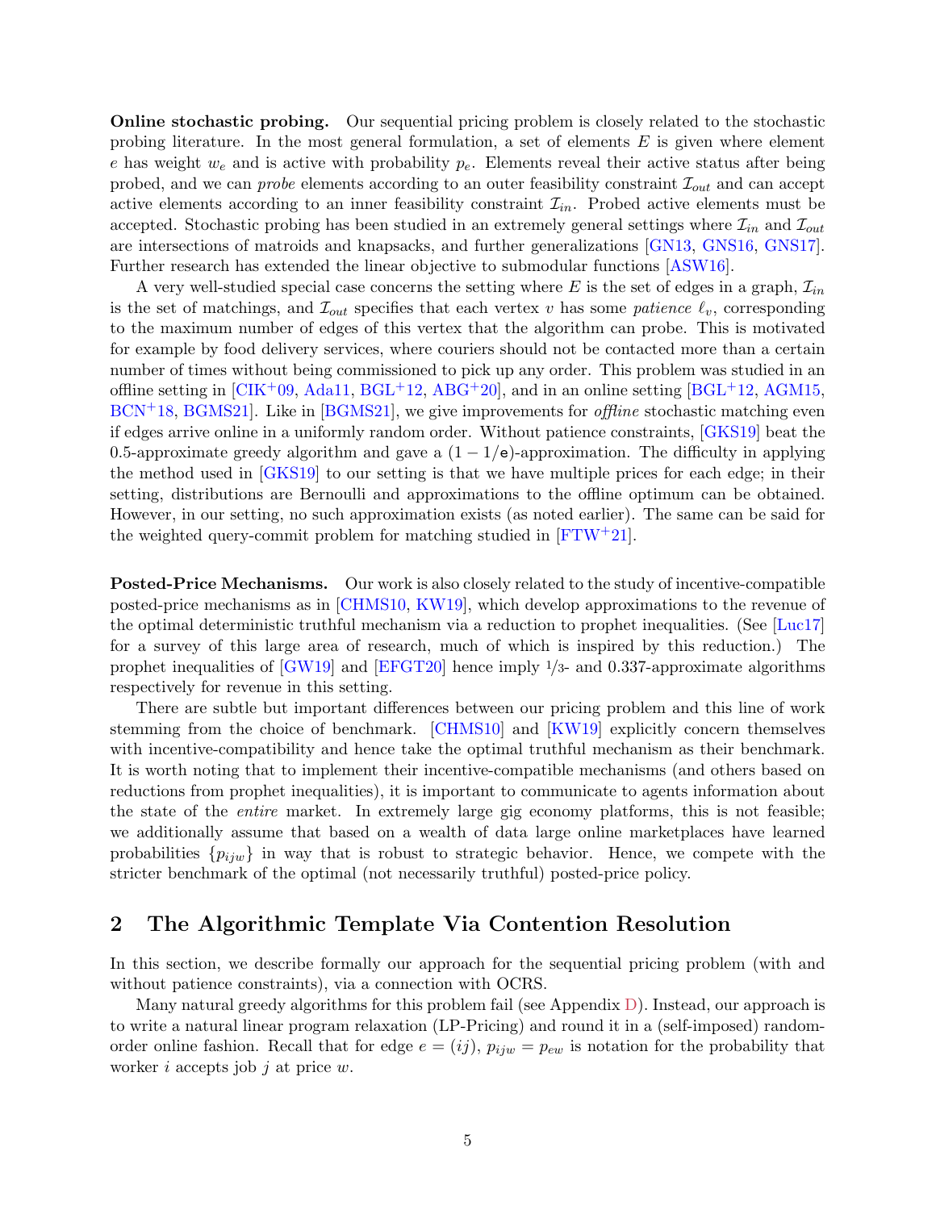**Online stochastic probing.** Our sequential pricing problem is closely related to the stochastic probing literature. In the most general formulation, a set of elements $E$ is given where element $e$ has weight $w_e$ and is active with probability $p_e$. Elements reveal their active status after being probed, and we can *probe* elements according to an outer feasibility constraint $\mathcal{I}_{out}$ and can accept active elements according to an inner feasibility constraint $\mathcal{I}_{in}$. Probed active elements must be accepted. Stochastic probing has been studied in an extremely general settings where $\mathcal{I}_{in}$ and $\mathcal{I}_{out}$ are intersections of matroids and knapsacks, and further generalizations [GN13, GNS16, GNS17]. Further research has extended the linear objective to submodular functions [ASW16].

A very well-studied special case concerns the setting where $E$ is the set of edges in a graph, $\mathcal{I}_{in}$ is the set of matchings, and $\mathcal{I}_{out}$ specifies that each vertex $v$ has some *patience* $\ell_v$, corresponding to the maximum number of edges of this vertex that the algorithm can probe. This is motivated for example by food delivery services, where couriers should not be contacted more than a certain number of times without being commissioned to pick up any order. This problem was studied in an offline setting in [CIK+09, Ada11, BGL+12, ABG+20], and in an online setting [BGL+12, AGM15, BCN+18, BGMS21]. Like in [BGMS21], we give improvements for *offline* stochastic matching even if edges arrive online in a uniformly random order. Without patience constraints, [GKS19] beat the 0.5-approximate greedy algorithm and gave a $(1 - 1/\mathsf{e})$-approximation. The difficulty in applying the method used in [GKS19] to our setting is that we have multiple prices for each edge; in their setting, distributions are Bernoulli and approximations to the offline optimum can be obtained. However, in our setting, no such approximation exists (as noted earlier). The same can be said for the weighted query-commit problem for matching studied in [FTW+21].

**Posted-Price Mechanisms.** Our work is also closely related to the study of incentive-compatible posted-price mechanisms as in [CHMS10, KW19], which develop approximations to the revenue of the optimal deterministic truthful mechanism via a reduction to prophet inequalities. (See [Luc17] for a survey of this large area of research, much of which is inspired by this reduction.) The prophet inequalities of [GW19] and [EFGT20] hence imply $1/3$- and 0.337-approximate algorithms respectively for revenue in this setting.

There are subtle but important differences between our pricing problem and this line of work stemming from the choice of benchmark. [CHMS10] and [KW19] explicitly concern themselves with incentive-compatibility and hence take the optimal truthful mechanism as their benchmark. It is worth noting that to implement their incentive-compatible mechanisms (and others based on reductions from prophet inequalities), it is important to communicate to agents information about the state of the *entire* market. In extremely large gig economy platforms, this is not feasible; we additionally assume that based on a wealth of data large online marketplaces have learned probabilities $\{p_{ijw}\}$ in way that is robust to strategic behavior. Hence, we compete with the stricter benchmark of the optimal (not necessarily truthful) posted-price policy.

## 2 The Algorithmic Template Via Contention Resolution

In this section, we describe formally our approach for the sequential pricing problem (with and without patience constraints), via a connection with OCRS.

Many natural greedy algorithms for this problem fail (see Appendix D). Instead, our approach is to write a natural linear program relaxation (LP-Pricing) and round it in a (self-imposed) random-order online fashion. Recall that for edge $e = (ij)$, $p_{ijw} = p_{ew}$ is notation for the probability that worker $i$ accepts job $j$ at price $w$.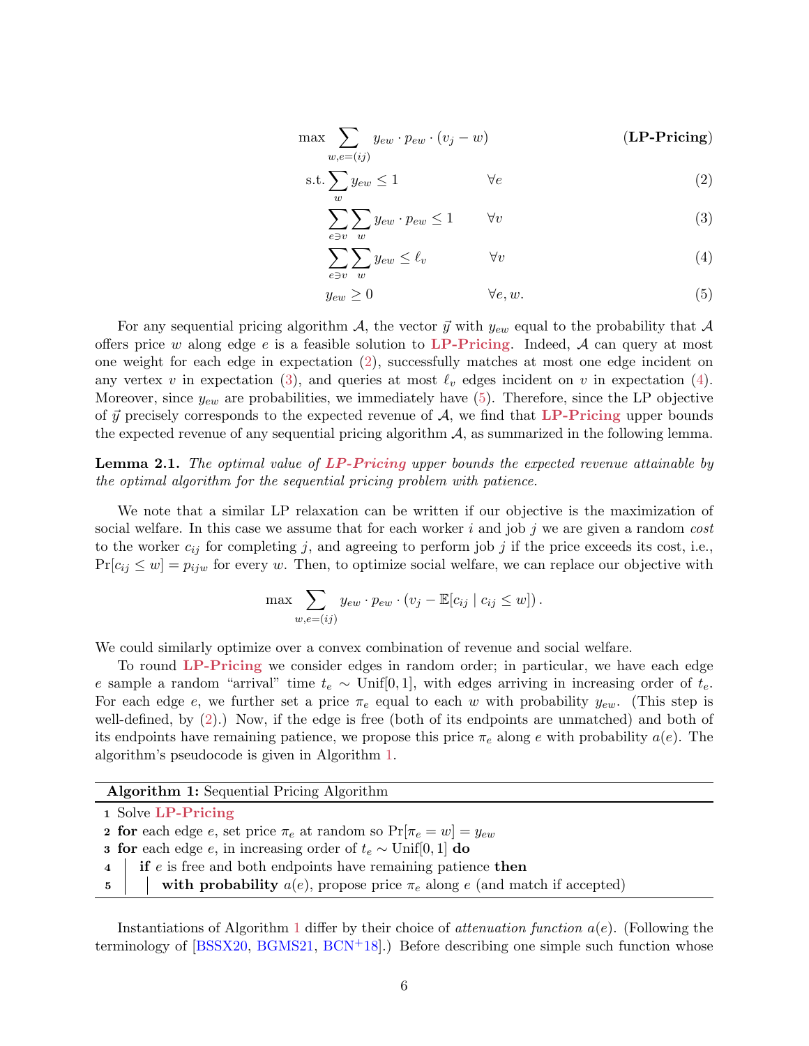$$
\begin{aligned}
\max \sum_{w, e=(ij)} & y_{ew} \cdot p_{ew} \cdot (v_j - w) && \textbf{(LP-Pricing)} \\
\text{s.t.} \sum_{w} & y_{ew} \leq 1 && \forall e \qquad (2) \\
\sum_{e \ni v} \sum_{w} & y_{ew} \cdot p_{ew} \leq 1 && \forall v \qquad (3) \\
\sum_{e \ni v} \sum_{w} & y_{ew} \leq \ell_v && \forall v \qquad (4) \\
& y_{ew} \geq 0 && \forall e, w. \qquad (5)
\end{aligned}
$$

For any sequential pricing algorithm $\mathcal{A}$, the vector $\vec{y}$ with $y_{ew}$ equal to the probability that $\mathcal{A}$ offers price $w$ along edge $e$ is a feasible solution to **LP-Pricing**. Indeed, $\mathcal{A}$ can query at most one weight for each edge in expectation (2), successfully matches at most one edge incident on any vertex $v$ in expectation (3), and queries at most $\ell_v$ edges incident on $v$ in expectation (4). Moreover, since $y_{ew}$ are probabilities, we immediately have (5). Therefore, since the LP objective of $\vec{y}$ precisely corresponds to the expected revenue of $\mathcal{A}$, we find that **LP-Pricing** upper bounds the expected revenue of any sequential pricing algorithm $\mathcal{A}$, as summarized in the following lemma.

**Lemma 2.1.** *The optimal value of **LP-Pricing** upper bounds the expected revenue attainable by the optimal algorithm for the sequential pricing problem with patience.*

We note that a similar LP relaxation can be written if our objective is the maximization of social welfare. In this case we assume that for each worker $i$ and job $j$ we are given a random *cost* to the worker $c_{ij}$ for completing $j$, and agreeing to perform job $j$ if the price exceeds its cost, i.e., $\Pr[c_{ij} \leq w] = p_{ijw}$ for every $w$. Then, to optimize social welfare, we can replace our objective with

$$
\max \sum_{w, e=(ij)} y_{ew} \cdot p_{ew} \cdot (v_j - \mathbb{E}[c_{ij} \mid c_{ij} \leq w]).
$$

We could similarly optimize over a convex combination of revenue and social welfare.

To round **LP-Pricing** we consider edges in random order; in particular, we have each edge $e$ sample a random "arrival" time $t_e \sim \text{Unif}[0,1]$, with edges arriving in increasing order of $t_e$. For each edge $e$, we further set a price $\pi_e$ equal to each $w$ with probability $y_{ew}$. (This step is well-defined, by (2).) Now, if the edge is free (both of its endpoints are unmatched) and both of its endpoints have remaining patience, we propose this price $\pi_e$ along $e$ with probability $a(e)$. The algorithm's pseudocode is given in Algorithm 1.

**Algorithm 1:** Sequential Pricing Algorithm

```
1 Solve LP-Pricing
2 for each edge e, set price π_e at random so Pr[π_e = w] = y_ew
3 for each edge e, in increasing order of t_e ~ Unif[0, 1] do
4 |   if e is free and both endpoints have remaining patience then
5 |   |   with probability a(e), propose price π_e along e (and match if accepted)
```

Instantiations of Algorithm 1 differ by their choice of *attenuation function* $a(e)$. (Following the terminology of [BSSX20, BGMS21, BCN+18].) Before describing one simple such function whose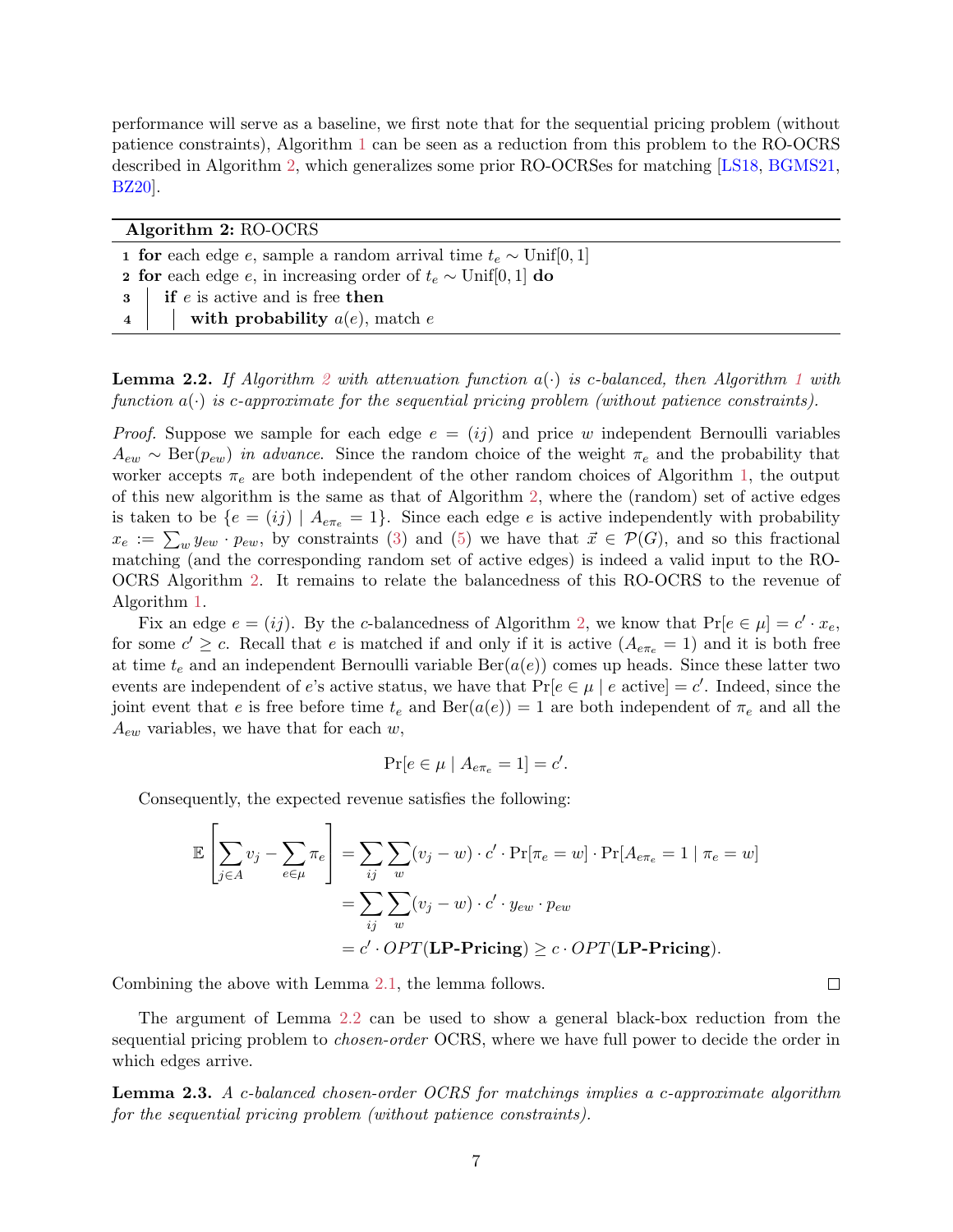performance will serve as a baseline, we first note that for the sequential pricing problem (without patience constraints), Algorithm 1 can be seen as a reduction from this problem to the RO-OCRS described in Algorithm 2, which generalizes some prior RO-OCRSes for matching [LS18, BGMS21, BZ20].

---

**Algorithm 2:** RO-OCRS

---

1 **for** each edge $e$, sample a random arrival time $t_e \sim \text{Unif}[0,1]$
2 **for** each edge $e$, in increasing order of $t_e \sim \text{Unif}[0,1]$ **do**
3 &nbsp;&nbsp;&nbsp;&nbsp;**if** $e$ is active and is free **then**
4 &nbsp;&nbsp;&nbsp;&nbsp;&nbsp;&nbsp;&nbsp;&nbsp;**with probability** $a(e)$, match $e$

---

**Lemma 2.2.** *If Algorithm 2 with attenuation function $a(\cdot)$ is $c$-balanced, then Algorithm 1 with function $a(\cdot)$ is $c$-approximate for the sequential pricing problem (without patience constraints).*

*Proof.* Suppose we sample for each edge $e = (ij)$ and price $w$ independent Bernoulli variables $A_{ew} \sim \text{Ber}(p_{ew})$ *in advance*. Since the random choice of the weight $\pi_e$ and the probability that worker accepts $\pi_e$ are both independent of the other random choices of Algorithm 1, the output of this new algorithm is the same as that of Algorithm 2, where the (random) set of active edges is taken to be $\{e = (ij) \mid A_{e\pi_e} = 1\}$. Since each edge $e$ is active independently with probability $x_e := \sum_w y_{ew} \cdot p_{ew}$, by constraints (3) and (5) we have that $\vec{x} \in \mathcal{P}(G)$, and so this fractional matching (and the corresponding random set of active edges) is indeed a valid input to the RO-OCRS Algorithm 2. It remains to relate the balancedness of this RO-OCRS to the revenue of Algorithm 1.

Fix an edge $e = (ij)$. By the $c$-balancedness of Algorithm 2, we know that $\Pr[e \in \mu] = c' \cdot x_e$, for some $c' \geq c$. Recall that $e$ is matched if and only if it is active ($A_{e\pi_e} = 1$) and it is both free at time $t_e$ and an independent Bernoulli variable $\text{Ber}(a(e))$ comes up heads. Since these latter two events are independent of $e$'s active status, we have that $\Pr[e \in \mu \mid e \text{ active}] = c'$. Indeed, since the joint event that $e$ is free before time $t_e$ and $\text{Ber}(a(e)) = 1$ are both independent of $\pi_e$ and all the $A_{ew}$ variables, we have that for each $w$,

$$\Pr[e \in \mu \mid A_{e\pi_e} = 1] = c'.$$

Consequently, the expected revenue satisfies the following:

$$\begin{aligned}
\mathbb{E}\left[\sum_{j \in A} v_j - \sum_{e \in \mu} \pi_e\right] &= \sum_{ij} \sum_w (v_j - w) \cdot c' \cdot \Pr[\pi_e = w] \cdot \Pr[A_{e\pi_e} = 1 \mid \pi_e = w] \\
&= \sum_{ij} \sum_w (v_j - w) \cdot c' \cdot y_{ew} \cdot p_{ew} \\
&= c' \cdot OPT(\textbf{LP-Pricing}) \geq c \cdot OPT(\textbf{LP-Pricing}).
\end{aligned}$$

Combining the above with Lemma 2.1, the lemma follows. $\square$

The argument of Lemma 2.2 can be used to show a general black-box reduction from the sequential pricing problem to *chosen-order* OCRS, where we have full power to decide the order in which edges arrive.

**Lemma 2.3.** *A $c$-balanced chosen-order OCRS for matchings implies a $c$-approximate algorithm for the sequential pricing problem (without patience constraints).*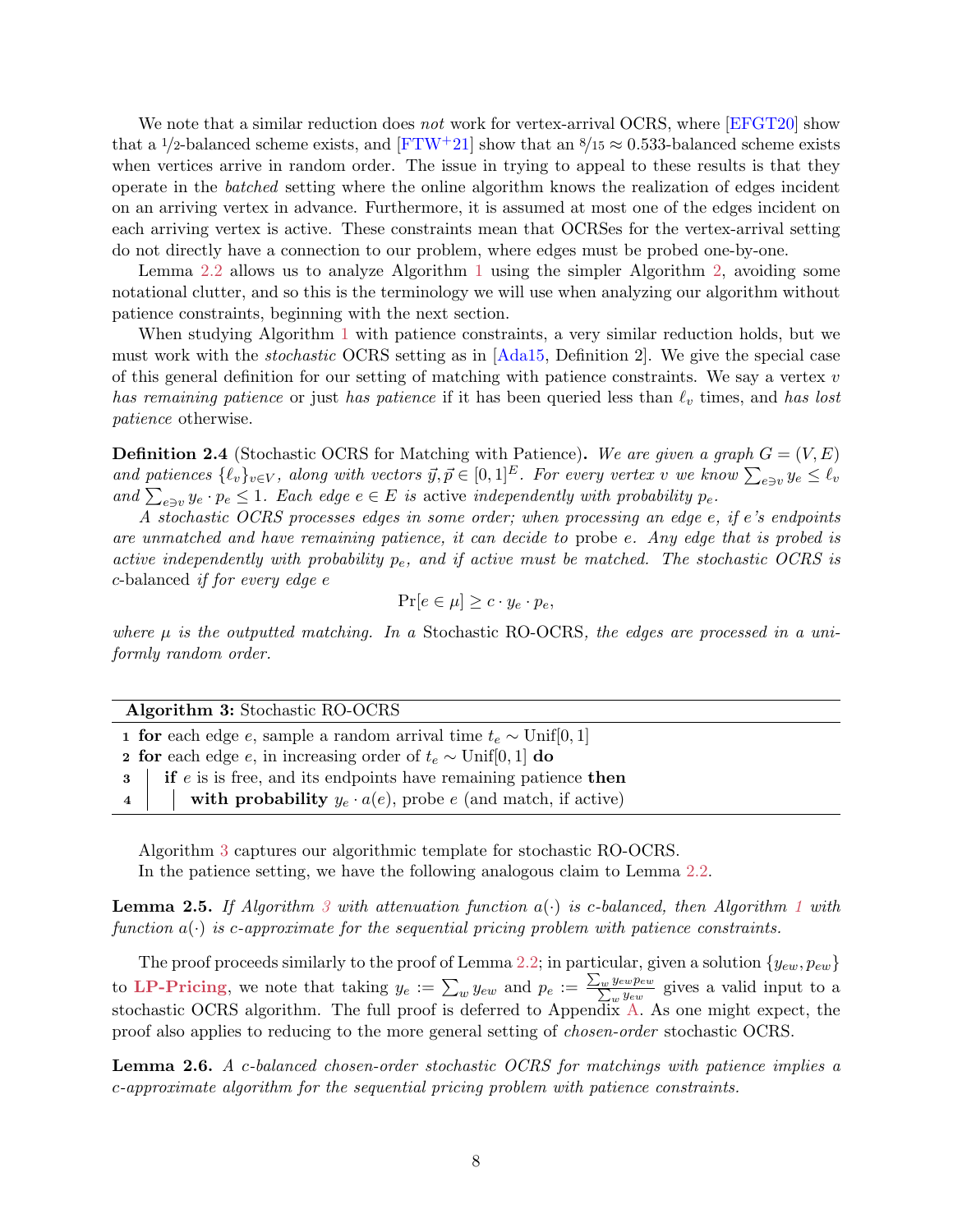We note that a similar reduction does *not* work for vertex-arrival OCRS, where [EFGT20] show that a $1/2$-balanced scheme exists, and [FTW+21] show that an $8/15 \approx 0.533$-balanced scheme exists when vertices arrive in random order. The issue in trying to appeal to these results is that they operate in the *batched* setting where the online algorithm knows the realization of edges incident on an arriving vertex in advance. Furthermore, it is assumed at most one of the edges incident on each arriving vertex is active. These constraints mean that OCRSes for the vertex-arrival setting do not directly have a connection to our problem, where edges must be probed one-by-one.

Lemma 2.2 allows us to analyze Algorithm 1 using the simpler Algorithm 2, avoiding some notational clutter, and so this is the terminology we will use when analyzing our algorithm without patience constraints, beginning with the next section.

When studying Algorithm 1 with patience constraints, a very similar reduction holds, but we must work with the *stochastic* OCRS setting as in [Ada15, Definition 2]. We give the special case of this general definition for our setting of matching with patience constraints. We say a vertex $v$ *has remaining patience* or just *has patience* if it has been queried less than $\ell_v$ times, and *has lost patience* otherwise.

**Definition 2.4** (Stochastic OCRS for Matching with Patience)**.** *We are given a graph $G = (V, E)$ and patiences $\{\ell_v\}_{v \in V}$, along with vectors $\vec{y}, \vec{p} \in [0,1]^E$. For every vertex $v$ we know $\sum_{e \ni v} y_e \leq \ell_v$ and $\sum_{e \ni v} y_e \cdot p_e \leq 1$. Each edge $e \in E$ is* active *independently with probability $p_e$.*

*A stochastic OCRS processes edges in some order; when processing an edge $e$, if $e$'s endpoints are unmatched and have remaining patience, it can decide to* probe *$e$. Any edge that is probed is active independently with probability $p_e$, and if active must be matched. The stochastic OCRS is* $c$-balanced *if for every edge $e$*

$$\Pr[e \in \mu] \geq c \cdot y_e \cdot p_e,$$

*where $\mu$ is the outputted matching. In a* Stochastic RO-OCRS*, the edges are processed in a uniformly random order.*

---

**Algorithm 3:** Stochastic RO-OCRS

```
1 for each edge e, sample a random arrival time t_e ~ Unif[0, 1]
2 for each edge e, in increasing order of t_e ~ Unif[0, 1] do
3 |   if e is is free, and its endpoints have remaining patience then
4 |   |   with probability y_e · a(e), probe e (and match, if active)
```

---

Algorithm 3 captures our algorithmic template for stochastic RO-OCRS.

In the patience setting, we have the following analogous claim to Lemma 2.2.

**Lemma 2.5.** *If Algorithm 3 with attenuation function $a(\cdot)$ is $c$-balanced, then Algorithm 1 with function $a(\cdot)$ is $c$-approximate for the sequential pricing problem with patience constraints.*

The proof proceeds similarly to the proof of Lemma 2.2; in particular, given a solution $\{y_{ew}, p_{ew}\}$ to **LP-Pricing**, we note that taking $y_e := \sum_w y_{ew}$ and $p_e := \frac{\sum_w y_{ew} p_{ew}}{\sum_w y_{ew}}$ gives a valid input to a stochastic OCRS algorithm. The full proof is deferred to Appendix A. As one might expect, the proof also applies to reducing to the more general setting of *chosen-order* stochastic OCRS.

**Lemma 2.6.** *A $c$-balanced chosen-order stochastic OCRS for matchings with patience implies a $c$-approximate algorithm for the sequential pricing problem with patience constraints.*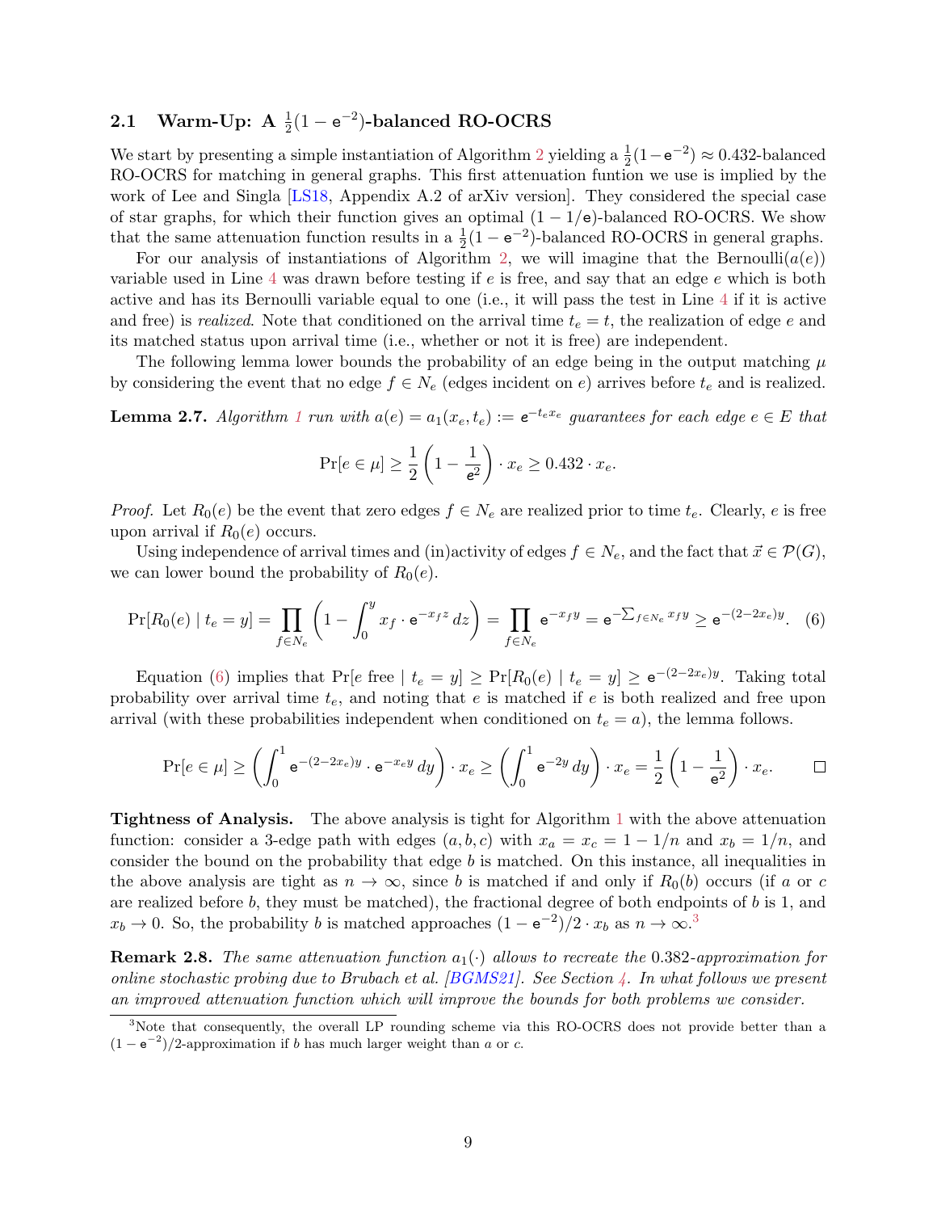### 2.1 Warm-Up: A $\frac{1}{2}(1-\mathsf{e}^{-2})$-balanced RO-OCRS

We start by presenting a simple instantiation of Algorithm 2 yielding a $\frac{1}{2}(1-\mathsf{e}^{-2}) \approx 0.432$-balanced RO-OCRS for matching in general graphs. This first attenuation funtion we use is implied by the work of Lee and Singla [LS18, Appendix A.2 of arXiv version]. They considered the special case of star graphs, for which their function gives an optimal $(1-1/\mathsf{e})$-balanced RO-OCRS. We show that the same attenuation function results in a $\frac{1}{2}(1-\mathsf{e}^{-2})$-balanced RO-OCRS in general graphs.

For our analysis of instantiations of Algorithm 2, we will imagine that the Bernoulli($a(e)$) variable used in Line 4 was drawn before testing if $e$ is free, and say that an edge $e$ which is both active and has its Bernoulli variable equal to one (i.e., it will pass the test in Line 4 if it is active and free) is *realized*. Note that conditioned on the arrival time $t_e = t$, the realization of edge $e$ and its matched status upon arrival time (i.e., whether or not it is free) are independent.

The following lemma lower bounds the probability of an edge being in the output matching $\mu$ by considering the event that no edge $f \in N_e$ (edges incident on $e$) arrives before $t_e$ and is realized.

**Lemma 2.7.** *Algorithm 1 run with $a(e) = a_1(x_e, t_e) := \mathsf{e}^{-t_e x_e}$ guarantees for each edge $e \in E$ that*

$$\Pr[e \in \mu] \geq \frac{1}{2}\left(1 - \frac{1}{\mathsf{e}^2}\right) \cdot x_e \geq 0.432 \cdot x_e.$$

*Proof.* Let $R_0(e)$ be the event that zero edges $f \in N_e$ are realized prior to time $t_e$. Clearly, $e$ is free upon arrival if $R_0(e)$ occurs.

Using independence of arrival times and (in)activity of edges $f \in N_e$, and the fact that $\vec{x} \in \mathcal{P}(G)$, we can lower bound the probability of $R_0(e)$.

$$\Pr[R_0(e) \mid t_e = y] = \prod_{f \in N_e} \left(1 - \int_0^y x_f \cdot \mathsf{e}^{-x_f z}\, dz\right) = \prod_{f \in N_e} \mathsf{e}^{-x_f y} = \mathsf{e}^{-\sum_{f \in N_e} x_f y} \geq \mathsf{e}^{-(2-2x_e)y}. \quad (6)$$

Equation (6) implies that $\Pr[e \text{ free} \mid t_e = y] \geq \Pr[R_0(e) \mid t_e = y] \geq \mathsf{e}^{-(2-2x_e)y}$. Taking total probability over arrival time $t_e$, and noting that $e$ is matched if $e$ is both realized and free upon arrival (with these probabilities independent when conditioned on $t_e = a$), the lemma follows.

$$\Pr[e \in \mu] \geq \left(\int_0^1 \mathsf{e}^{-(2-2x_e)y} \cdot \mathsf{e}^{-x_e y}\, dy\right) \cdot x_e \geq \left(\int_0^1 \mathsf{e}^{-2y}\, dy\right) \cdot x_e = \frac{1}{2}\left(1 - \frac{1}{\mathsf{e}^2}\right) \cdot x_e. \qquad \square$$

**Tightness of Analysis.** The above analysis is tight for Algorithm 1 with the above attenuation function: consider a 3-edge path with edges $(a, b, c)$ with $x_a = x_c = 1 - 1/n$ and $x_b = 1/n$, and consider the bound on the probability that edge $b$ is matched. On this instance, all inequalities in the above analysis are tight as $n \to \infty$, since $b$ is matched if and only if $R_0(b)$ occurs (if $a$ or $c$ are realized before $b$, they must be matched), the fractional degree of both endpoints of $b$ is 1, and $x_b \to 0$. So, the probability $b$ is matched approaches $(1 - \mathsf{e}^{-2})/2 \cdot x_b$ as $n \to \infty$.[3]

**Remark 2.8.** *The same attenuation function $a_1(\cdot)$ allows to recreate the 0.382-approximation for online stochastic probing due to Brubach et al. [BGMS21]. See Section 4. In what follows we present an improved attenuation function which will improve the bounds for both problems we consider.*

[3] Note that consequently, the overall LP rounding scheme via this RO-OCRS does not provide better than a $(1 - \mathsf{e}^{-2})/2$-approximation if $b$ has much larger weight than $a$ or $c$.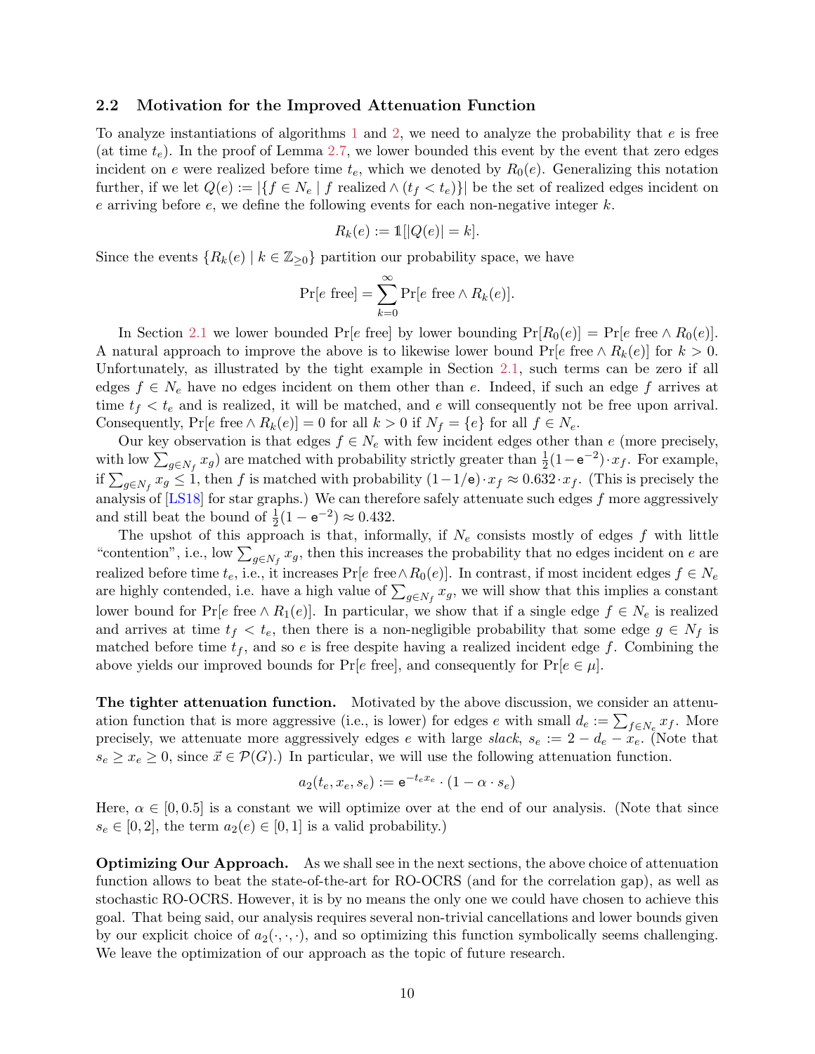### 2.2 Motivation for the Improved Attenuation Function

To analyze instantiations of algorithms 1 and 2, we need to analyze the probability that $e$ is free (at time $t_e$). In the proof of Lemma 2.7, we lower bounded this event by the event that zero edges incident on $e$ were realized before time $t_e$, which we denoted by $R_0(e)$. Generalizing this notation further, if we let $Q(e) := |\{f \in N_e \mid f \text{ realized} \wedge (t_f < t_e)\}|$ be the set of realized edges incident on $e$ arriving before $e$, we define the following events for each non-negative integer $k$.

$$R_k(e) := \mathbb{1}[|Q(e)| = k].$$

Since the events $\{R_k(e) \mid k \in \mathbb{Z}_{\geq 0}\}$ partition our probability space, we have

$$\Pr[e \text{ free}] = \sum_{k=0}^{\infty} \Pr[e \text{ free} \wedge R_k(e)].$$

In Section 2.1 we lower bounded $\Pr[e \text{ free}]$ by lower bounding $\Pr[R_0(e)] = \Pr[e \text{ free} \wedge R_0(e)]$. A natural approach to improve the above is to likewise lower bound $\Pr[e \text{ free} \wedge R_k(e)]$ for $k > 0$. Unfortunately, as illustrated by the tight example in Section 2.1, such terms can be zero if all edges $f \in N_e$ have no edges incident on them other than $e$. Indeed, if such an edge $f$ arrives at time $t_f < t_e$ and is realized, it will be matched, and $e$ will consequently not be free upon arrival. Consequently, $\Pr[e \text{ free} \wedge R_k(e)] = 0$ for all $k > 0$ if $N_f = \{e\}$ for all $f \in N_e$.

Our key observation is that edges $f \in N_e$ with few incident edges other than $e$ (more precisely, with low $\sum_{g \in N_f} x_g$) are matched with probability strictly greater than $\frac{1}{2}(1 - \mathrm{e}^{-2}) \cdot x_f$. For example, if $\sum_{g \in N_f} x_g \leq 1$, then $f$ is matched with probability $(1 - 1/\mathrm{e}) \cdot x_f \approx 0.632 \cdot x_f$. (This is precisely the analysis of [LS18] for star graphs.) We can therefore safely attenuate such edges $f$ more aggressively and still beat the bound of $\frac{1}{2}(1 - \mathrm{e}^{-2}) \approx 0.432$.

The upshot of this approach is that, informally, if $N_e$ consists mostly of edges $f$ with little "contention", i.e., low $\sum_{g \in N_f} x_g$, then this increases the probability that no edges incident on $e$ are realized before time $t_e$, i.e., it increases $\Pr[e \text{ free} \wedge R_0(e)]$. In contrast, if most incident edges $f \in N_e$ are highly contended, i.e. have a high value of $\sum_{g \in N_f} x_g$, we will show that this implies a constant lower bound for $\Pr[e \text{ free} \wedge R_1(e)]$. In particular, we show that if a single edge $f \in N_e$ is realized and arrives at time $t_f < t_e$, then there is a non-negligible probability that some edge $g \in N_f$ is matched before time $t_f$, and so $e$ is free despite having a realized incident edge $f$. Combining the above yields our improved bounds for $\Pr[e \text{ free}]$, and consequently for $\Pr[e \in \mu]$.

**The tighter attenuation function.** Motivated by the above discussion, we consider an attenuation function that is more aggressive (i.e., is lower) for edges $e$ with small $d_e := \sum_{f \in N_e} x_f$. More precisely, we attenuate more aggressively edges $e$ with large *slack*, $s_e := 2 - d_e - x_e$. (Note that $s_e \geq x_e \geq 0$, since $\vec{x} \in \mathcal{P}(G)$.) In particular, we will use the following attenuation function.

$$a_2(t_e, x_e, s_e) := \mathrm{e}^{-t_e x_e} \cdot (1 - \alpha \cdot s_e)$$

Here, $\alpha \in [0, 0.5]$ is a constant we will optimize over at the end of our analysis. (Note that since $s_e \in [0, 2]$, the term $a_2(e) \in [0, 1]$ is a valid probability.)

**Optimizing Our Approach.** As we shall see in the next sections, the above choice of attenuation function allows to beat the state-of-the-art for RO-OCRS (and for the correlation gap), as well as stochastic RO-OCRS. However, it is by no means the only one we could have chosen to achieve this goal. That being said, our analysis requires several non-trivial cancellations and lower bounds given by our explicit choice of $a_2(\cdot, \cdot, \cdot)$, and so optimizing this function symbolically seems challenging. We leave the optimization of our approach as the topic of future research.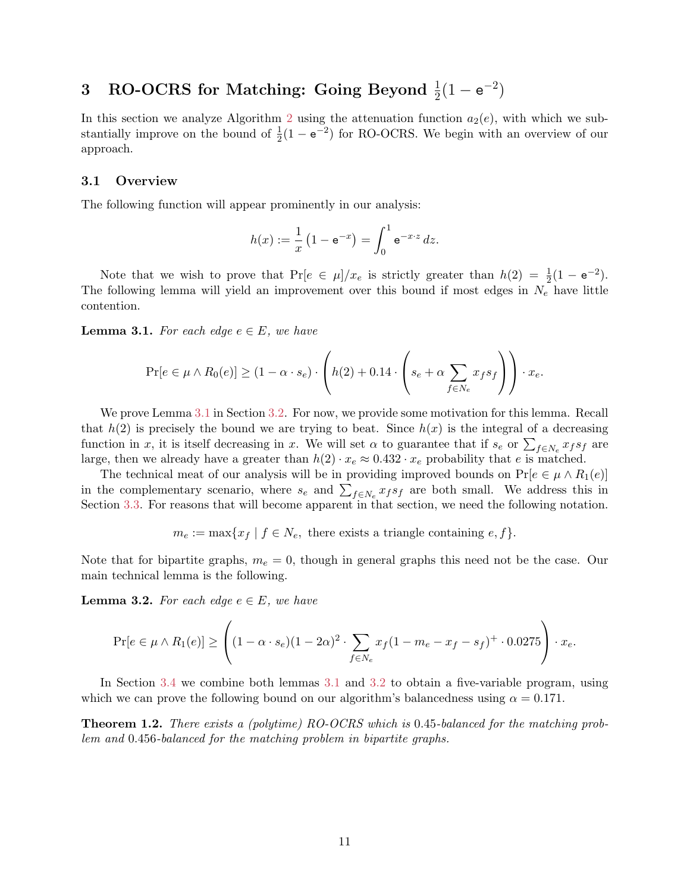# 3 RO-OCRS for Matching: Going Beyond $\frac{1}{2}(1 - \mathsf{e}^{-2})$

In this section we analyze Algorithm 2 using the attenuation function $a_2(e)$, with which we substantially improve on the bound of $\frac{1}{2}(1 - \mathsf{e}^{-2})$ for RO-OCRS. We begin with an overview of our approach.

## 3.1 Overview

The following function will appear prominently in our analysis:

$$h(x) := \frac{1}{x}\left(1 - \mathsf{e}^{-x}\right) = \int_0^1 \mathsf{e}^{-x \cdot z}\, dz.$$

Note that we wish to prove that $\Pr[e \in \mu]/x_e$ is strictly greater than $h(2) = \frac{1}{2}(1 - \mathsf{e}^{-2})$. The following lemma will yield an improvement over this bound if most edges in $N_e$ have little contention.

**Lemma 3.1.** *For each edge $e \in E$, we have*

$$\Pr[e \in \mu \wedge R_0(e)] \geq (1 - \alpha \cdot s_e) \cdot \left(h(2) + 0.14 \cdot \left(s_e + \alpha \sum_{f \in N_e} x_f s_f\right)\right) \cdot x_e.$$

We prove Lemma 3.1 in Section 3.2. For now, we provide some motivation for this lemma. Recall that $h(2)$ is precisely the bound we are trying to beat. Since $h(x)$ is the integral of a decreasing function in $x$, it is itself decreasing in $x$. We will set $\alpha$ to guarantee that if $s_e$ or $\sum_{f \in N_e} x_f s_f$ are large, then we already have a greater than $h(2) \cdot x_e \approx 0.432 \cdot x_e$ probability that $e$ is matched.

The technical meat of our analysis will be in providing improved bounds on $\Pr[e \in \mu \wedge R_1(e)]$ in the complementary scenario, where $s_e$ and $\sum_{f \in N_e} x_f s_f$ are both small. We address this in Section 3.3. For reasons that will become apparent in that section, we need the following notation.

$$m_e := \max\{x_f \mid f \in N_e, \text{ there exists a triangle containing } e, f\}.$$

Note that for bipartite graphs, $m_e = 0$, though in general graphs this need not be the case. Our main technical lemma is the following.

**Lemma 3.2.** *For each edge $e \in E$, we have*

$$\Pr[e \in \mu \wedge R_1(e)] \geq \left((1 - \alpha \cdot s_e)(1 - 2\alpha)^2 \cdot \sum_{f \in N_e} x_f (1 - m_e - x_f - s_f)^+ \cdot 0.0275\right) \cdot x_e.$$

In Section 3.4 we combine both lemmas 3.1 and 3.2 to obtain a five-variable program, using which we can prove the following bound on our algorithm's balancedness using $\alpha = 0.171$.

**Theorem 1.2.** *There exists a (polytime) RO-OCRS which is 0.45-balanced for the matching problem and 0.456-balanced for the matching problem in bipartite graphs.*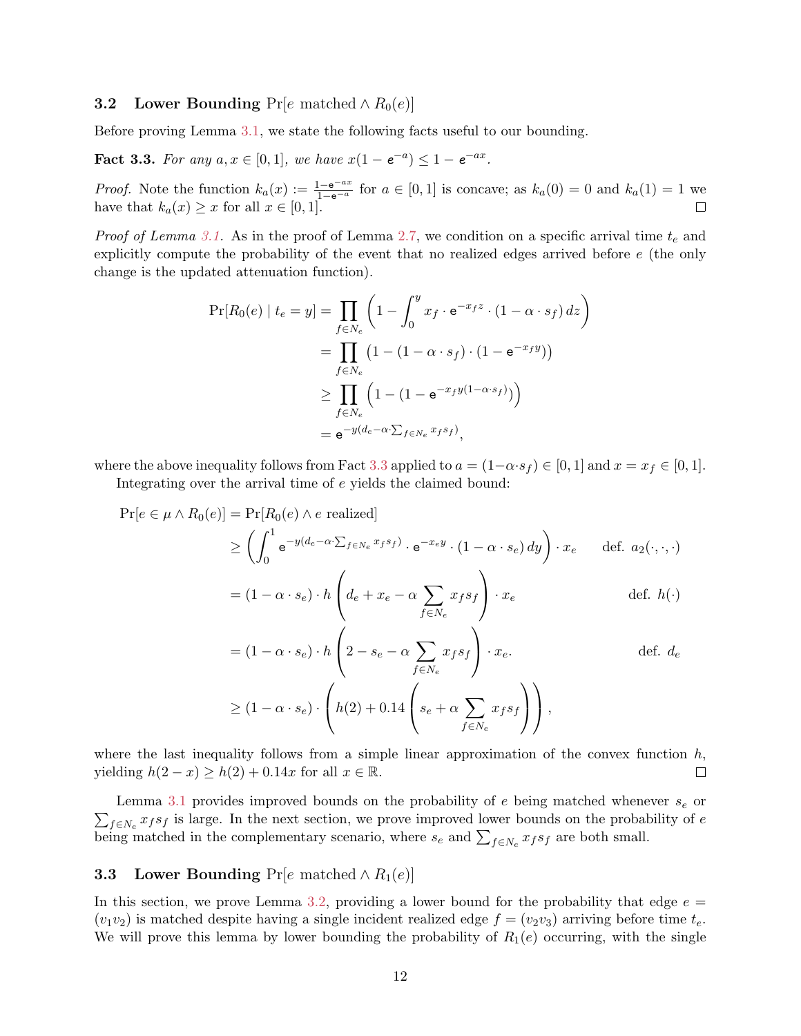### 3.2 Lower Bounding $\Pr[e \text{ matched} \wedge R_0(e)]$

Before proving Lemma 3.1, we state the following facts useful to our bounding.

**Fact 3.3.** *For any $a, x \in [0,1]$, we have $x(1-\mathsf{e}^{-a}) \leq 1 - \mathsf{e}^{-ax}$.*

*Proof.* Note the function $k_a(x) := \frac{1-\mathsf{e}^{-ax}}{1-\mathsf{e}^{-a}}$ for $a \in [0,1]$ is concave; as $k_a(0) = 0$ and $k_a(1) = 1$ we have that $k_a(x) \geq x$ for all $x \in [0,1]$. □

*Proof of Lemma 3.1.* As in the proof of Lemma 2.7, we condition on a specific arrival time $t_e$ and explicitly compute the probability of the event that no realized edges arrived before $e$ (the only change is the updated attenuation function).

$$
\begin{aligned}
\Pr[R_0(e) \mid t_e = y] &= \prod_{f \in N_e} \left(1 - \int_0^y x_f \cdot \mathsf{e}^{-x_f z} \cdot (1 - \alpha \cdot s_f)\, dz\right) \\
&= \prod_{f \in N_e} \left(1 - (1 - \alpha \cdot s_f) \cdot (1 - \mathsf{e}^{-x_f y})\right) \\
&\geq \prod_{f \in N_e} \left(1 - (1 - \mathsf{e}^{-x_f y (1 - \alpha \cdot s_f)})\right) \\
&= \mathsf{e}^{-y(d_e - \alpha \cdot \sum_{f \in N_e} x_f s_f)},
\end{aligned}
$$

where the above inequality follows from Fact 3.3 applied to $a = (1 - \alpha \cdot s_f) \in [0,1]$ and $x = x_f \in [0,1]$.

Integrating over the arrival time of $e$ yields the claimed bound:

$$
\begin{aligned}
\Pr[e \in \mu \wedge R_0(e)] &= \Pr[R_0(e) \wedge e \text{ realized}] \\
&\geq \left(\int_0^1 \mathsf{e}^{-y(d_e - \alpha \cdot \sum_{f \in N_e} x_f s_f)} \cdot \mathsf{e}^{-x_e y} \cdot (1 - \alpha \cdot s_e)\, dy\right) \cdot x_e && \text{def. } a_2(\cdot,\cdot,\cdot) \\
&= (1 - \alpha \cdot s_e) \cdot h\left(d_e + x_e - \alpha \sum_{f \in N_e} x_f s_f\right) \cdot x_e && \text{def. } h(\cdot) \\
&= (1 - \alpha \cdot s_e) \cdot h\left(2 - s_e - \alpha \sum_{f \in N_e} x_f s_f\right) \cdot x_e. && \text{def. } d_e \\
&\geq (1 - \alpha \cdot s_e) \cdot \left(h(2) + 0.14\left(s_e + \alpha \sum_{f \in N_e} x_f s_f\right)\right),
\end{aligned}
$$

where the last inequality follows from a simple linear approximation of the convex function $h$, yielding $h(2 - x) \geq h(2) + 0.14x$ for all $x \in \mathbb{R}$. □

Lemma 3.1 provides improved bounds on the probability of $e$ being matched whenever $s_e$ or $\sum_{f \in N_e} x_f s_f$ is large. In the next section, we prove improved lower bounds on the probability of $e$ being matched in the complementary scenario, where $s_e$ and $\sum_{f \in N_e} x_f s_f$ are both small.

### 3.3 Lower Bounding $\Pr[e \text{ matched} \wedge R_1(e)]$

In this section, we prove Lemma 3.2, providing a lower bound for the probability that edge $e = (v_1 v_2)$ is matched despite having a single incident realized edge $f = (v_2 v_3)$ arriving before time $t_e$. We will prove this lemma by lower bounding the probability of $R_1(e)$ occurring, with the single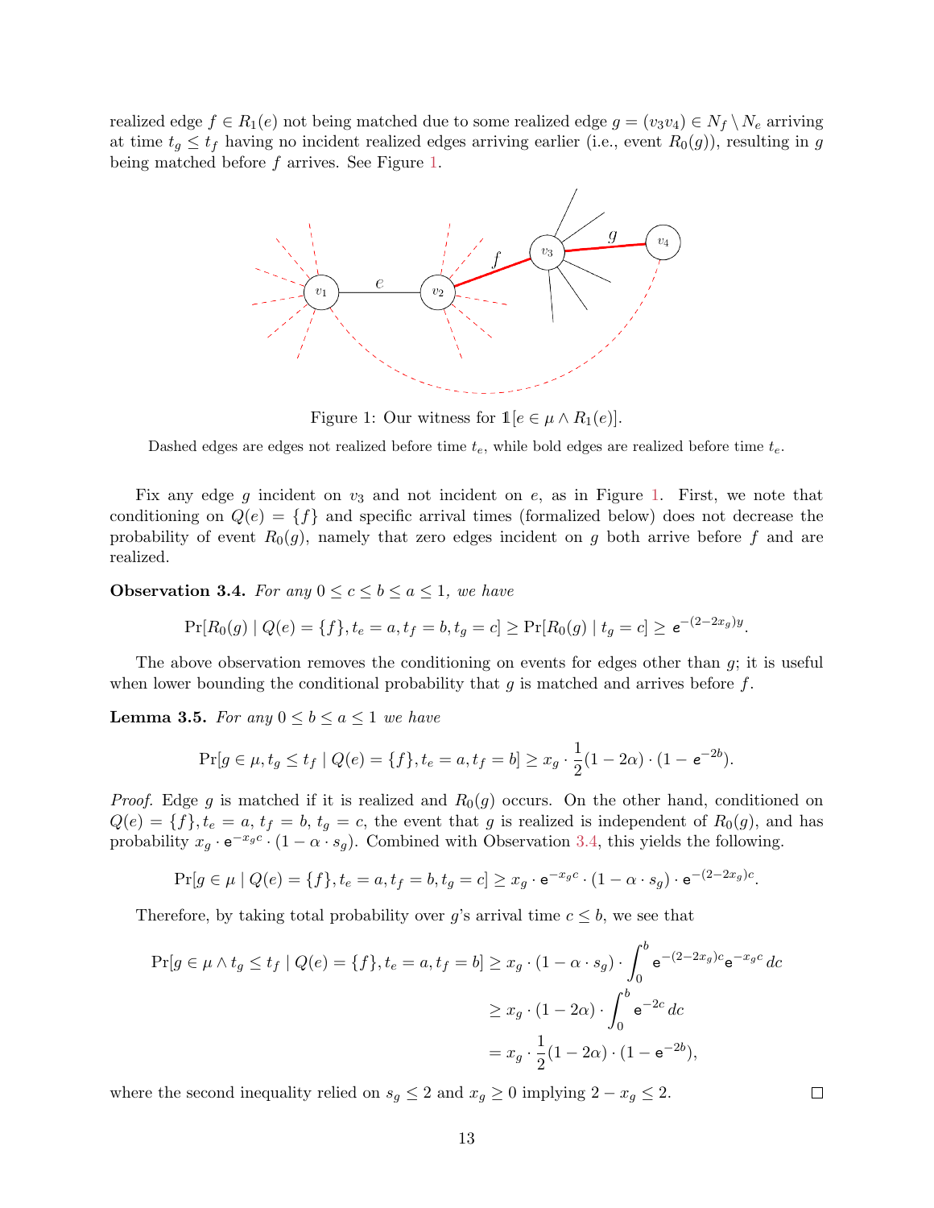realized edge $f \in R_1(e)$ not being matched due to some realized edge $g = (v_3 v_4) \in N_f \setminus N_e$ arriving at time $t_g \leq t_f$ having no incident realized edges arriving earlier (i.e., event $R_0(g)$), resulting in $g$ being matched before $f$ arrives. See Figure 1.

Figure 1: Our witness for $\mathbb{1}[e \in \mu \wedge R_1(e)]$.

Dashed edges are edges not realized before time $t_e$, while bold edges are realized before time $t_e$.

Fix any edge $g$ incident on $v_3$ and not incident on $e$, as in Figure 1. First, we note that conditioning on $Q(e) = \{f\}$ and specific arrival times (formalized below) does not decrease the probability of event $R_0(g)$, namely that zero edges incident on $g$ both arrive before $f$ and are realized.

**Observation 3.4.** *For any $0 \leq c \leq b \leq a \leq 1$, we have*

$$\Pr[R_0(g) \mid Q(e) = \{f\}, t_e = a, t_f = b, t_g = c] \geq \Pr[R_0(g) \mid t_g = c] \geq \mathsf{e}^{-(2-2x_g)y}.$$

The above observation removes the conditioning on events for edges other than $g$; it is useful when lower bounding the conditional probability that $g$ is matched and arrives before $f$.

**Lemma 3.5.** *For any $0 \leq b \leq a \leq 1$ we have*

$$\Pr[g \in \mu, t_g \leq t_f \mid Q(e) = \{f\}, t_e = a, t_f = b] \geq x_g \cdot \frac{1}{2}(1 - 2\alpha) \cdot (1 - \mathsf{e}^{-2b}).$$

*Proof.* Edge $g$ is matched if it is realized and $R_0(g)$ occurs. On the other hand, conditioned on $Q(e) = \{f\}, t_e = a, t_f = b, t_g = c$, the event that $g$ is realized is independent of $R_0(g)$, and has probability $x_g \cdot \mathsf{e}^{-x_g c} \cdot (1 - \alpha \cdot s_g)$. Combined with Observation 3.4, this yields the following.

$$\Pr[g \in \mu \mid Q(e) = \{f\}, t_e = a, t_f = b, t_g = c] \geq x_g \cdot \mathsf{e}^{-x_g c} \cdot (1 - \alpha \cdot s_g) \cdot \mathsf{e}^{-(2-2x_g)c}.$$

Therefore, by taking total probability over $g$'s arrival time $c \leq b$, we see that

$$\begin{aligned}
\Pr[g \in \mu \wedge t_g \leq t_f \mid Q(e) = \{f\}, t_e = a, t_f = b] &\geq x_g \cdot (1 - \alpha \cdot s_g) \cdot \int_0^b \mathsf{e}^{-(2-2x_g)c} \mathsf{e}^{-x_g c}\, dc \\
&\geq x_g \cdot (1 - 2\alpha) \cdot \int_0^b \mathsf{e}^{-2c}\, dc \\
&= x_g \cdot \frac{1}{2}(1 - 2\alpha) \cdot (1 - \mathsf{e}^{-2b}),
\end{aligned}$$

where the second inequality relied on $s_g \leq 2$ and $x_g \geq 0$ implying $2 - x_g \leq 2$. $\square$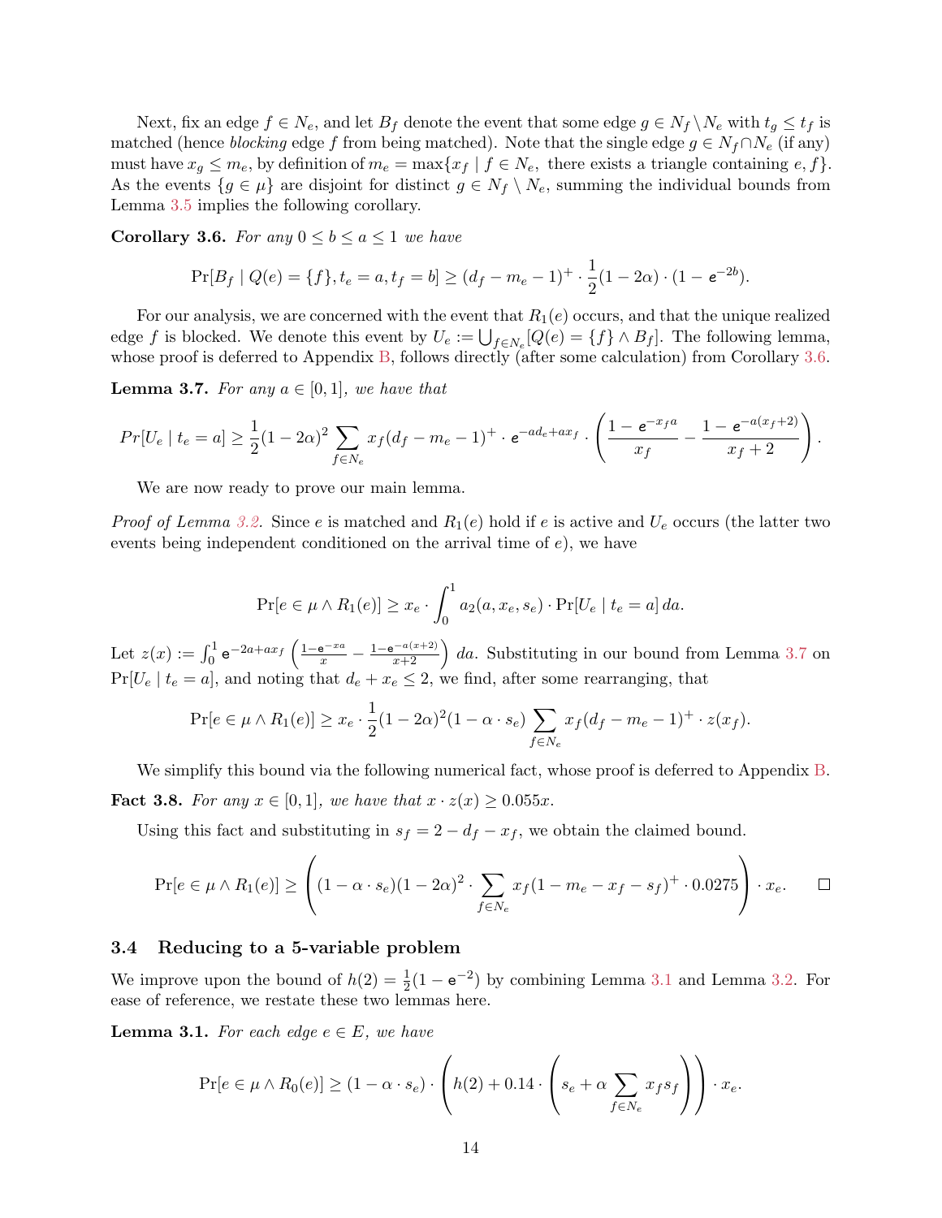Next, fix an edge $f \in N_e$, and let $B_f$ denote the event that some edge $g \in N_f \setminus N_e$ with $t_g \leq t_f$ is matched (hence *blocking* edge $f$ from being matched). Note that the single edge $g \in N_f \cap N_e$ (if any) must have $x_g \leq m_e$, by definition of $m_e = \max\{x_f \mid f \in N_e, \text{ there exists a triangle containing } e, f\}$. As the events $\{g \in \mu\}$ are disjoint for distinct $g \in N_f \setminus N_e$, summing the individual bounds from Lemma 3.5 implies the following corollary.

**Corollary 3.6.** *For any $0 \leq b \leq a \leq 1$ we have*

$$\Pr[B_f \mid Q(e) = \{f\}, t_e = a, t_f = b] \geq (d_f - m_e - 1)^+ \cdot \frac{1}{2}(1 - 2\alpha) \cdot (1 - \mathsf{e}^{-2b}).$$

For our analysis, we are concerned with the event that $R_1(e)$ occurs, and that the unique realized edge $f$ is blocked. We denote this event by $U_e := \bigcup_{f \in N_e}[Q(e) = \{f\} \wedge B_f]$. The following lemma, whose proof is deferred to Appendix B, follows directly (after some calculation) from Corollary 3.6.

**Lemma 3.7.** *For any $a \in [0, 1]$, we have that*

$$Pr[U_e \mid t_e = a] \geq \frac{1}{2}(1 - 2\alpha)^2 \sum_{f \in N_e} x_f (d_f - m_e - 1)^+ \cdot \mathsf{e}^{-ad_e + ax_f} \cdot \left( \frac{1 - \mathsf{e}^{-x_f a}}{x_f} - \frac{1 - \mathsf{e}^{-a(x_f+2)}}{x_f + 2} \right).$$

We are now ready to prove our main lemma.

*Proof of Lemma 3.2.* Since $e$ is matched and $R_1(e)$ hold if $e$ is active and $U_e$ occurs (the latter two events being independent conditioned on the arrival time of $e$), we have

$$\Pr[e \in \mu \wedge R_1(e)] \geq x_e \cdot \int_0^1 a_2(a, x_e, s_e) \cdot \Pr[U_e \mid t_e = a] \, da.$$

Let $z(x) := \int_0^1 \mathsf{e}^{-2a + ax_f} \left( \frac{1 - \mathsf{e}^{-xa}}{x} - \frac{1 - \mathsf{e}^{-a(x+2)}}{x+2} \right) da$. Substituting in our bound from Lemma 3.7 on $\Pr[U_e \mid t_e = a]$, and noting that $d_e + x_e \leq 2$, we find, after some rearranging, that

$$\Pr[e \in \mu \wedge R_1(e)] \geq x_e \cdot \frac{1}{2}(1 - 2\alpha)^2 (1 - \alpha \cdot s_e) \sum_{f \in N_e} x_f (d_f - m_e - 1)^+ \cdot z(x_f).$$

We simplify this bound via the following numerical fact, whose proof is deferred to Appendix B.

**Fact 3.8.** *For any $x \in [0, 1]$, we have that $x \cdot z(x) \geq 0.055x$.*

Using this fact and substituting in $s_f = 2 - d_f - x_f$, we obtain the claimed bound.

$$\Pr[e \in \mu \wedge R_1(e)] \geq \left( (1 - \alpha \cdot s_e)(1 - 2\alpha)^2 \cdot \sum_{f \in N_e} x_f (1 - m_e - x_f - s_f)^+ \cdot 0.0275 \right) \cdot x_e. \qquad \square$$

### 3.4 Reducing to a 5-variable problem

We improve upon the bound of $h(2) = \frac{1}{2}(1 - \mathsf{e}^{-2})$ by combining Lemma 3.1 and Lemma 3.2. For ease of reference, we restate these two lemmas here.

**Lemma 3.1.** *For each edge $e \in E$, we have*

$$\Pr[e \in \mu \wedge R_0(e)] \geq (1 - \alpha \cdot s_e) \cdot \left( h(2) + 0.14 \cdot \left( s_e + \alpha \sum_{f \in N_e} x_f s_f \right) \right) \cdot x_e.$$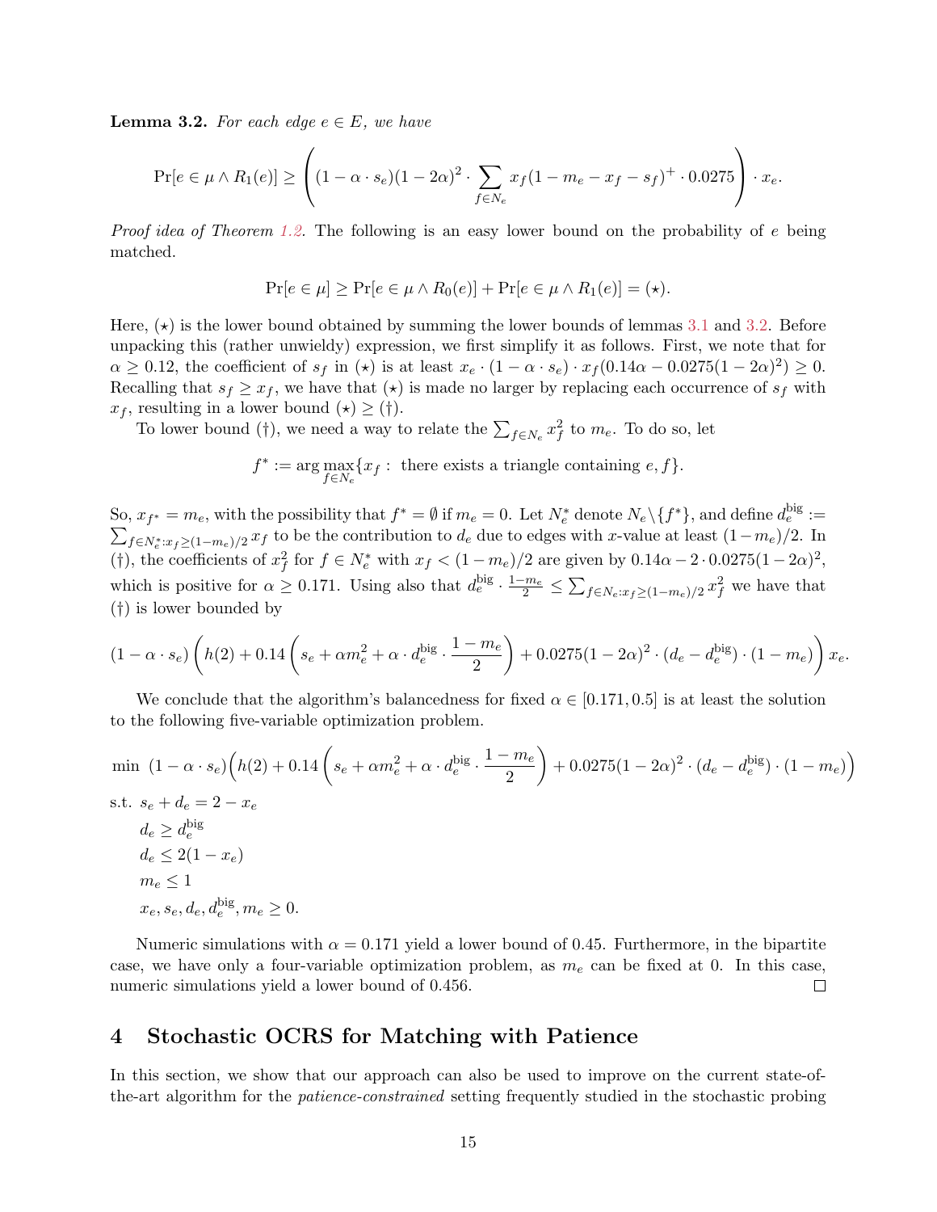**Lemma 3.2.** *For each edge $e \in E$, we have*

$$\Pr[e \in \mu \wedge R_1(e)] \geq \left( (1 - \alpha \cdot s_e)(1-2\alpha)^2 \cdot \sum_{f \in N_e} x_f (1 - m_e - x_f - s_f)^+ \cdot 0.0275 \right) \cdot x_e.$$

*Proof idea of Theorem 1.2.* The following is an easy lower bound on the probability of $e$ being matched.

$$\Pr[e \in \mu] \geq \Pr[e \in \mu \wedge R_0(e)] + \Pr[e \in \mu \wedge R_1(e)] = (\star).$$

Here, $(\star)$ is the lower bound obtained by summing the lower bounds of lemmas 3.1 and 3.2. Before unpacking this (rather unwieldy) expression, we first simplify it as follows. First, we note that for $\alpha \geq 0.12$, the coefficient of $s_f$ in $(\star)$ is at least $x_e \cdot (1 - \alpha \cdot s_e) \cdot x_f (0.14\alpha - 0.0275(1-2\alpha)^2) \geq 0$. Recalling that $s_f \geq x_f$, we have that $(\star)$ is made no larger by replacing each occurrence of $s_f$ with $x_f$, resulting in a lower bound $(\star) \geq (\dagger)$.

To lower bound $(\dagger)$, we need a way to relate the $\sum_{f \in N_e} x_f^2$ to $m_e$. To do so, let

$$f^* := \arg\max_{f \in N_e} \{x_f : \text{ there exists a triangle containing } e, f\}.$$

So, $x_{f^*} = m_e$, with the possibility that $f^* = \emptyset$ if $m_e = 0$. Let $N_e^*$ denote $N_e \backslash \{f^*\}$, and define $d_e^{\text{big}} := \sum_{f \in N_e^* : x_f \geq (1-m_e)/2} x_f$ to be the contribution to $d_e$ due to edges with $x$-value at least $(1-m_e)/2$. In $(\dagger)$, the coefficients of $x_f^2$ for $f \in N_e^*$ with $x_f < (1-m_e)/2$ are given by $0.14\alpha - 2 \cdot 0.0275(1-2\alpha)^2$, which is positive for $\alpha \geq 0.171$. Using also that $d_e^{\text{big}} \cdot \frac{1-m_e}{2} \leq \sum_{f \in N_e : x_f \geq (1-m_e)/2} x_f^2$ we have that $(\dagger)$ is lower bounded by

$$(1 - \alpha \cdot s_e) \left( h(2) + 0.14 \left( s_e + \alpha m_e^2 + \alpha \cdot d_e^{\text{big}} \cdot \frac{1-m_e}{2} \right) + 0.0275(1-2\alpha)^2 \cdot (d_e - d_e^{\text{big}}) \cdot (1 - m_e) \right) x_e.$$

We conclude that the algorithm's balancedness for fixed $\alpha \in [0.171, 0.5]$ is at least the solution to the following five-variable optimization problem.

$$\begin{aligned}
\min \;\; & (1 - \alpha \cdot s_e)\Big( h(2) + 0.14 \left( s_e + \alpha m_e^2 + \alpha \cdot d_e^{\text{big}} \cdot \frac{1-m_e}{2} \right) + 0.0275(1-2\alpha)^2 \cdot (d_e - d_e^{\text{big}}) \cdot (1 - m_e) \Big) \\
\text{s.t. } \; & s_e + d_e = 2 - x_e \\
& d_e \geq d_e^{\text{big}} \\
& d_e \leq 2(1 - x_e) \\
& m_e \leq 1 \\
& x_e, s_e, d_e, d_e^{\text{big}}, m_e \geq 0.
\end{aligned}$$

Numeric simulations with $\alpha = 0.171$ yield a lower bound of 0.45. Furthermore, in the bipartite case, we have only a four-variable optimization problem, as $m_e$ can be fixed at 0. In this case, numeric simulations yield a lower bound of 0.456. $\square$

# 4 Stochastic OCRS for Matching with Patience

In this section, we show that our approach can also be used to improve on the current state-of-the-art algorithm for the *patience-constrained* setting frequently studied in the stochastic probing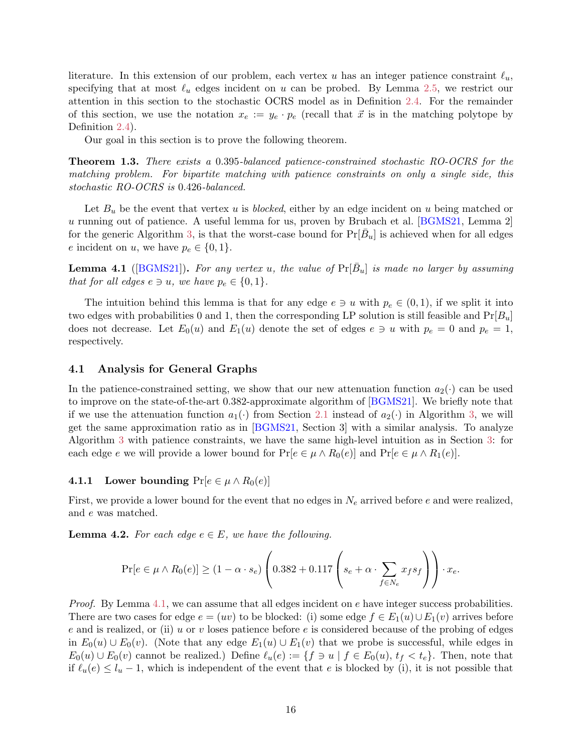literature. In this extension of our problem, each vertex $u$ has an integer patience constraint $\ell_u$, specifying that at most $\ell_u$ edges incident on $u$ can be probed. By Lemma 2.5, we restrict our attention in this section to the stochastic OCRS model as in Definition 2.4. For the remainder of this section, we use the notation $x_e := y_e \cdot p_e$ (recall that $\vec{x}$ is in the matching polytope by Definition 2.4).

Our goal in this section is to prove the following theorem.

**Theorem 1.3.** *There exists a 0.395-balanced patience-constrained stochastic RO-OCRS for the matching problem. For bipartite matching with patience constraints on only a single side, this stochastic RO-OCRS is 0.426-balanced.*

Let $B_u$ be the event that vertex $u$ is *blocked*, either by an edge incident on $u$ being matched or $u$ running out of patience. A useful lemma for us, proven by Brubach et al. [BGMS21, Lemma 2] for the generic Algorithm 3, is that the worst-case bound for $\Pr[\bar{B}_u]$ is achieved when for all edges $e$ incident on $u$, we have $p_e \in \{0, 1\}$.

**Lemma 4.1** ([BGMS21])**.** *For any vertex $u$, the value of $\Pr[\bar{B}_u]$ is made no larger by assuming that for all edges $e \ni u$, we have $p_e \in \{0, 1\}$.*

The intuition behind this lemma is that for any edge $e \ni u$ with $p_e \in (0, 1)$, if we split it into two edges with probabilities 0 and 1, then the corresponding LP solution is still feasible and $\Pr[B_u]$ does not decrease. Let $E_0(u)$ and $E_1(u)$ denote the set of edges $e \ni u$ with $p_e = 0$ and $p_e = 1$, respectively.

## 4.1 Analysis for General Graphs

In the patience-constrained setting, we show that our new attenuation function $a_2(\cdot)$ can be used to improve on the state-of-the-art 0.382-approximate algorithm of [BGMS21]. We briefly note that if we use the attenuation function $a_1(\cdot)$ from Section 2.1 instead of $a_2(\cdot)$ in Algorithm 3, we will get the same approximation ratio as in [BGMS21, Section 3] with a similar analysis. To analyze Algorithm 3 with patience constraints, we have the same high-level intuition as in Section 3: for each edge $e$ we will provide a lower bound for $\Pr[e \in \mu \wedge R_0(e)]$ and $\Pr[e \in \mu \wedge R_1(e)]$.

### 4.1.1 Lower bounding $\Pr[e \in \mu \wedge R_0(e)]$

First, we provide a lower bound for the event that no edges in $N_e$ arrived before $e$ and were realized, and $e$ was matched.

**Lemma 4.2.** *For each edge $e \in E$, we have the following.*

$$\Pr[e \in \mu \wedge R_0(e)] \geq (1 - \alpha \cdot s_e)\left(0.382 + 0.117\left(s_e + \alpha \cdot \sum_{f \in N_e} x_f s_f\right)\right) \cdot x_e.$$

*Proof.* By Lemma 4.1, we can assume that all edges incident on $e$ have integer success probabilities. There are two cases for edge $e = (uv)$ to be blocked: (i) some edge $f \in E_1(u) \cup E_1(v)$ arrives before $e$ and is realized, or (ii) $u$ or $v$ loses patience before $e$ is considered because of the probing of edges in $E_0(u) \cup E_0(v)$. (Note that any edge $E_1(u) \cup E_1(v)$ that we probe is successful, while edges in $E_0(u) \cup E_0(v)$ cannot be realized.) Define $\ell_u(e) := \{f \ni u \mid f \in E_0(u), t_f < t_e\}$. Then, note that if $\ell_u(e) \leq l_u - 1$, which is independent of the event that $e$ is blocked by (i), it is not possible that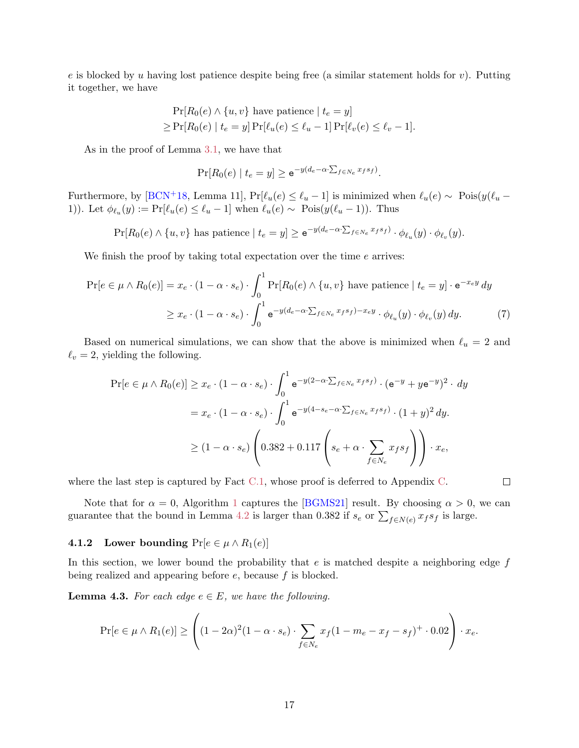$e$ is blocked by $u$ having lost patience despite being free (a similar statement holds for $v$). Putting it together, we have

$$
\begin{aligned}
&\Pr[R_0(e) \wedge \{u,v\} \text{ have patience} \mid t_e = y] \\
&\geq \Pr[R_0(e) \mid t_e = y] \Pr[\ell_u(e) \leq \ell_u - 1] \Pr[\ell_v(e) \leq \ell_v - 1].
\end{aligned}
$$

As in the proof of Lemma 3.1, we have that

$$
\Pr[R_0(e) \mid t_e = y] \geq \mathsf{e}^{-y(d_e - \alpha \cdot \sum_{f \in N_e} x_f s_f)}.
$$

Furthermore, by [BCN+18, Lemma 11], $\Pr[\ell_u(e) \leq \ell_u - 1]$ is minimized when $\ell_u(e) \sim$ Pois$(y(\ell_u - 1))$. Let $\phi_{\ell_u}(y) := \Pr[\ell_u(e) \leq \ell_u - 1]$ when $\ell_u(e) \sim$ Pois$(y(\ell_u - 1))$. Thus

$$
\Pr[R_0(e) \wedge \{u,v\} \text{ has patience} \mid t_e = y] \geq \mathsf{e}^{-y(d_e - \alpha \cdot \sum_{f \in N_e} x_f s_f)} \cdot \phi_{\ell_u}(y) \cdot \phi_{\ell_v}(y).
$$

We finish the proof by taking total expectation over the time $e$ arrives:

$$
\begin{aligned}
\Pr[e \in \mu \wedge R_0(e)] &= x_e \cdot (1 - \alpha \cdot s_e) \cdot \int_0^1 \Pr[R_0(e) \wedge \{u,v\} \text{ have patience} \mid t_e = y] \cdot \mathsf{e}^{-x_e y}\, dy \\
&\geq x_e \cdot (1 - \alpha \cdot s_e) \cdot \int_0^1 \mathsf{e}^{-y(d_e - \alpha \cdot \sum_{f \in N_e} x_f s_f) - x_e y} \cdot \phi_{\ell_u}(y) \cdot \phi_{\ell_v}(y)\, dy. \qquad (7)
\end{aligned}
$$

Based on numerical simulations, we can show that the above is minimized when $\ell_u = 2$ and $\ell_v = 2$, yielding the following.

$$
\begin{aligned}
\Pr[e \in \mu \wedge R_0(e)] &\geq x_e \cdot (1 - \alpha \cdot s_e) \cdot \int_0^1 \mathsf{e}^{-y(2 - \alpha \cdot \sum_{f \in N_e} x_f s_f)} \cdot (\mathsf{e}^{-y} + y\mathsf{e}^{-y})^2 \cdot\, dy \\
&= x_e \cdot (1 - \alpha \cdot s_e) \cdot \int_0^1 \mathsf{e}^{-y(4 - s_e - \alpha \cdot \sum_{f \in N_e} x_f s_f)} \cdot (1 + y)^2\, dy. \\
&\geq (1 - \alpha \cdot s_e) \left( 0.382 + 0.117 \left( s_e + \alpha \cdot \sum_{f \in N_e} x_f s_f \right) \right) \cdot x_e,
\end{aligned}
$$

where the last step is captured by Fact C.1, whose proof is deferred to Appendix C. $\square$

Note that for $\alpha = 0$, Algorithm 1 captures the [BGMS21] result. By choosing $\alpha > 0$, we can guarantee that the bound in Lemma 4.2 is larger than 0.382 if $s_e$ or $\sum_{f \in N(e)} x_f s_f$ is large.

#### 4.1.2 Lower bounding $\Pr[e \in \mu \wedge R_1(e)]$

In this section, we lower bound the probability that $e$ is matched despite a neighboring edge $f$ being realized and appearing before $e$, because $f$ is blocked.

**Lemma 4.3.** *For each edge $e \in E$, we have the following.*

$$
\Pr[e \in \mu \wedge R_1(e)] \geq \left( (1 - 2\alpha)^2 (1 - \alpha \cdot s_e) \cdot \sum_{f \in N_e} x_f (1 - m_e - x_f - s_f)^+ \cdot 0.02 \right) \cdot x_e.
$$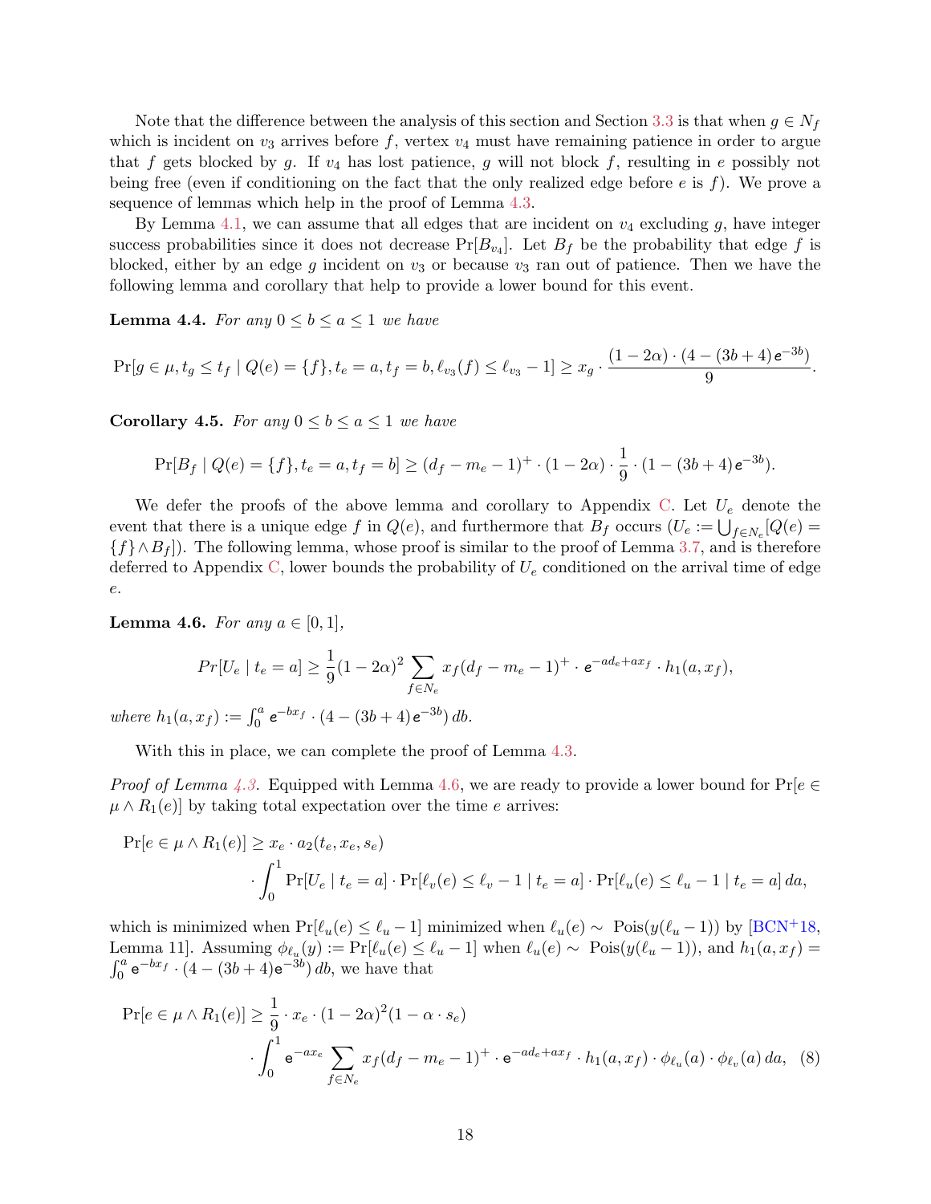Note that the difference between the analysis of this section and Section 3.3 is that when $g \in N_f$ which is incident on $v_3$ arrives before $f$, vertex $v_4$ must have remaining patience in order to argue that $f$ gets blocked by $g$. If $v_4$ has lost patience, $g$ will not block $f$, resulting in $e$ possibly not being free (even if conditioning on the fact that the only realized edge before $e$ is $f$). We prove a sequence of lemmas which help in the proof of Lemma 4.3.

By Lemma 4.1, we can assume that all edges that are incident on $v_4$ excluding $g$, have integer success probabilities since it does not decrease $\Pr[B_{v_4}]$. Let $B_f$ be the probability that edge $f$ is blocked, either by an edge $g$ incident on $v_3$ or because $v_3$ ran out of patience. Then we have the following lemma and corollary that help to provide a lower bound for this event.

**Lemma 4.4.** *For any $0 \leq b \leq a \leq 1$ we have*

$$\Pr[g \in \mu, t_g \leq t_f \mid Q(e) = \{f\}, t_e = a, t_f = b, \ell_{v_3}(f) \leq \ell_{v_3} - 1] \geq x_g \cdot \frac{(1-2\alpha)\cdot(4-(3b+4)\,\mathsf{e}^{-3b})}{9}.$$

**Corollary 4.5.** *For any $0 \leq b \leq a \leq 1$ we have*

$$\Pr[B_f \mid Q(e) = \{f\}, t_e = a, t_f = b] \geq (d_f - m_e - 1)^+ \cdot (1-2\alpha) \cdot \frac{1}{9} \cdot (1-(3b+4)\,\mathsf{e}^{-3b}).$$

We defer the proofs of the above lemma and corollary to Appendix C. Let $U_e$ denote the event that there is a unique edge $f$ in $Q(e)$, and furthermore that $B_f$ occurs ($U_e := \bigcup_{f \in N_e}[Q(e) = \{f\} \wedge B_f]$). The following lemma, whose proof is similar to the proof of Lemma 3.7, and is therefore deferred to Appendix C, lower bounds the probability of $U_e$ conditioned on the arrival time of edge $e$.

**Lemma 4.6.** *For any $a \in [0,1]$,*

$$Pr[U_e \mid t_e = a] \geq \frac{1}{9}(1-2\alpha)^2 \sum_{f \in N_e} x_f (d_f - m_e - 1)^+ \cdot \mathsf{e}^{-ad_e + ax_f} \cdot h_1(a, x_f),$$

*where $h_1(a, x_f) := \int_0^a \mathsf{e}^{-bx_f} \cdot (4-(3b+4)\,\mathsf{e}^{-3b})\,db$.*

With this in place, we can complete the proof of Lemma 4.3.

*Proof of Lemma 4.3.* Equipped with Lemma 4.6, we are ready to provide a lower bound for $\Pr[e \in \mu \wedge R_1(e)]$ by taking total expectation over the time $e$ arrives:

$$\Pr[e \in \mu \wedge R_1(e)] \geq x_e \cdot a_2(t_e, x_e, s_e) \cdot \int_0^1 \Pr[U_e \mid t_e = a] \cdot \Pr[\ell_v(e) \leq \ell_v - 1 \mid t_e = a] \cdot \Pr[\ell_u(e) \leq \ell_u - 1 \mid t_e = a]\,da,$$

which is minimized when $\Pr[\ell_u(e) \leq \ell_u - 1]$ minimized when $\ell_u(e) \sim \text{Pois}(y(\ell_u - 1))$ by [BCN+18, Lemma 11]. Assuming $\phi_{\ell_u}(y) := \Pr[\ell_u(e) \leq \ell_u - 1]$ when $\ell_u(e) \sim \text{Pois}(y(\ell_u - 1))$, and $h_1(a, x_f) = \int_0^a \mathsf{e}^{-bx_f} \cdot (4-(3b+4)\mathsf{e}^{-3b})\,db$, we have that

$$\Pr[e \in \mu \wedge R_1(e)] \geq \frac{1}{9} \cdot x_e \cdot (1-2\alpha)^2 (1-\alpha \cdot s_e) \cdot \int_0^1 \mathsf{e}^{-ax_e} \sum_{f \in N_e} x_f (d_f - m_e - 1)^+ \cdot \mathsf{e}^{-ad_e + ax_f} \cdot h_1(a, x_f) \cdot \phi_{\ell_u}(a) \cdot \phi_{\ell_v}(a)\,da, \quad (8)$$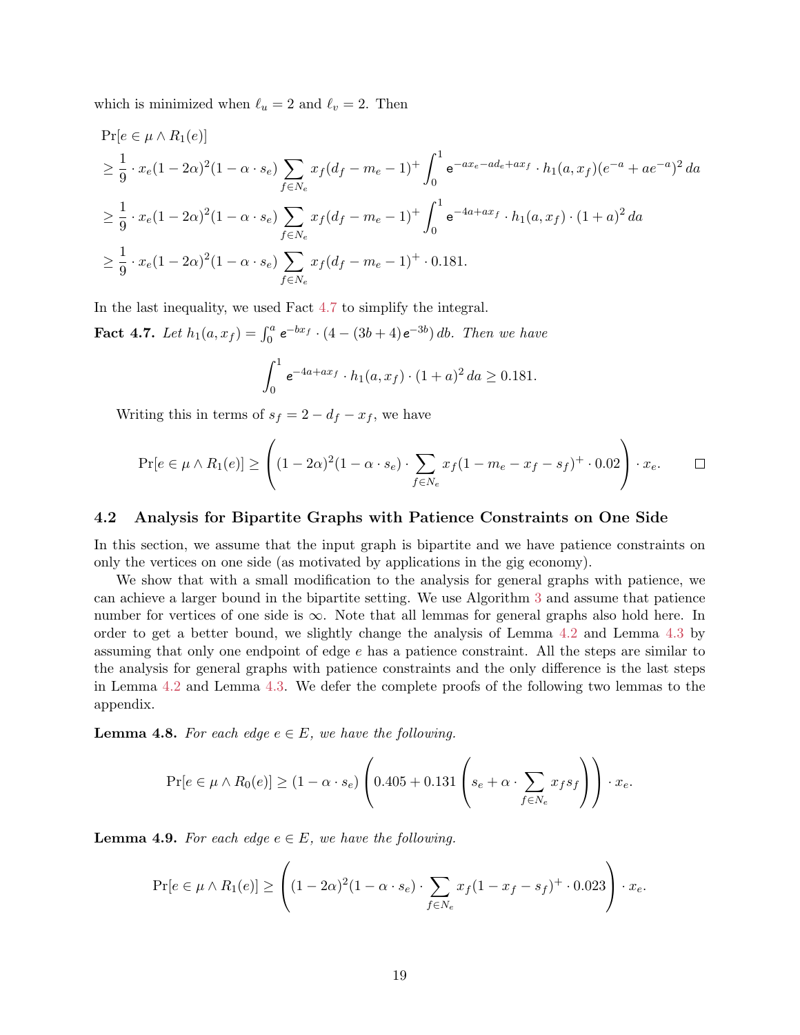which is minimized when $\ell_u = 2$ and $\ell_v = 2$. Then

$$
\begin{aligned}
&\Pr[e \in \mu \wedge R_1(e)] \\
&\geq \frac{1}{9} \cdot x_e(1-2\alpha)^2(1-\alpha \cdot s_e) \sum_{f \in N_e} x_f(d_f - m_e - 1)^+ \int_0^1 \mathsf{e}^{-ax_e - ad_e + ax_f} \cdot h_1(a, x_f)(e^{-a} + ae^{-a})^2 \, da \\
&\geq \frac{1}{9} \cdot x_e(1-2\alpha)^2(1-\alpha \cdot s_e) \sum_{f \in N_e} x_f(d_f - m_e - 1)^+ \int_0^1 \mathsf{e}^{-4a + ax_f} \cdot h_1(a, x_f) \cdot (1+a)^2 \, da \\
&\geq \frac{1}{9} \cdot x_e(1-2\alpha)^2(1-\alpha \cdot s_e) \sum_{f \in N_e} x_f(d_f - m_e - 1)^+ \cdot 0.181.
\end{aligned}
$$

In the last inequality, we used Fact 4.7 to simplify the integral.

**Fact 4.7.** *Let $h_1(a, x_f) = \int_0^a \mathsf{e}^{-bx_f} \cdot (4 - (3b+4)\mathsf{e}^{-3b}) \, db$. Then we have*

$$\int_0^1 \mathsf{e}^{-4a + ax_f} \cdot h_1(a, x_f) \cdot (1+a)^2 \, da \geq 0.181.$$

Writing this in terms of $s_f = 2 - d_f - x_f$, we have

$$\Pr[e \in \mu \wedge R_1(e)] \geq \left( (1-2\alpha)^2(1-\alpha \cdot s_e) \cdot \sum_{f \in N_e} x_f(1 - m_e - x_f - s_f)^+ \cdot 0.02 \right) \cdot x_e. \qquad \square$$

## 4.2 Analysis for Bipartite Graphs with Patience Constraints on One Side

In this section, we assume that the input graph is bipartite and we have patience constraints on only the vertices on one side (as motivated by applications in the gig economy).

We show that with a small modification to the analysis for general graphs with patience, we can achieve a larger bound in the bipartite setting. We use Algorithm 3 and assume that patience number for vertices of one side is $\infty$. Note that all lemmas for general graphs also hold here. In order to get a better bound, we slightly change the analysis of Lemma 4.2 and Lemma 4.3 by assuming that only one endpoint of edge $e$ has a patience constraint. All the steps are similar to the analysis for general graphs with patience constraints and the only difference is the last steps in Lemma 4.2 and Lemma 4.3. We defer the complete proofs of the following two lemmas to the appendix.

**Lemma 4.8.** *For each edge $e \in E$, we have the following.*

$$\Pr[e \in \mu \wedge R_0(e)] \geq (1 - \alpha \cdot s_e) \left( 0.405 + 0.131 \left( s_e + \alpha \cdot \sum_{f \in N_e} x_f s_f \right) \right) \cdot x_e.$$

**Lemma 4.9.** *For each edge $e \in E$, we have the following.*

$$\Pr[e \in \mu \wedge R_1(e)] \geq \left( (1-2\alpha)^2(1-\alpha \cdot s_e) \cdot \sum_{f \in N_e} x_f(1 - x_f - s_f)^+ \cdot 0.023 \right) \cdot x_e.$$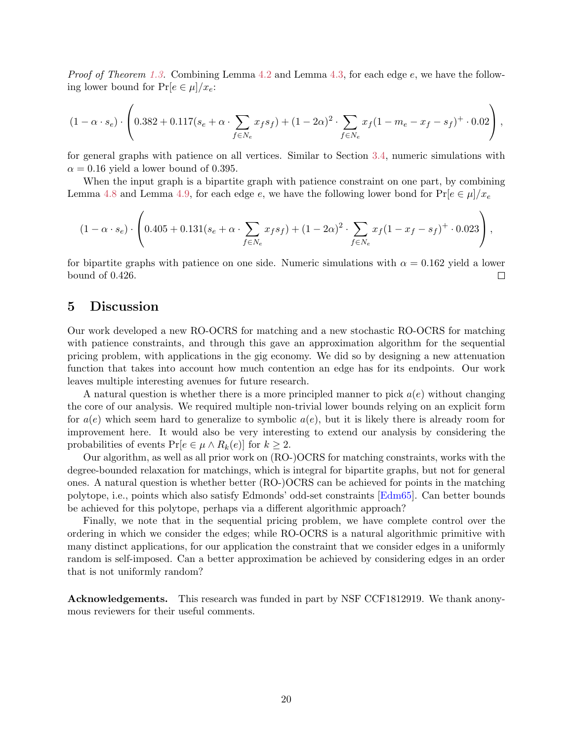*Proof of Theorem 1.3.* Combining Lemma 4.2 and Lemma 4.3, for each edge $e$, we have the following lower bound for $\Pr[e \in \mu]/x_e$:

$$(1 - \alpha \cdot s_e) \cdot \left( 0.382 + 0.117(s_e + \alpha \cdot \sum_{f \in N_e} x_f s_f) + (1-2\alpha)^2 \cdot \sum_{f \in N_e} x_f (1 - m_e - x_f - s_f)^+ \cdot 0.02 \right),$$

for general graphs with patience on all vertices. Similar to Section 3.4, numeric simulations with $\alpha = 0.16$ yield a lower bound of 0.395.

When the input graph is a bipartite graph with patience constraint on one part, by combining Lemma 4.8 and Lemma 4.9, for each edge $e$, we have the following lower bond for $\Pr[e \in \mu]/x_e$

$$(1 - \alpha \cdot s_e) \cdot \left( 0.405 + 0.131(s_e + \alpha \cdot \sum_{f \in N_e} x_f s_f) + (1-2\alpha)^2 \cdot \sum_{f \in N_e} x_f (1 - x_f - s_f)^+ \cdot 0.023 \right),$$

for bipartite graphs with patience on one side. Numeric simulations with $\alpha = 0.162$ yield a lower bound of 0.426. □

# 5 Discussion

Our work developed a new RO-OCRS for matching and a new stochastic RO-OCRS for matching with patience constraints, and through this gave an approximation algorithm for the sequential pricing problem, with applications in the gig economy. We did so by designing a new attenuation function that takes into account how much contention an edge has for its endpoints. Our work leaves multiple interesting avenues for future research.

A natural question is whether there is a more principled manner to pick $a(e)$ without changing the core of our analysis. We required multiple non-trivial lower bounds relying on an explicit form for $a(e)$ which seem hard to generalize to symbolic $a(e)$, but it is likely there is already room for improvement here. It would also be very interesting to extend our analysis by considering the probabilities of events $\Pr[e \in \mu \wedge R_k(e)]$ for $k \geq 2$.

Our algorithm, as well as all prior work on (RO-)OCRS for matching constraints, works with the degree-bounded relaxation for matchings, which is integral for bipartite graphs, but not for general ones. A natural question is whether better (RO-)OCRS can be achieved for points in the matching polytope, i.e., points which also satisfy Edmonds' odd-set constraints [Edm65]. Can better bounds be achieved for this polytope, perhaps via a different algorithmic approach?

Finally, we note that in the sequential pricing problem, we have complete control over the ordering in which we consider the edges; while RO-OCRS is a natural algorithmic primitive with many distinct applications, for our application the constraint that we consider edges in a uniformly random is self-imposed. Can a better approximation be achieved by considering edges in an order that is not uniformly random?

**Acknowledgements.** This research was funded in part by NSF CCF1812919. We thank anonymous reviewers for their useful comments.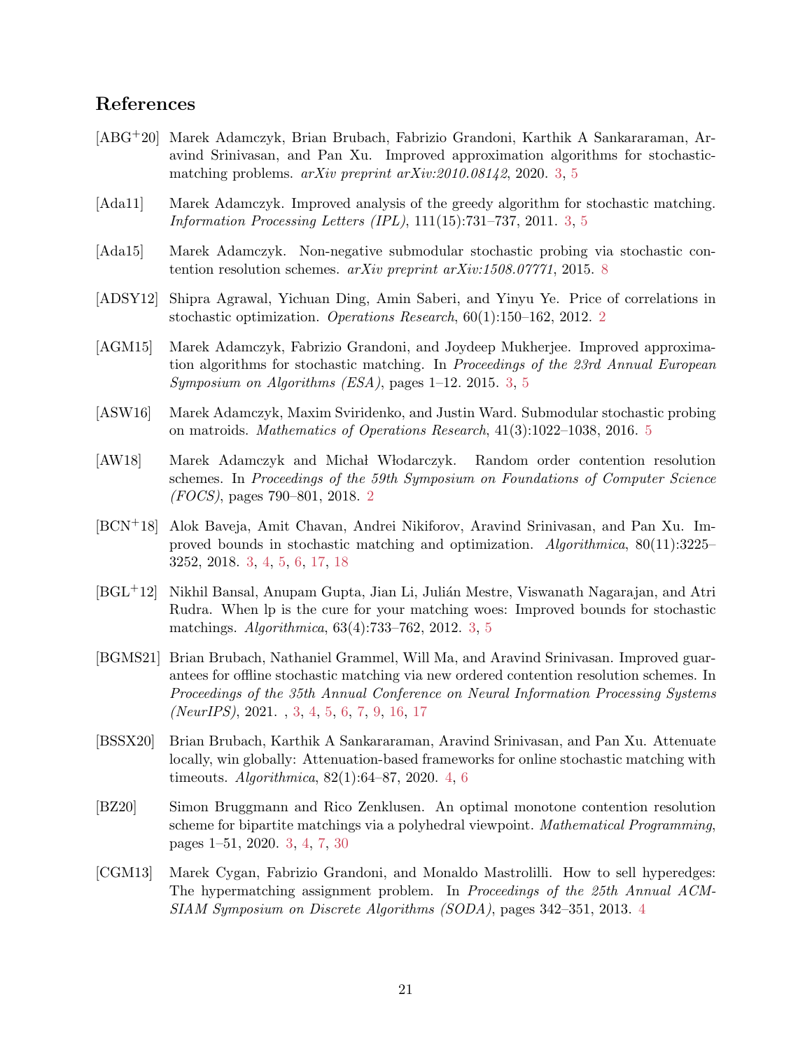## References

[ABG$^+$20] Marek Adamczyk, Brian Brubach, Fabrizio Grandoni, Karthik A Sankararaman, Aravind Srinivasan, and Pan Xu. Improved approximation algorithms for stochastic-matching problems. *arXiv preprint arXiv:2010.08142*, 2020. 3, 5

[Ada11] Marek Adamczyk. Improved analysis of the greedy algorithm for stochastic matching. *Information Processing Letters (IPL)*, 111(15):731–737, 2011. 3, 5

[Ada15] Marek Adamczyk. Non-negative submodular stochastic probing via stochastic contention resolution schemes. *arXiv preprint arXiv:1508.07771*, 2015. 8

[ADSY12] Shipra Agrawal, Yichuan Ding, Amin Saberi, and Yinyu Ye. Price of correlations in stochastic optimization. *Operations Research*, 60(1):150–162, 2012. 2

[AGM15] Marek Adamczyk, Fabrizio Grandoni, and Joydeep Mukherjee. Improved approximation algorithms for stochastic matching. In *Proceedings of the 23rd Annual European Symposium on Algorithms (ESA)*, pages 1–12. 2015. 3, 5

[ASW16] Marek Adamczyk, Maxim Sviridenko, and Justin Ward. Submodular stochastic probing on matroids. *Mathematics of Operations Research*, 41(3):1022–1038, 2016. 5

[AW18] Marek Adamczyk and Michał Włodarczyk. Random order contention resolution schemes. In *Proceedings of the 59th Symposium on Foundations of Computer Science (FOCS)*, pages 790–801, 2018. 2

[BCN$^+$18] Alok Baveja, Amit Chavan, Andrei Nikiforov, Aravind Srinivasan, and Pan Xu. Improved bounds in stochastic matching and optimization. *Algorithmica*, 80(11):3225–3252, 2018. 3, 4, 5, 6, 17, 18

[BGL$^+$12] Nikhil Bansal, Anupam Gupta, Jian Li, Julián Mestre, Viswanath Nagarajan, and Atri Rudra. When lp is the cure for your matching woes: Improved bounds for stochastic matchings. *Algorithmica*, 63(4):733–762, 2012. 3, 5

[BGMS21] Brian Brubach, Nathaniel Grammel, Will Ma, and Aravind Srinivasan. Improved guarantees for offline stochastic matching via new ordered contention resolution schemes. In *Proceedings of the 35th Annual Conference on Neural Information Processing Systems (NeurIPS)*, 2021. , 3, 4, 5, 6, 7, 9, 16, 17

[BSSX20] Brian Brubach, Karthik A Sankararaman, Aravind Srinivasan, and Pan Xu. Attenuate locally, win globally: Attenuation-based frameworks for online stochastic matching with timeouts. *Algorithmica*, 82(1):64–87, 2020. 4, 6

[BZ20] Simon Bruggmann and Rico Zenklusen. An optimal monotone contention resolution scheme for bipartite matchings via a polyhedral viewpoint. *Mathematical Programming*, pages 1–51, 2020. 3, 4, 7, 30

[CGM13] Marek Cygan, Fabrizio Grandoni, and Monaldo Mastrolilli. How to sell hyperedges: The hypermatching assignment problem. In *Proceedings of the 25th Annual ACM-SIAM Symposium on Discrete Algorithms (SODA)*, pages 342–351, 2013. 4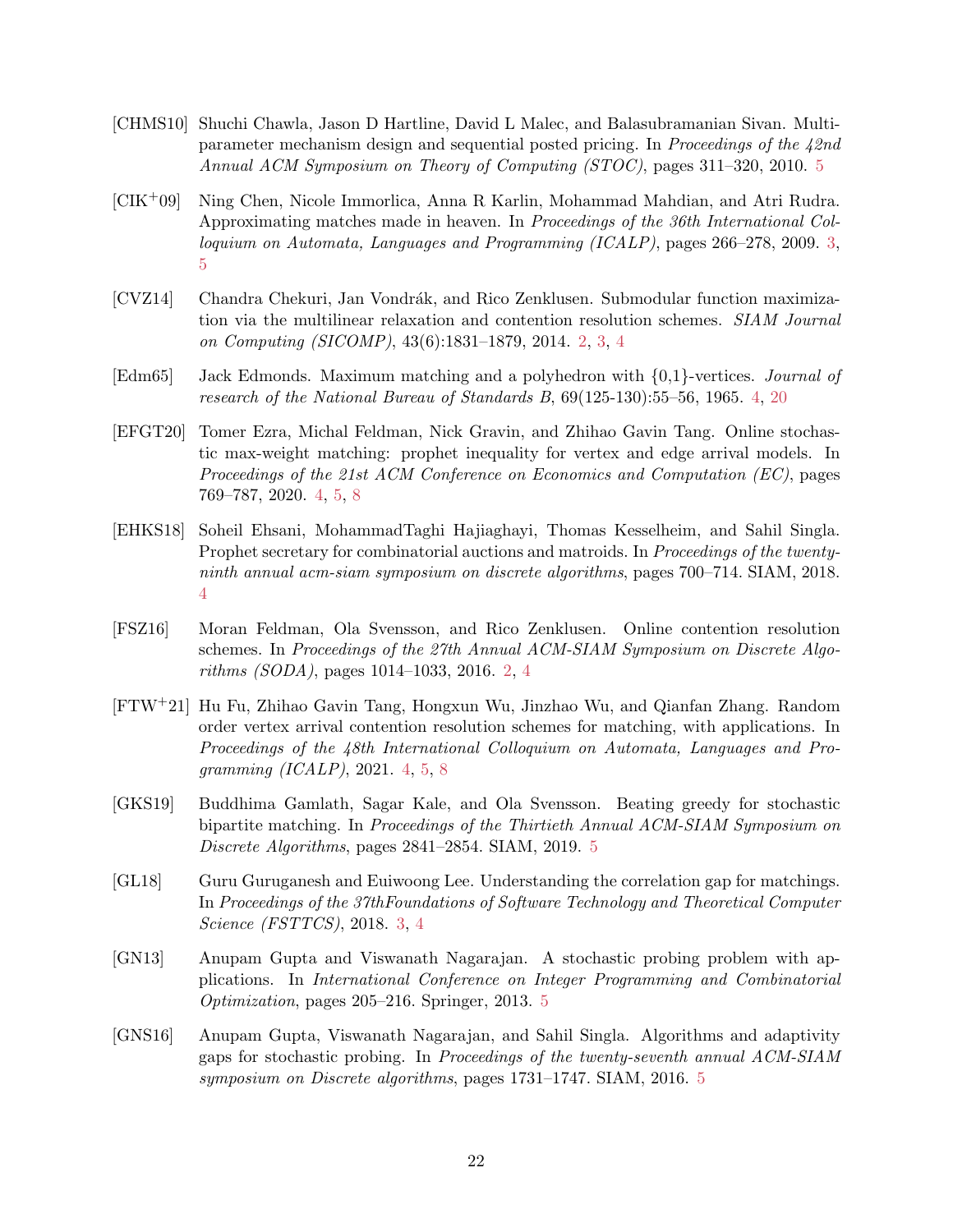[CHMS10] Shuchi Chawla, Jason D Hartline, David L Malec, and Balasubramanian Sivan. Multi-parameter mechanism design and sequential posted pricing. In *Proceedings of the 42nd Annual ACM Symposium on Theory of Computing (STOC)*, pages 311–320, 2010. 5

[CIK$^+$09] Ning Chen, Nicole Immorlica, Anna R Karlin, Mohammad Mahdian, and Atri Rudra. Approximating matches made in heaven. In *Proceedings of the 36th International Colloquium on Automata, Languages and Programming (ICALP)*, pages 266–278, 2009. 3, 5

[CVZ14] Chandra Chekuri, Jan Vondrák, and Rico Zenklusen. Submodular function maximization via the multilinear relaxation and contention resolution schemes. *SIAM Journal on Computing (SICOMP)*, 43(6):1831–1879, 2014. 2, 3, 4

[Edm65] Jack Edmonds. Maximum matching and a polyhedron with {0,1}-vertices. *Journal of research of the National Bureau of Standards B*, 69(125-130):55–56, 1965. 4, 20

[EFGT20] Tomer Ezra, Michal Feldman, Nick Gravin, and Zhihao Gavin Tang. Online stochastic max-weight matching: prophet inequality for vertex and edge arrival models. In *Proceedings of the 21st ACM Conference on Economics and Computation (EC)*, pages 769–787, 2020. 4, 5, 8

[EHKS18] Soheil Ehsani, MohammadTaghi Hajiaghayi, Thomas Kesselheim, and Sahil Singla. Prophet secretary for combinatorial auctions and matroids. In *Proceedings of the twenty-ninth annual acm-siam symposium on discrete algorithms*, pages 700–714. SIAM, 2018. 4

[FSZ16] Moran Feldman, Ola Svensson, and Rico Zenklusen. Online contention resolution schemes. In *Proceedings of the 27th Annual ACM-SIAM Symposium on Discrete Algorithms (SODA)*, pages 1014–1033, 2016. 2, 4

[FTW$^+$21] Hu Fu, Zhihao Gavin Tang, Hongxun Wu, Jinzhao Wu, and Qianfan Zhang. Random order vertex arrival contention resolution schemes for matching, with applications. In *Proceedings of the 48th International Colloquium on Automata, Languages and Programming (ICALP)*, 2021. 4, 5, 8

[GKS19] Buddhima Gamlath, Sagar Kale, and Ola Svensson. Beating greedy for stochastic bipartite matching. In *Proceedings of the Thirtieth Annual ACM-SIAM Symposium on Discrete Algorithms*, pages 2841–2854. SIAM, 2019. 5

[GL18] Guru Guruganesh and Euiwoong Lee. Understanding the correlation gap for matchings. In *Proceedings of the 37thFoundations of Software Technology and Theoretical Computer Science (FSTTCS)*, 2018. 3, 4

[GN13] Anupam Gupta and Viswanath Nagarajan. A stochastic probing problem with applications. In *International Conference on Integer Programming and Combinatorial Optimization*, pages 205–216. Springer, 2013. 5

[GNS16] Anupam Gupta, Viswanath Nagarajan, and Sahil Singla. Algorithms and adaptivity gaps for stochastic probing. In *Proceedings of the twenty-seventh annual ACM-SIAM symposium on Discrete algorithms*, pages 1731–1747. SIAM, 2016. 5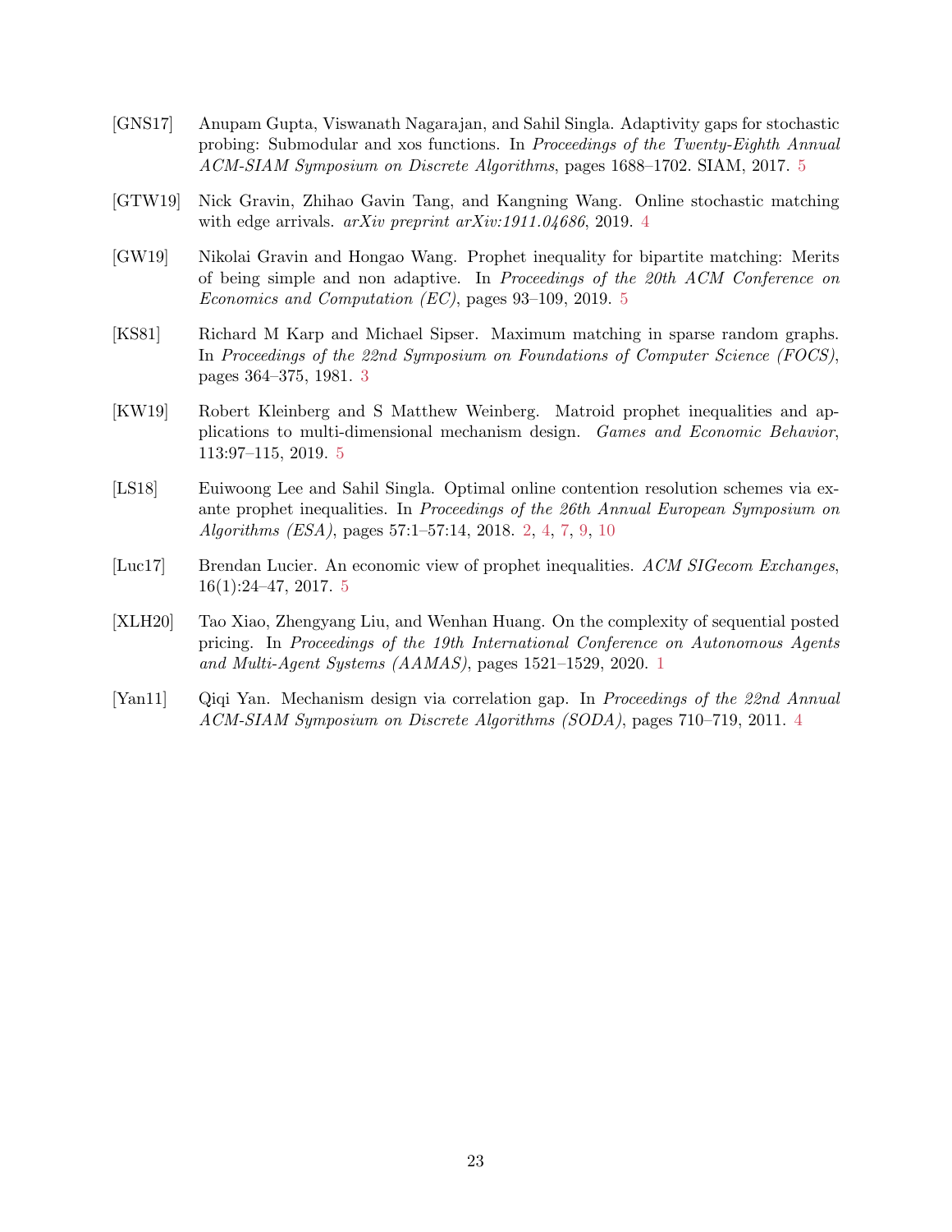[GNS17] Anupam Gupta, Viswanath Nagarajan, and Sahil Singla. Adaptivity gaps for stochastic probing: Submodular and xos functions. In *Proceedings of the Twenty-Eighth Annual ACM-SIAM Symposium on Discrete Algorithms*, pages 1688–1702. SIAM, 2017. 5

[GTW19] Nick Gravin, Zhihao Gavin Tang, and Kangning Wang. Online stochastic matching with edge arrivals. *arXiv preprint arXiv:1911.04686*, 2019. 4

[GW19] Nikolai Gravin and Hongao Wang. Prophet inequality for bipartite matching: Merits of being simple and non adaptive. In *Proceedings of the 20th ACM Conference on Economics and Computation (EC)*, pages 93–109, 2019. 5

[KS81] Richard M Karp and Michael Sipser. Maximum matching in sparse random graphs. In *Proceedings of the 22nd Symposium on Foundations of Computer Science (FOCS)*, pages 364–375, 1981. 3

[KW19] Robert Kleinberg and S Matthew Weinberg. Matroid prophet inequalities and applications to multi-dimensional mechanism design. *Games and Economic Behavior*, 113:97–115, 2019. 5

[LS18] Euiwoong Lee and Sahil Singla. Optimal online contention resolution schemes via ex-ante prophet inequalities. In *Proceedings of the 26th Annual European Symposium on Algorithms (ESA)*, pages 57:1–57:14, 2018. 2, 4, 7, 9, 10

[Luc17] Brendan Lucier. An economic view of prophet inequalities. *ACM SIGecom Exchanges*, 16(1):24–47, 2017. 5

[XLH20] Tao Xiao, Zhengyang Liu, and Wenhan Huang. On the complexity of sequential posted pricing. In *Proceedings of the 19th International Conference on Autonomous Agents and Multi-Agent Systems (AAMAS)*, pages 1521–1529, 2020. 1

[Yan11] Qiqi Yan. Mechanism design via correlation gap. In *Proceedings of the 22nd Annual ACM-SIAM Symposium on Discrete Algorithms (SODA)*, pages 710–719, 2011. 4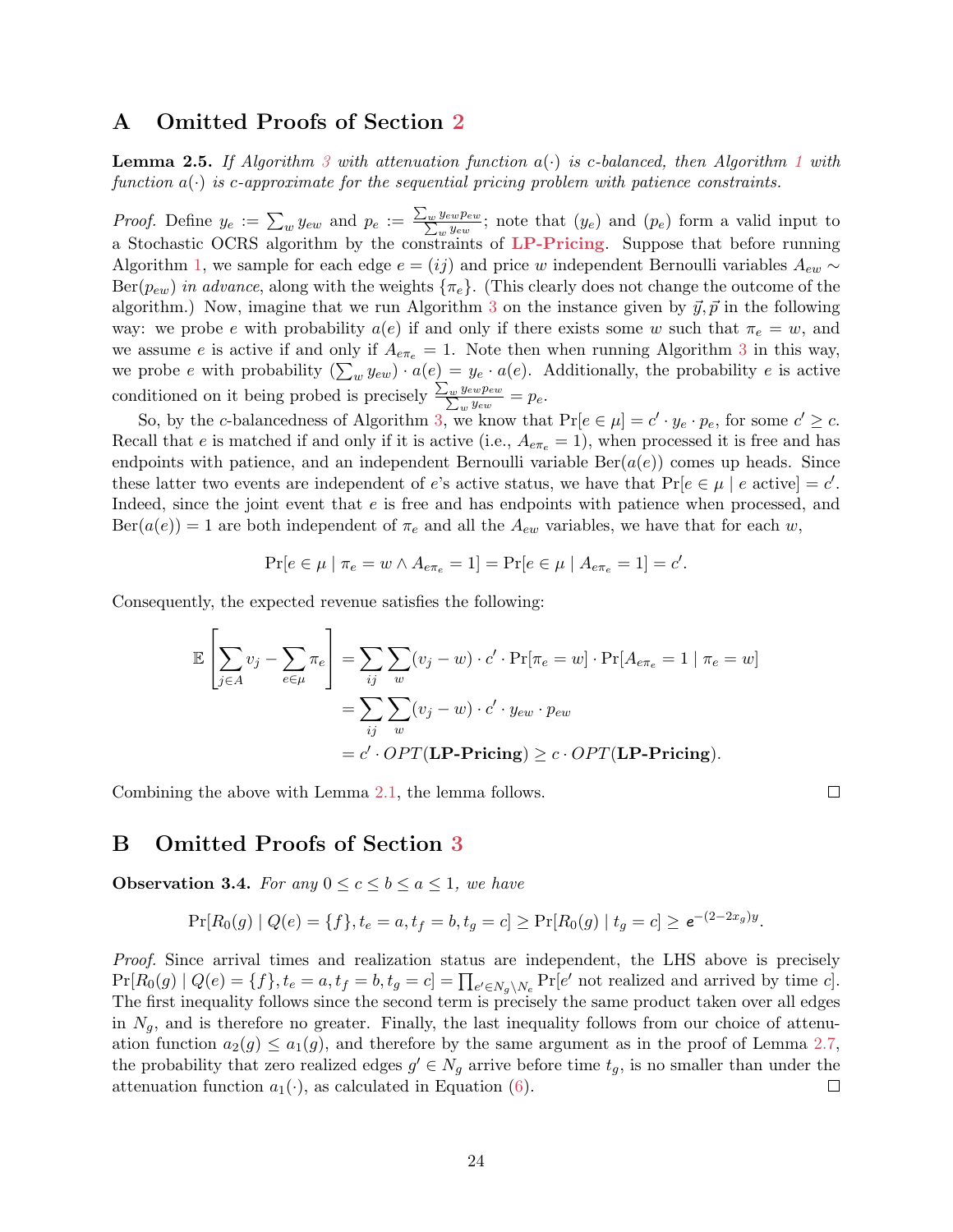# A Omitted Proofs of Section 2

**Lemma 2.5.** *If Algorithm 3 with attenuation function $a(\cdot)$ is $c$-balanced, then Algorithm 1 with function $a(\cdot)$ is $c$-approximate for the sequential pricing problem with patience constraints.*

*Proof.* Define $y_e := \sum_w y_{ew}$ and $p_e := \frac{\sum_w y_{ew} p_{ew}}{\sum_w y_{ew}}$; note that $(y_e)$ and $(p_e)$ form a valid input to a Stochastic OCRS algorithm by the constraints of **LP-Pricing**. Suppose that before running Algorithm 1, we sample for each edge $e = (ij)$ and price $w$ independent Bernoulli variables $A_{ew} \sim \text{Ber}(p_{ew})$ *in advance*, along with the weights $\{\pi_e\}$. (This clearly does not change the outcome of the algorithm.) Now, imagine that we run Algorithm 3 on the instance given by $\vec{y}, \vec{p}$ in the following way: we probe $e$ with probability $a(e)$ if and only if there exists some $w$ such that $\pi_e = w$, and we assume $e$ is active if and only if $A_{e\pi_e} = 1$. Note then when running Algorithm 3 in this way, we probe $e$ with probability $(\sum_w y_{ew}) \cdot a(e) = y_e \cdot a(e)$. Additionally, the probability $e$ is active conditioned on it being probed is precisely $\frac{\sum_w y_{ew} p_{ew}}{\sum_w y_{ew}} = p_e$.

So, by the $c$-balancedness of Algorithm 3, we know that $\Pr[e \in \mu] = c' \cdot y_e \cdot p_e$, for some $c' \geq c$. Recall that $e$ is matched if and only if it is active (i.e., $A_{e\pi_e} = 1$), when processed it is free and has endpoints with patience, and an independent Bernoulli variable $\text{Ber}(a(e))$ comes up heads. Since these latter two events are independent of $e$'s active status, we have that $\Pr[e \in \mu \mid e \text{ active}] = c'$. Indeed, since the joint event that $e$ is free and has endpoints with patience when processed, and $\text{Ber}(a(e)) = 1$ are both independent of $\pi_e$ and all the $A_{ew}$ variables, we have that for each $w$,

$$\Pr[e \in \mu \mid \pi_e = w \wedge A_{e\pi_e} = 1] = \Pr[e \in \mu \mid A_{e\pi_e} = 1] = c'.$$

Consequently, the expected revenue satisfies the following:

$$\begin{aligned}
\mathbb{E}\left[\sum_{j \in A} v_j - \sum_{e \in \mu} \pi_e\right] &= \sum_{ij} \sum_{w} (v_j - w) \cdot c' \cdot \Pr[\pi_e = w] \cdot \Pr[A_{e\pi_e} = 1 \mid \pi_e = w] \\
&= \sum_{ij} \sum_{w} (v_j - w) \cdot c' \cdot y_{ew} \cdot p_{ew} \\
&= c' \cdot OPT(\textbf{LP-Pricing}) \geq c \cdot OPT(\textbf{LP-Pricing}).
\end{aligned}$$

Combining the above with Lemma 2.1, the lemma follows. $\square$

# B Omitted Proofs of Section 3

**Observation 3.4.** *For any $0 \leq c \leq b \leq a \leq 1$, we have*

$$\Pr[R_0(g) \mid Q(e) = \{f\}, t_e = a, t_f = b, t_g = c] \geq \Pr[R_0(g) \mid t_g = c] \geq e^{-(2-2x_g)y}.$$

*Proof.* Since arrival times and realization status are independent, the LHS above is precisely $\Pr[R_0(g) \mid Q(e) = \{f\}, t_e = a, t_f = b, t_g = c] = \prod_{e' \in N_g \setminus N_e} \Pr[e' \text{ not realized and arrived by time } c]$. The first inequality follows since the second term is precisely the same product taken over all edges in $N_g$, and is therefore no greater. Finally, the last inequality follows from our choice of attenuation function $a_2(g) \leq a_1(g)$, and therefore by the same argument as in the proof of Lemma 2.7, the probability that zero realized edges $g' \in N_g$ arrive before time $t_g$, is no smaller than under the attenuation function $a_1(\cdot)$, as calculated in Equation (6). $\square$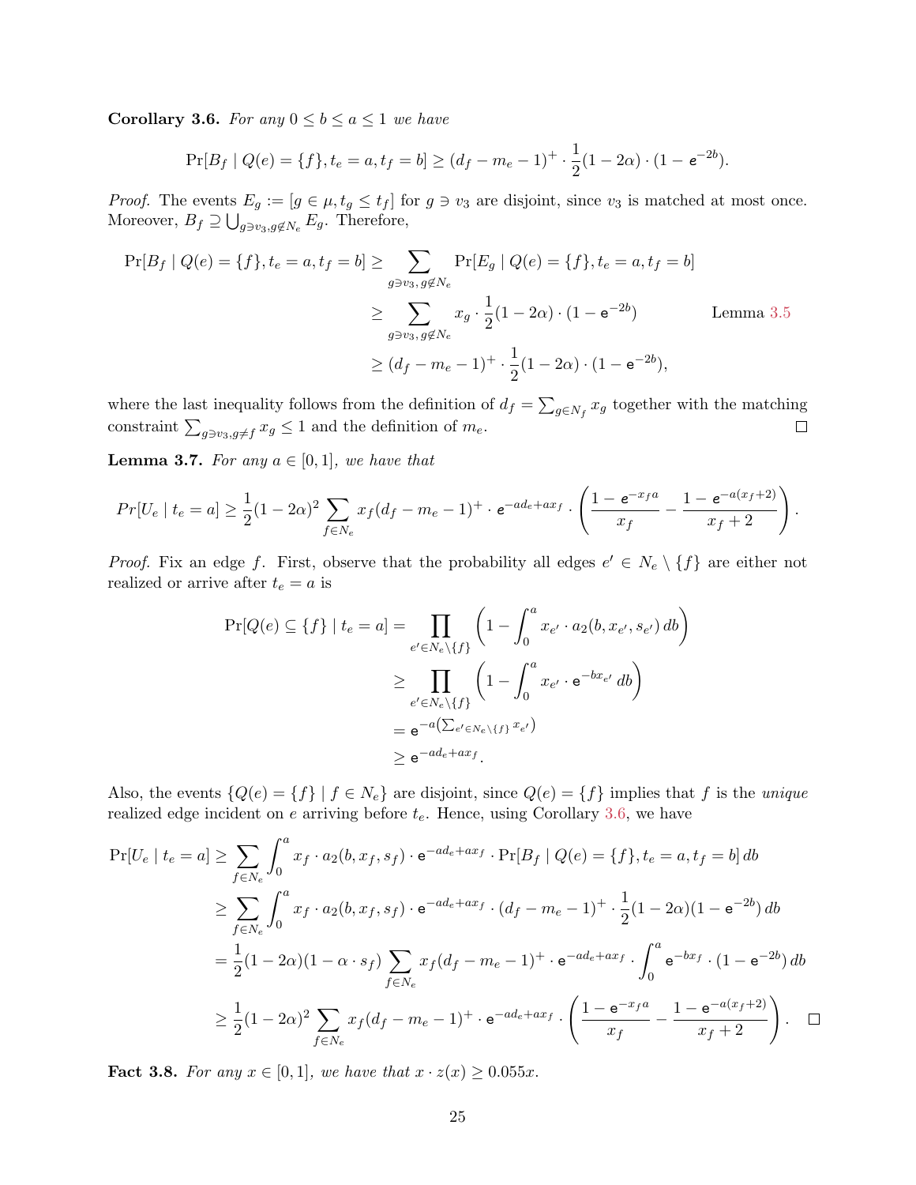**Corollary 3.6.** *For any $0 \le b \le a \le 1$ we have*

$$\Pr[B_f \mid Q(e) = \{f\}, t_e = a, t_f = b] \ge (d_f - m_e - 1)^+ \cdot \frac{1}{2}(1 - 2\alpha) \cdot (1 - \mathsf{e}^{-2b}).$$

*Proof.* The events $E_g := [g \in \mu, t_g \le t_f]$ for $g \ni v_3$ are disjoint, since $v_3$ is matched at most once. Moreover, $B_f \supseteq \bigcup_{g \ni v_3, g \notin N_e} E_g$. Therefore,

$$\begin{aligned}
\Pr[B_f \mid Q(e) = \{f\}, t_e = a, t_f = b] &\ge \sum_{g \ni v_3,\, g \notin N_e} \Pr[E_g \mid Q(e) = \{f\}, t_e = a, t_f = b] \\
&\ge \sum_{g \ni v_3,\, g \notin N_e} x_g \cdot \frac{1}{2}(1 - 2\alpha) \cdot (1 - \mathsf{e}^{-2b}) \qquad \text{Lemma 3.5} \\
&\ge (d_f - m_e - 1)^+ \cdot \frac{1}{2}(1 - 2\alpha) \cdot (1 - \mathsf{e}^{-2b}),
\end{aligned}$$

where the last inequality follows from the definition of $d_f = \sum_{g \in N_f} x_g$ together with the matching constraint $\sum_{g \ni v_3, g \neq f} x_g \le 1$ and the definition of $m_e$. $\square$

**Lemma 3.7.** *For any $a \in [0, 1]$, we have that*

$$Pr[U_e \mid t_e = a] \ge \frac{1}{2}(1 - 2\alpha)^2 \sum_{f \in N_e} x_f (d_f - m_e - 1)^+ \cdot \mathsf{e}^{-ad_e + ax_f} \cdot \left( \frac{1 - \mathsf{e}^{-x_f a}}{x_f} - \frac{1 - \mathsf{e}^{-a(x_f + 2)}}{x_f + 2} \right).$$

*Proof.* Fix an edge $f$. First, observe that the probability all edges $e' \in N_e \setminus \{f\}$ are either not realized or arrive after $t_e = a$ is

$$\begin{aligned}
\Pr[Q(e) \subseteq \{f\} \mid t_e = a] &= \prod_{e' \in N_e \setminus \{f\}} \left( 1 - \int_0^a x_{e'} \cdot a_2(b, x_{e'}, s_{e'})\, db \right) \\
&\ge \prod_{e' \in N_e \setminus \{f\}} \left( 1 - \int_0^a x_{e'} \cdot \mathsf{e}^{-bx_{e'}}\, db \right) \\
&= \mathsf{e}^{-a\left(\sum_{e' \in N_e \setminus \{f\}} x_{e'}\right)} \\
&\ge \mathsf{e}^{-ad_e + ax_f}.
\end{aligned}$$

Also, the events $\{Q(e) = \{f\} \mid f \in N_e\}$ are disjoint, since $Q(e) = \{f\}$ implies that $f$ is the *unique* realized edge incident on $e$ arriving before $t_e$. Hence, using Corollary 3.6, we have

$$\begin{aligned}
\Pr[U_e \mid t_e = a] &\ge \sum_{f \in N_e} \int_0^a x_f \cdot a_2(b, x_f, s_f) \cdot \mathsf{e}^{-ad_e + ax_f} \cdot \Pr[B_f \mid Q(e) = \{f\}, t_e = a, t_f = b]\, db \\
&\ge \sum_{f \in N_e} \int_0^a x_f \cdot a_2(b, x_f, s_f) \cdot \mathsf{e}^{-ad_e + ax_f} \cdot (d_f - m_e - 1)^+ \cdot \frac{1}{2}(1 - 2\alpha)(1 - \mathsf{e}^{-2b})\, db \\
&= \frac{1}{2}(1 - 2\alpha)(1 - \alpha \cdot s_f) \sum_{f \in N_e} x_f (d_f - m_e - 1)^+ \cdot \mathsf{e}^{-ad_e + ax_f} \cdot \int_0^a \mathsf{e}^{-bx_f} \cdot (1 - \mathsf{e}^{-2b})\, db \\
&\ge \frac{1}{2}(1 - 2\alpha)^2 \sum_{f \in N_e} x_f (d_f - m_e - 1)^+ \cdot \mathsf{e}^{-ad_e + ax_f} \cdot \left( \frac{1 - \mathsf{e}^{-x_f a}}{x_f} - \frac{1 - \mathsf{e}^{-a(x_f + 2)}}{x_f + 2} \right). \quad \square
\end{aligned}$$

**Fact 3.8.** *For any $x \in [0, 1]$, we have that $x \cdot z(x) \ge 0.055x$.*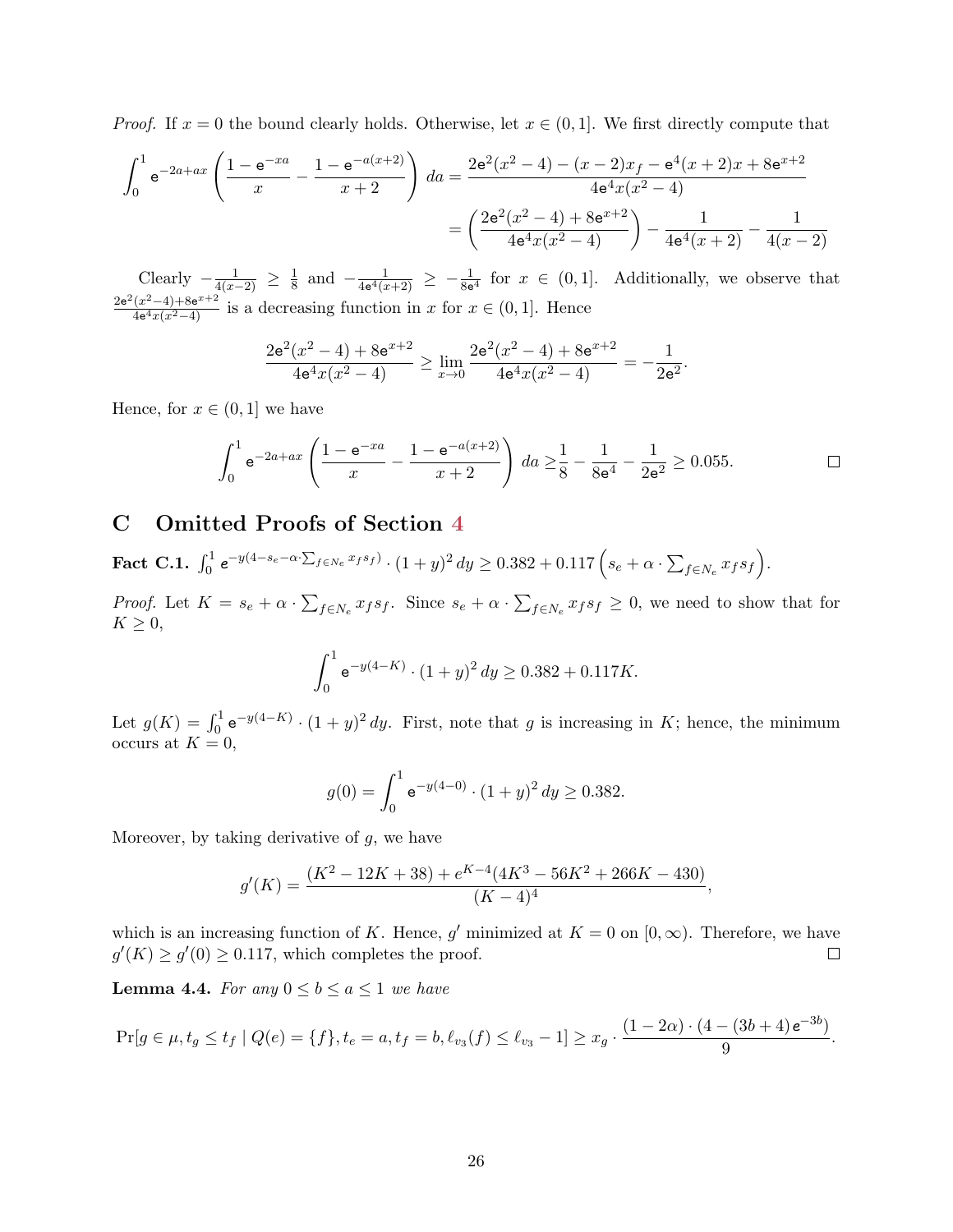*Proof.* If $x = 0$ the bound clearly holds. Otherwise, let $x \in (0, 1]$. We first directly compute that

$$\int_0^1 \mathsf{e}^{-2a+ax}\left(\frac{1-\mathsf{e}^{-xa}}{x} - \frac{1-\mathsf{e}^{-a(x+2)}}{x+2}\right) da = \frac{2\mathsf{e}^2(x^2-4)-(x-2)x_f - \mathsf{e}^4(x+2)x + 8\mathsf{e}^{x+2}}{4\mathsf{e}^4 x(x^2-4)}$$

$$= \left(\frac{2\mathsf{e}^2(x^2-4)+8\mathsf{e}^{x+2}}{4\mathsf{e}^4 x(x^2-4)}\right) - \frac{1}{4\mathsf{e}^4(x+2)} - \frac{1}{4(x-2)}$$

Clearly $-\frac{1}{4(x-2)} \geq \frac{1}{8}$ and $-\frac{1}{4\mathsf{e}^4(x+2)} \geq -\frac{1}{8\mathsf{e}^4}$ for $x \in (0, 1]$. Additionally, we observe that $\frac{2\mathsf{e}^2(x^2-4)+8\mathsf{e}^{x+2}}{4\mathsf{e}^4 x(x^2-4)}$ is a decreasing function in $x$ for $x \in (0, 1]$. Hence

$$\frac{2\mathsf{e}^2(x^2-4)+8\mathsf{e}^{x+2}}{4\mathsf{e}^4 x(x^2-4)} \geq \lim_{x\to 0}\frac{2\mathsf{e}^2(x^2-4)+8\mathsf{e}^{x+2}}{4\mathsf{e}^4 x(x^2-4)} = -\frac{1}{2\mathsf{e}^2}.$$

Hence, for $x \in (0, 1]$ we have

$$\int_0^1 \mathsf{e}^{-2a+ax}\left(\frac{1-\mathsf{e}^{-xa}}{x} - \frac{1-\mathsf{e}^{-a(x+2)}}{x+2}\right) da \geq \frac{1}{8} - \frac{1}{8\mathsf{e}^4} - \frac{1}{2\mathsf{e}^2} \geq 0.055.$$

□

## C Omitted Proofs of Section 4

**Fact C.1.** $\int_0^1 \mathsf{e}^{-y(4-s_e-\alpha\cdot\sum_{f\in N_e} x_f s_f)} \cdot (1+y)^2\, dy \geq 0.382 + 0.117\left(s_e + \alpha \cdot \sum_{f\in N_e} x_f s_f\right)$.

*Proof.* Let $K = s_e + \alpha \cdot \sum_{f\in N_e} x_f s_f$. Since $s_e + \alpha \cdot \sum_{f\in N_e} x_f s_f \geq 0$, we need to show that for $K \geq 0$,

$$\int_0^1 \mathsf{e}^{-y(4-K)} \cdot (1+y)^2\, dy \geq 0.382 + 0.117K.$$

Let $g(K) = \int_0^1 \mathsf{e}^{-y(4-K)} \cdot (1+y)^2\, dy$. First, note that $g$ is increasing in $K$; hence, the minimum occurs at $K = 0$,

$$g(0) = \int_0^1 \mathsf{e}^{-y(4-0)} \cdot (1+y)^2\, dy \geq 0.382.$$

Moreover, by taking derivative of $g$, we have

$$g'(K) = \frac{(K^2 - 12K + 38) + e^{K-4}(4K^3 - 56K^2 + 266K - 430)}{(K-4)^4},$$

which is an increasing function of $K$. Hence, $g'$ minimized at $K = 0$ on $[0, \infty)$. Therefore, we have $g'(K) \geq g'(0) \geq 0.117$, which completes the proof. □

**Lemma 4.4.** *For any $0 \leq b \leq a \leq 1$ we have*

$$\Pr[g \in \mu, t_g \leq t_f \mid Q(e) = \{f\}, t_e = a, t_f = b, \ell_{v_3}(f) \leq \ell_{v_3} - 1] \geq x_g \cdot \frac{(1-2\alpha)\cdot(4-(3b+4)\,\mathsf{e}^{-3b})}{9}.$$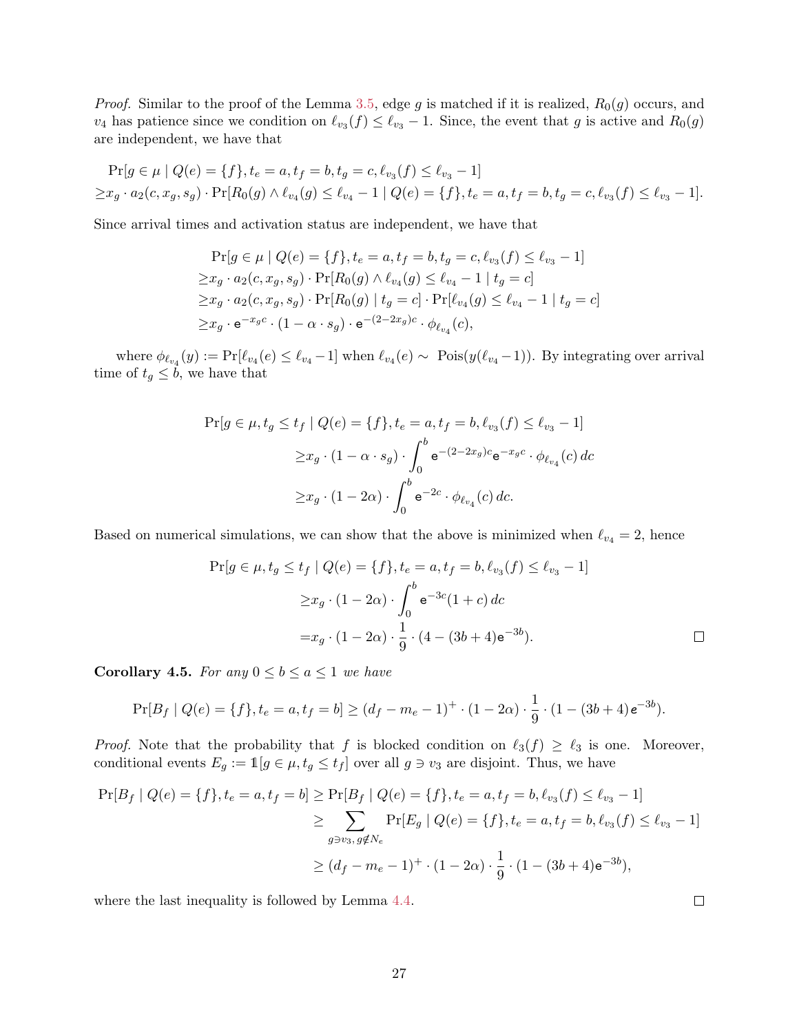*Proof.* Similar to the proof of the Lemma 3.5, edge $g$ is matched if it is realized, $R_0(g)$ occurs, and $v_4$ has patience since we condition on $\ell_{v_3}(f) \le \ell_{v_3} - 1$. Since, the event that $g$ is active and $R_0(g)$ are independent, we have that

$$
\begin{aligned}
&\Pr[g \in \mu \mid Q(e) = \{f\}, t_e = a, t_f = b, t_g = c, \ell_{v_3}(f) \le \ell_{v_3} - 1] \\
\ge & x_g \cdot a_2(c, x_g, s_g) \cdot \Pr[R_0(g) \wedge \ell_{v_4}(g) \le \ell_{v_4} - 1 \mid Q(e) = \{f\}, t_e = a, t_f = b, t_g = c, \ell_{v_3}(f) \le \ell_{v_3} - 1].
\end{aligned}
$$

Since arrival times and activation status are independent, we have that

$$
\begin{aligned}
&\Pr[g \in \mu \mid Q(e) = \{f\}, t_e = a, t_f = b, t_g = c, \ell_{v_3}(f) \le \ell_{v_3} - 1] \\
\ge & x_g \cdot a_2(c, x_g, s_g) \cdot \Pr[R_0(g) \wedge \ell_{v_4}(g) \le \ell_{v_4} - 1 \mid t_g = c] \\
\ge & x_g \cdot a_2(c, x_g, s_g) \cdot \Pr[R_0(g) \mid t_g = c] \cdot \Pr[\ell_{v_4}(g) \le \ell_{v_4} - 1 \mid t_g = c] \\
\ge & x_g \cdot \mathsf{e}^{-x_g c} \cdot (1 - \alpha \cdot s_g) \cdot \mathsf{e}^{-(2 - 2x_g)c} \cdot \phi_{\ell_{v_4}}(c),
\end{aligned}
$$

where $\phi_{\ell_{v_4}}(y) := \Pr[\ell_{v_4}(e) \le \ell_{v_4} - 1]$ when $\ell_{v_4}(e) \sim$ Pois$(y(\ell_{v_4} - 1))$. By integrating over arrival time of $t_g \le b$, we have that

$$
\begin{aligned}
\Pr[g \in \mu, t_g \le t_f \mid Q(e) = \{f\}, t_e = a, t_f = b, \ell_{v_3}(f) \le \ell_{v_3} - 1] \\
\ge & x_g \cdot (1 - \alpha \cdot s_g) \cdot \int_0^b \mathsf{e}^{-(2 - 2x_g)c} \mathsf{e}^{-x_g c} \cdot \phi_{\ell_{v_4}}(c)\, dc \\
\ge & x_g \cdot (1 - 2\alpha) \cdot \int_0^b \mathsf{e}^{-2c} \cdot \phi_{\ell_{v_4}}(c)\, dc.
\end{aligned}
$$

Based on numerical simulations, we can show that the above is minimized when $\ell_{v_4} = 2$, hence

$$
\begin{aligned}
\Pr[g \in \mu, t_g \le t_f \mid Q(e) = \{f\}, t_e = a, t_f = b, \ell_{v_3}(f) \le \ell_{v_3} - 1] \\
\ge & x_g \cdot (1 - 2\alpha) \cdot \int_0^b \mathsf{e}^{-3c}(1 + c)\, dc \\
= & x_g \cdot (1 - 2\alpha) \cdot \frac{1}{9} \cdot (4 - (3b + 4)\mathsf{e}^{-3b}).
\end{aligned}
$$

□

**Corollary 4.5.** *For any $0 \le b \le a \le 1$ we have*

$$
\Pr[B_f \mid Q(e) = \{f\}, t_e = a, t_f = b] \ge (d_f - m_e - 1)^+ \cdot (1 - 2\alpha) \cdot \frac{1}{9} \cdot (1 - (3b + 4)\mathsf{e}^{-3b}).
$$

*Proof.* Note that the probability that $f$ is blocked condition on $\ell_3(f) \ge \ell_3$ is one. Moreover, conditional events $E_g := \mathbb{1}[g \in \mu, t_g \le t_f]$ over all $g \ni v_3$ are disjoint. Thus, we have

$$
\begin{aligned}
\Pr[B_f \mid Q(e) = \{f\}, t_e = a, t_f = b] &\ge \Pr[B_f \mid Q(e) = \{f\}, t_e = a, t_f = b, \ell_{v_3}(f) \le \ell_{v_3} - 1] \\
&\ge \sum_{g \ni v_3,\, g \notin N_e} \Pr[E_g \mid Q(e) = \{f\}, t_e = a, t_f = b, \ell_{v_3}(f) \le \ell_{v_3} - 1] \\
&\ge (d_f - m_e - 1)^+ \cdot (1 - 2\alpha) \cdot \frac{1}{9} \cdot (1 - (3b + 4)\mathsf{e}^{-3b}),
\end{aligned}
$$

where the last inequality is followed by Lemma 4.4.

□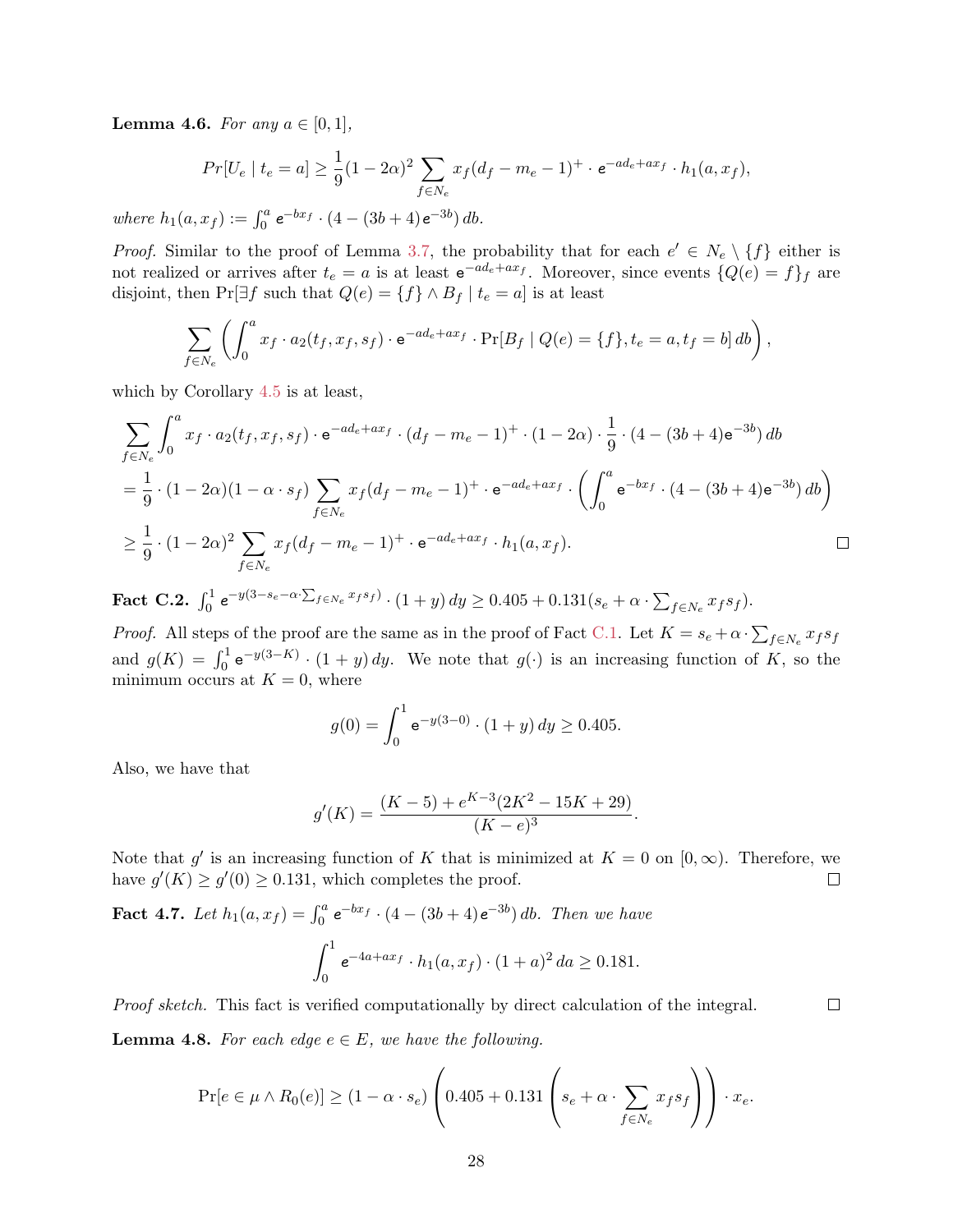**Lemma 4.6.** *For any $a \in [0,1]$,*

$$Pr[U_e \mid t_e = a] \geq \frac{1}{9}(1-2\alpha)^2 \sum_{f \in N_e} x_f (d_f - m_e - 1)^+ \cdot \mathsf{e}^{-ad_e + ax_f} \cdot h_1(a, x_f),$$

*where $h_1(a, x_f) := \int_0^a \mathsf{e}^{-bx_f} \cdot (4 - (3b+4)\,\mathsf{e}^{-3b})\, db$.*

*Proof.* Similar to the proof of Lemma 3.7, the probability that for each $e' \in N_e \setminus \{f\}$ either is not realized or arrives after $t_e = a$ is at least $\mathsf{e}^{-ad_e + ax_f}$. Moreover, since events $\{Q(e) = f\}_f$ are disjoint, then $\Pr[\exists f$ such that $Q(e) = \{f\} \wedge B_f \mid t_e = a]$ is at least

$$\sum_{f \in N_e} \left( \int_0^a x_f \cdot a_2(t_f, x_f, s_f) \cdot \mathsf{e}^{-ad_e + ax_f} \cdot \Pr[B_f \mid Q(e) = \{f\}, t_e = a, t_f = b]\, db \right),$$

which by Corollary 4.5 is at least,

$$\begin{aligned}
&\sum_{f \in N_e} \int_0^a x_f \cdot a_2(t_f, x_f, s_f) \cdot \mathsf{e}^{-ad_e + ax_f} \cdot (d_f - m_e - 1)^+ \cdot (1-2\alpha) \cdot \frac{1}{9} \cdot (4 - (3b+4)\mathsf{e}^{-3b})\, db \\
&= \frac{1}{9} \cdot (1-2\alpha)(1 - \alpha \cdot s_f) \sum_{f \in N_e} x_f (d_f - m_e - 1)^+ \cdot \mathsf{e}^{-ad_e + ax_f} \cdot \left( \int_0^a \mathsf{e}^{-bx_f} \cdot (4 - (3b+4)\mathsf{e}^{-3b})\, db \right) \\
&\geq \frac{1}{9} \cdot (1-2\alpha)^2 \sum_{f \in N_e} x_f (d_f - m_e - 1)^+ \cdot \mathsf{e}^{-ad_e + ax_f} \cdot h_1(a, x_f).
\end{aligned}$$

$\square$

**Fact C.2.** $\int_0^1 \mathsf{e}^{-y(3 - s_e - \alpha \cdot \sum_{f \in N_e} x_f s_f)} \cdot (1+y)\, dy \geq 0.405 + 0.131(s_e + \alpha \cdot \sum_{f \in N_e} x_f s_f)$.

*Proof.* All steps of the proof are the same as in the proof of Fact C.1. Let $K = s_e + \alpha \cdot \sum_{f \in N_e} x_f s_f$ and $g(K) = \int_0^1 \mathsf{e}^{-y(3-K)} \cdot (1+y)\, dy$. We note that $g(\cdot)$ is an increasing function of $K$, so the minimum occurs at $K = 0$, where

$$g(0) = \int_0^1 \mathsf{e}^{-y(3-0)} \cdot (1+y)\, dy \geq 0.405.$$

Also, we have that

$$g'(K) = \frac{(K-5) + e^{K-3}(2K^2 - 15K + 29)}{(K-e)^3}.$$

Note that $g'$ is an increasing function of $K$ that is minimized at $K = 0$ on $[0, \infty)$. Therefore, we have $g'(K) \geq g'(0) \geq 0.131$, which completes the proof. $\square$

**Fact 4.7.** *Let $h_1(a, x_f) = \int_0^a \mathsf{e}^{-bx_f} \cdot (4 - (3b+4)\,\mathsf{e}^{-3b})\, db$. Then we have*

$$\int_0^1 \mathsf{e}^{-4a + ax_f} \cdot h_1(a, x_f) \cdot (1+a)^2\, da \geq 0.181.$$

*Proof sketch.* This fact is verified computationally by direct calculation of the integral. $\square$

**Lemma 4.8.** *For each edge $e \in E$, we have the following.*

$$\Pr[e \in \mu \wedge R_0(e)] \geq (1 - \alpha \cdot s_e) \left( 0.405 + 0.131 \left( s_e + \alpha \cdot \sum_{f \in N_e} x_f s_f \right) \right) \cdot x_e.$$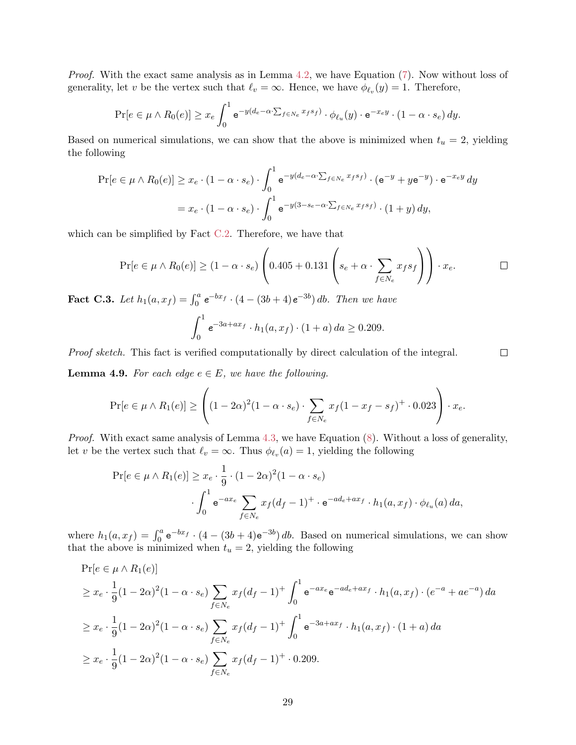*Proof.* With the exact same analysis as in Lemma 4.2, we have Equation (7). Now without loss of generality, let $v$ be the vertex such that $\ell_v = \infty$. Hence, we have $\phi_{\ell_v}(y) = 1$. Therefore,

$$\Pr[e \in \mu \wedge R_0(e)] \geq x_e \int_0^1 \mathsf{e}^{-y(d_e - \alpha \cdot \sum_{f \in N_e} x_f s_f)} \cdot \phi_{\ell_u}(y) \cdot \mathsf{e}^{-x_e y} \cdot (1 - \alpha \cdot s_e)\, dy.$$

Based on numerical simulations, we can show that the above is minimized when $t_u = 2$, yielding the following

$$\begin{aligned}
\Pr[e \in \mu \wedge R_0(e)] &\geq x_e \cdot (1 - \alpha \cdot s_e) \cdot \int_0^1 \mathsf{e}^{-y(d_e - \alpha \cdot \sum_{f \in N_e} x_f s_f)} \cdot (\mathsf{e}^{-y} + y\mathsf{e}^{-y}) \cdot \mathsf{e}^{-x_e y}\, dy \\
&= x_e \cdot (1 - \alpha \cdot s_e) \cdot \int_0^1 \mathsf{e}^{-y(3 - s_e - \alpha \cdot \sum_{f \in N_e} x_f s_f)} \cdot (1 + y)\, dy,
\end{aligned}$$

which can be simplified by Fact C.2. Therefore, we have that

$$\Pr[e \in \mu \wedge R_0(e)] \geq (1 - \alpha \cdot s_e) \left(0.405 + 0.131 \left(s_e + \alpha \cdot \sum_{f \in N_e} x_f s_f\right)\right) \cdot x_e. \qquad \square$$

**Fact C.3.** *Let $h_1(a, x_f) = \int_0^a \mathsf{e}^{-bx_f} \cdot (4 - (3b + 4)\mathsf{e}^{-3b})\, db$. Then we have*

$$\int_0^1 \mathsf{e}^{-3a + ax_f} \cdot h_1(a, x_f) \cdot (1 + a)\, da \geq 0.209.$$

*Proof sketch.* This fact is verified computationally by direct calculation of the integral. $\square$

**Lemma 4.9.** *For each edge $e \in E$, we have the following.*

$$\Pr[e \in \mu \wedge R_1(e)] \geq \left((1 - 2\alpha)^2 (1 - \alpha \cdot s_e) \cdot \sum_{f \in N_e} x_f (1 - x_f - s_f)^+ \cdot 0.023\right) \cdot x_e.$$

*Proof.* With exact same analysis of Lemma 4.3, we have Equation (8). Without a loss of generality, let $v$ be the vertex such that $\ell_v = \infty$. Thus $\phi_{\ell_v}(a) = 1$, yielding the following

$$\begin{aligned}
\Pr[e \in \mu \wedge R_1(e)] \geq\ & x_e \cdot \frac{1}{9} \cdot (1 - 2\alpha)^2 (1 - \alpha \cdot s_e) \\
& \cdot \int_0^1 \mathsf{e}^{-ax_e} \sum_{f \in N_e} x_f (d_f - 1)^+ \cdot \mathsf{e}^{-ad_e + ax_f} \cdot h_1(a, x_f) \cdot \phi_{\ell_u}(a)\, da,
\end{aligned}$$

where $h_1(a, x_f) = \int_0^a \mathsf{e}^{-bx_f} \cdot (4 - (3b + 4)\mathsf{e}^{-3b})\, db$. Based on numerical simulations, we can show that the above is minimized when $t_u = 2$, yielding the following

$$\begin{aligned}
&\Pr[e \in \mu \wedge R_1(e)] \\
&\geq x_e \cdot \frac{1}{9} (1 - 2\alpha)^2 (1 - \alpha \cdot s_e) \sum_{f \in N_e} x_f (d_f - 1)^+ \int_0^1 \mathsf{e}^{-ax_e} \mathsf{e}^{-ad_e + ax_f} \cdot h_1(a, x_f) \cdot (e^{-a} + ae^{-a})\, da \\
&\geq x_e \cdot \frac{1}{9} (1 - 2\alpha)^2 (1 - \alpha \cdot s_e) \sum_{f \in N_e} x_f (d_f - 1)^+ \int_0^1 \mathsf{e}^{-3a + ax_f} \cdot h_1(a, x_f) \cdot (1 + a)\, da \\
&\geq x_e \cdot \frac{1}{9} (1 - 2\alpha)^2 (1 - \alpha \cdot s_e) \sum_{f \in N_e} x_f (d_f - 1)^+ \cdot 0.209.
\end{aligned}$$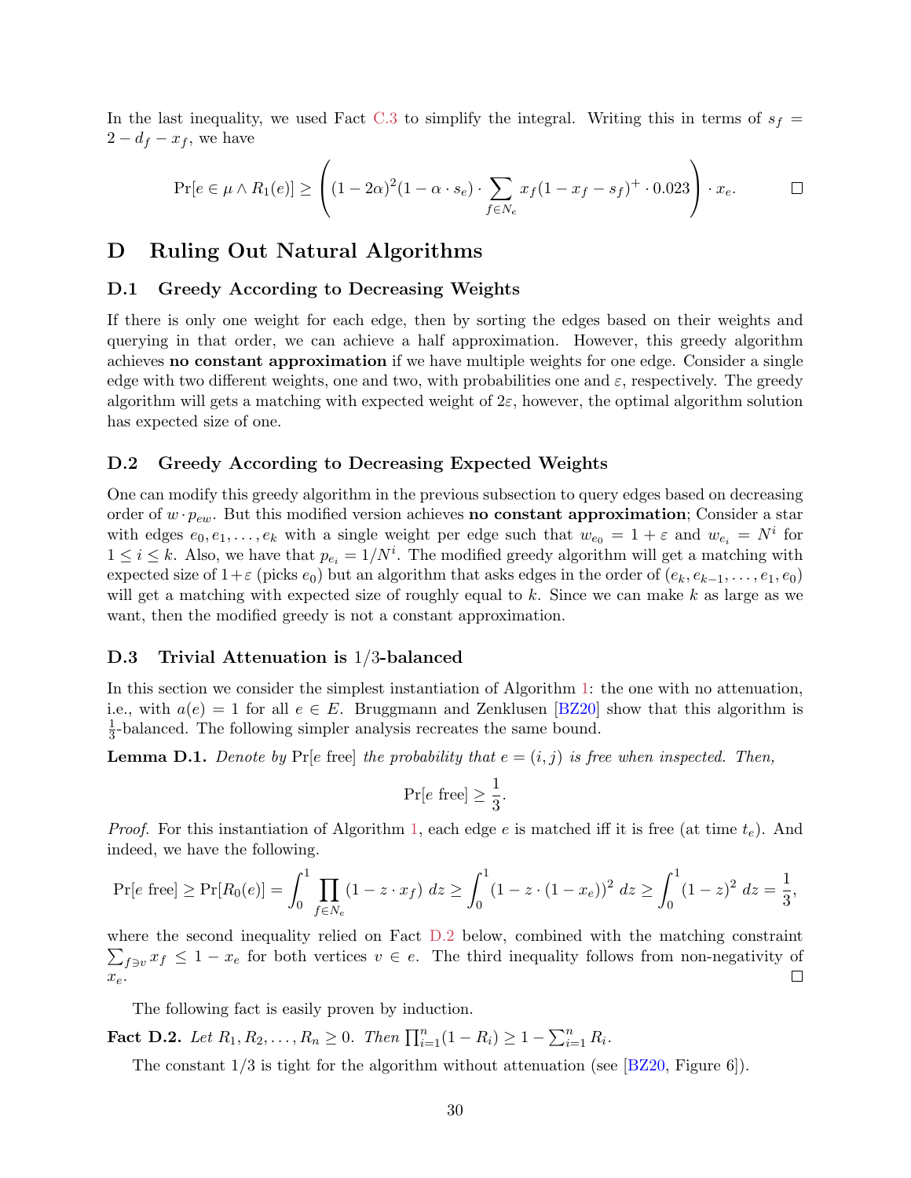In the last inequality, we used Fact C.3 to simplify the integral. Writing this in terms of $s_f = 2 - d_f - x_f$, we have

$$\Pr[e \in \mu \wedge R_1(e)] \geq \left( (1-2\alpha)^2 (1 - \alpha \cdot s_e) \cdot \sum_{f \in N_e} x_f (1 - x_f - s_f)^+ \cdot 0.023 \right) \cdot x_e. \qquad \square$$

# D Ruling Out Natural Algorithms

## D.1 Greedy According to Decreasing Weights

If there is only one weight for each edge, then by sorting the edges based on their weights and querying in that order, we can achieve a half approximation. However, this greedy algorithm achieves **no constant approximation** if we have multiple weights for one edge. Consider a single edge with two different weights, one and two, with probabilities one and $\varepsilon$, respectively. The greedy algorithm will gets a matching with expected weight of $2\varepsilon$, however, the optimal algorithm solution has expected size of one.

## D.2 Greedy According to Decreasing Expected Weights

One can modify this greedy algorithm in the previous subsection to query edges based on decreasing order of $w \cdot p_{ew}$. But this modified version achieves **no constant approximation**; Consider a star with edges $e_0, e_1, \ldots, e_k$ with a single weight per edge such that $w_{e_0} = 1 + \varepsilon$ and $w_{e_i} = N^i$ for $1 \leq i \leq k$. Also, we have that $p_{e_i} = 1/N^i$. The modified greedy algorithm will get a matching with expected size of $1+\varepsilon$ (picks $e_0$) but an algorithm that asks edges in the order of $(e_k, e_{k-1}, \ldots, e_1, e_0)$ will get a matching with expected size of roughly equal to $k$. Since we can make $k$ as large as we want, then the modified greedy is not a constant approximation.

## D.3 Trivial Attenuation is 1/3-balanced

In this section we consider the simplest instantiation of Algorithm 1: the one with no attenuation, i.e., with $a(e) = 1$ for all $e \in E$. Bruggmann and Zenklusen [BZ20] show that this algorithm is $\frac{1}{3}$-balanced. The following simpler analysis recreates the same bound.

**Lemma D.1.** *Denote by* $\Pr[e \text{ free}]$ *the probability that* $e = (i,j)$ *is free when inspected. Then,*

$$\Pr[e \text{ free}] \geq \frac{1}{3}.$$

*Proof.* For this instantiation of Algorithm 1, each edge $e$ is matched iff it is free (at time $t_e$). And indeed, we have the following.

$$\Pr[e \text{ free}] \geq \Pr[R_0(e)] = \int_0^1 \prod_{f \in N_e} (1 - z \cdot x_f) \, dz \geq \int_0^1 (1 - z \cdot (1 - x_e))^2 \, dz \geq \int_0^1 (1-z)^2 \, dz = \frac{1}{3},$$

where the second inequality relied on Fact D.2 below, combined with the matching constraint $\sum_{f \ni v} x_f \leq 1 - x_e$ for both vertices $v \in e$. The third inequality follows from non-negativity of $x_e$. $\square$

The following fact is easily proven by induction.

**Fact D.2.** *Let* $R_1, R_2, \ldots, R_n \geq 0$. *Then* $\prod_{i=1}^n (1 - R_i) \geq 1 - \sum_{i=1}^n R_i$.

The constant 1/3 is tight for the algorithm without attenuation (see [BZ20, Figure 6]).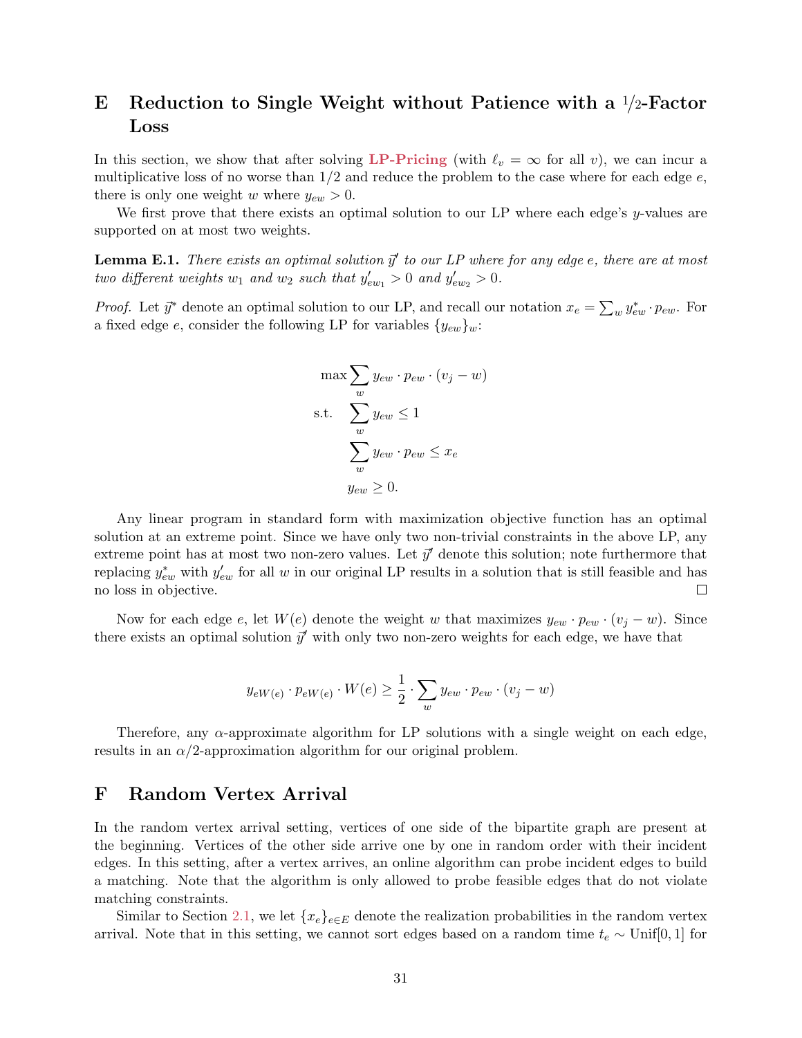# E Reduction to Single Weight without Patience with a 1/2-Factor Loss

In this section, we show that after solving **LP-Pricing** (with $\ell_v = \infty$ for all $v$), we can incur a multiplicative loss of no worse than $1/2$ and reduce the problem to the case where for each edge $e$, there is only one weight $w$ where $y_{ew} > 0$.

We first prove that there exists an optimal solution to our LP where each edge's $y$-values are supported on at most two weights.

**Lemma E.1.** *There exists an optimal solution $\vec{y}'$ to our LP where for any edge $e$, there are at most two different weights $w_1$ and $w_2$ such that $y'_{ew_1} > 0$ and $y'_{ew_2} > 0$.*

*Proof.* Let $\vec{y}^*$ denote an optimal solution to our LP, and recall our notation $x_e = \sum_w y^*_{ew} \cdot p_{ew}$. For a fixed edge $e$, consider the following LP for variables $\{y_{ew}\}_w$:

$$
\begin{aligned}
\max \sum_w & \, y_{ew} \cdot p_{ew} \cdot (v_j - w) \\
\text{s.t.} \quad & \sum_w y_{ew} \leq 1 \\
& \sum_w y_{ew} \cdot p_{ew} \leq x_e \\
& y_{ew} \geq 0.
\end{aligned}
$$

Any linear program in standard form with maximization objective function has an optimal solution at an extreme point. Since we have only two non-trivial constraints in the above LP, any extreme point has at most two non-zero values. Let $\vec{y}'$ denote this solution; note furthermore that replacing $y^*_{ew}$ with $y'_{ew}$ for all $w$ in our original LP results in a solution that is still feasible and has no loss in objective. $\square$

Now for each edge $e$, let $W(e)$ denote the weight $w$ that maximizes $y_{ew} \cdot p_{ew} \cdot (v_j - w)$. Since there exists an optimal solution $\vec{y}'$ with only two non-zero weights for each edge, we have that

$$
y_{eW(e)} \cdot p_{eW(e)} \cdot W(e) \geq \frac{1}{2} \cdot \sum_w y_{ew} \cdot p_{ew} \cdot (v_j - w)
$$

Therefore, any $\alpha$-approximate algorithm for LP solutions with a single weight on each edge, results in an $\alpha/2$-approximation algorithm for our original problem.

# F Random Vertex Arrival

In the random vertex arrival setting, vertices of one side of the bipartite graph are present at the beginning. Vertices of the other side arrive one by one in random order with their incident edges. In this setting, after a vertex arrives, an online algorithm can probe incident edges to build a matching. Note that the algorithm is only allowed to probe feasible edges that do not violate matching constraints.

Similar to Section 2.1, we let $\{x_e\}_{e \in E}$ denote the realization probabilities in the random vertex arrival. Note that in this setting, we cannot sort edges based on a random time $t_e \sim \text{Unif}[0, 1]$ for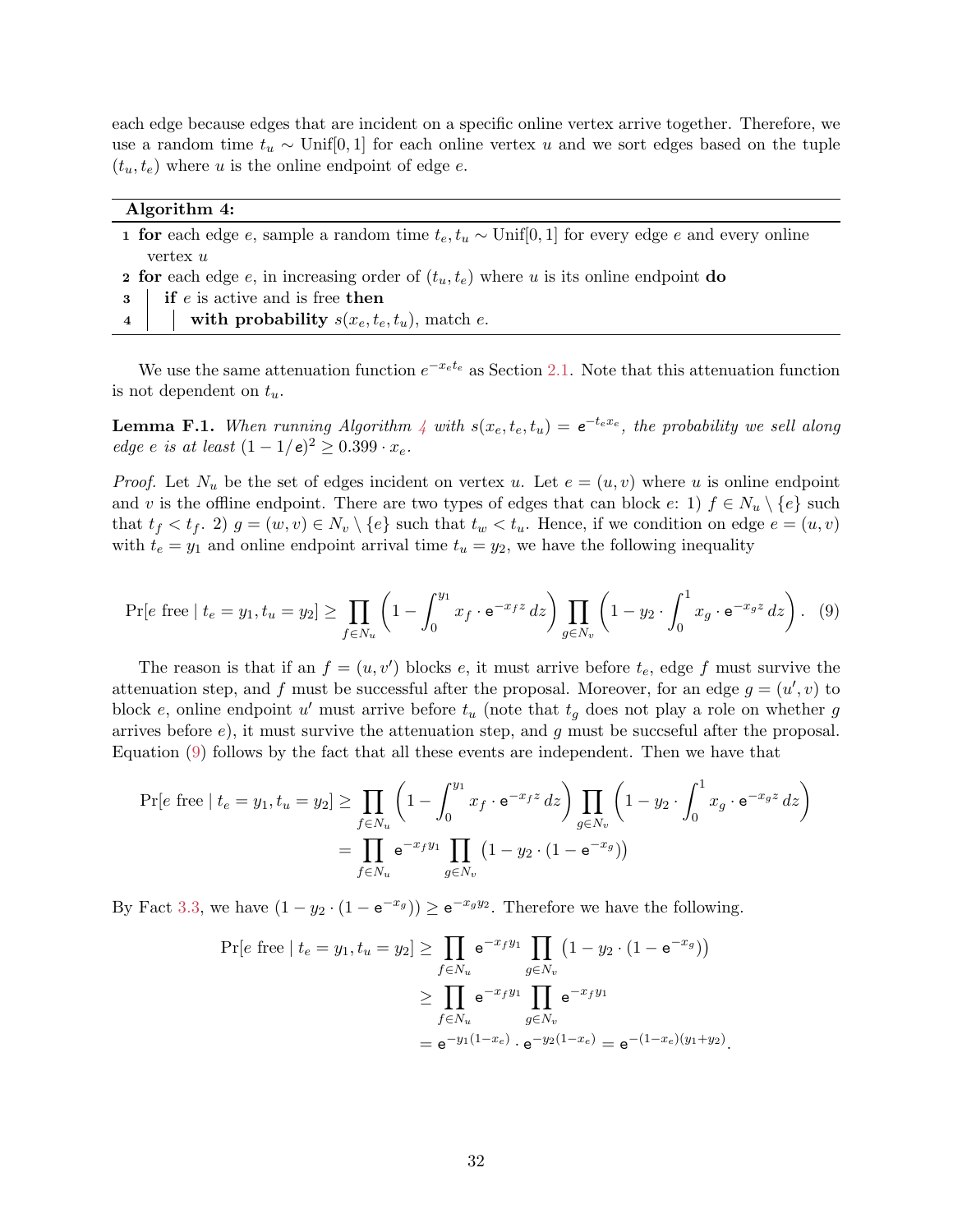each edge because edges that are incident on a specific online vertex arrive together. Therefore, we use a random time $t_u \sim \text{Unif}[0,1]$ for each online vertex $u$ and we sort edges based on the tuple $(t_u, t_e)$ where $u$ is the online endpoint of edge $e$.

---

**Algorithm 4:**

1. **for** each edge $e$, sample a random time $t_e, t_u \sim \text{Unif}[0,1]$ for every edge $e$ and every online vertex $u$
2. **for** each edge $e$, in increasing order of $(t_u, t_e)$ where $u$ is its online endpoint **do**
3. &nbsp;&nbsp;&nbsp;&nbsp;**if** $e$ is active and is free **then**
4. &nbsp;&nbsp;&nbsp;&nbsp;&nbsp;&nbsp;&nbsp;&nbsp;**with probability** $s(x_e, t_e, t_u)$, match $e$.

---

We use the same attenuation function $e^{-x_e t_e}$ as Section 2.1. Note that this attenuation function is not dependent on $t_u$.

**Lemma F.1.** *When running Algorithm 4 with $s(x_e, t_e, t_u) = \mathsf{e}^{-t_e x_e}$, the probability we sell along edge $e$ is at least $(1-1/\mathsf{e})^2 \geq 0.399 \cdot x_e$.*

*Proof.* Let $N_u$ be the set of edges incident on vertex $u$. Let $e = (u, v)$ where $u$ is online endpoint and $v$ is the offline endpoint. There are two types of edges that can block $e$: 1) $f \in N_u \setminus \{e\}$ such that $t_f < t_f$. 2) $g = (w, v) \in N_v \setminus \{e\}$ such that $t_w < t_u$. Hence, if we condition on edge $e = (u, v)$ with $t_e = y_1$ and online endpoint arrival time $t_u = y_2$, we have the following inequality

$$\Pr[e \text{ free} \mid t_e = y_1, t_u = y_2] \geq \prod_{f \in N_u} \left(1 - \int_0^{y_1} x_f \cdot \mathsf{e}^{-x_f z}\, dz\right) \prod_{g \in N_v} \left(1 - y_2 \cdot \int_0^1 x_g \cdot \mathsf{e}^{-x_g z}\, dz\right). \quad (9)$$

The reason is that if an $f = (u, v')$ blocks $e$, it must arrive before $t_e$, edge $f$ must survive the attenuation step, and $f$ must be successful after the proposal. Moreover, for an edge $g = (u', v)$ to block $e$, online endpoint $u'$ must arrive before $t_u$ (note that $t_g$ does not play a role on whether $g$ arrives before $e$), it must survive the attenuation step, and $g$ must be succseful after the proposal. Equation (9) follows by the fact that all these events are independent. Then we have that

$$\begin{aligned}
\Pr[e \text{ free} \mid t_e = y_1, t_u = y_2] &\geq \prod_{f \in N_u} \left(1 - \int_0^{y_1} x_f \cdot \mathsf{e}^{-x_f z}\, dz\right) \prod_{g \in N_v} \left(1 - y_2 \cdot \int_0^1 x_g \cdot \mathsf{e}^{-x_g z}\, dz\right) \\
&= \prod_{f \in N_u} \mathsf{e}^{-x_f y_1} \prod_{g \in N_v} \left(1 - y_2 \cdot (1 - \mathsf{e}^{-x_g})\right)
\end{aligned}$$

By Fact 3.3, we have $(1 - y_2 \cdot (1 - \mathsf{e}^{-x_g})) \geq \mathsf{e}^{-x_g y_2}$. Therefore we have the following.

$$\begin{aligned}
\Pr[e \text{ free} \mid t_e = y_1, t_u = y_2] &\geq \prod_{f \in N_u} \mathsf{e}^{-x_f y_1} \prod_{g \in N_v} \left(1 - y_2 \cdot (1 - \mathsf{e}^{-x_g})\right) \\
&\geq \prod_{f \in N_u} \mathsf{e}^{-x_f y_1} \prod_{g \in N_v} \mathsf{e}^{-x_f y_1} \\
&= \mathsf{e}^{-y_1(1-x_e)} \cdot \mathsf{e}^{-y_2(1-x_e)} = \mathsf{e}^{-(1-x_e)(y_1+y_2)}.
\end{aligned}$$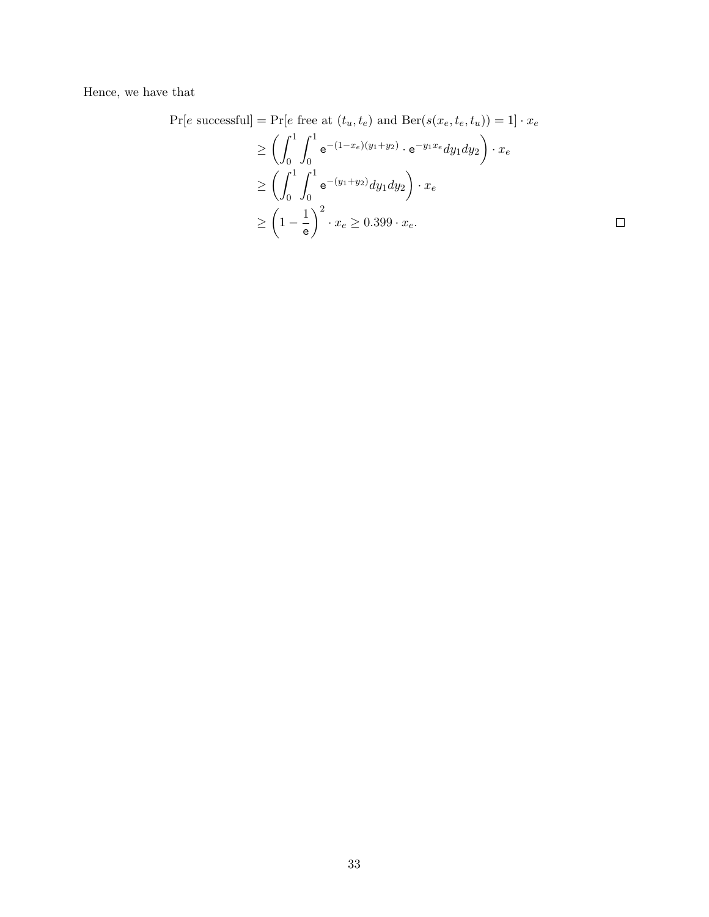Hence, we have that

$$
\begin{aligned}
\Pr[e \text{ successful}] &= \Pr[e \text{ free at } (t_u, t_e) \text{ and } \mathrm{Ber}(s(x_e, t_e, t_u)) = 1] \cdot x_e \\
&\geq \left( \int_0^1 \int_0^1 \mathsf{e}^{-(1-x_e)(y_1+y_2)} \cdot \mathsf{e}^{-y_1 x_e} dy_1 dy_2 \right) \cdot x_e \\
&\geq \left( \int_0^1 \int_0^1 \mathsf{e}^{-(y_1+y_2)} dy_1 dy_2 \right) \cdot x_e \\
&\geq \left( 1 - \frac{1}{\mathsf{e}} \right)^2 \cdot x_e \geq 0.399 \cdot x_e.
\end{aligned}
$$

□